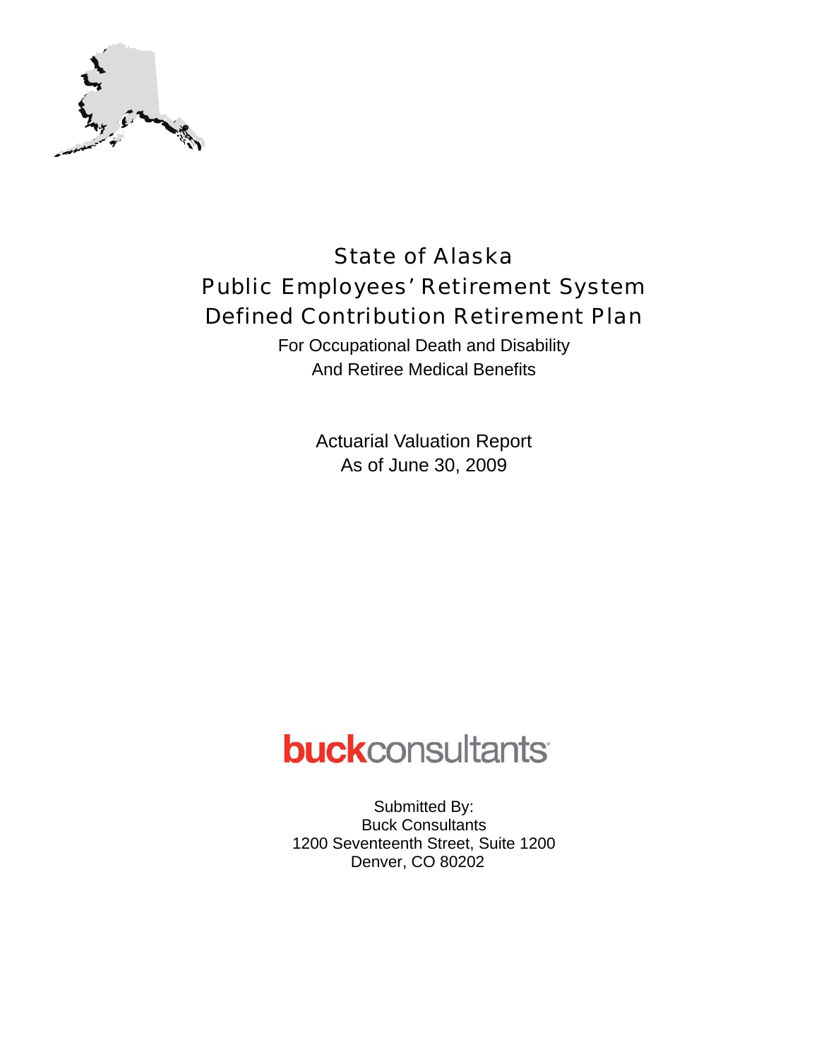# State of Alaska
# Public Employees' Retirement System
# Defined Contribution Retirement Plan

For Occupational Death and Disability
And Retiree Medical Benefits

Actuarial Valuation Report
As of June 30, 2009

buckconsultants

Submitted By:
Buck Consultants
1200 Seventeenth Street, Suite 1200
Denver, CO 80202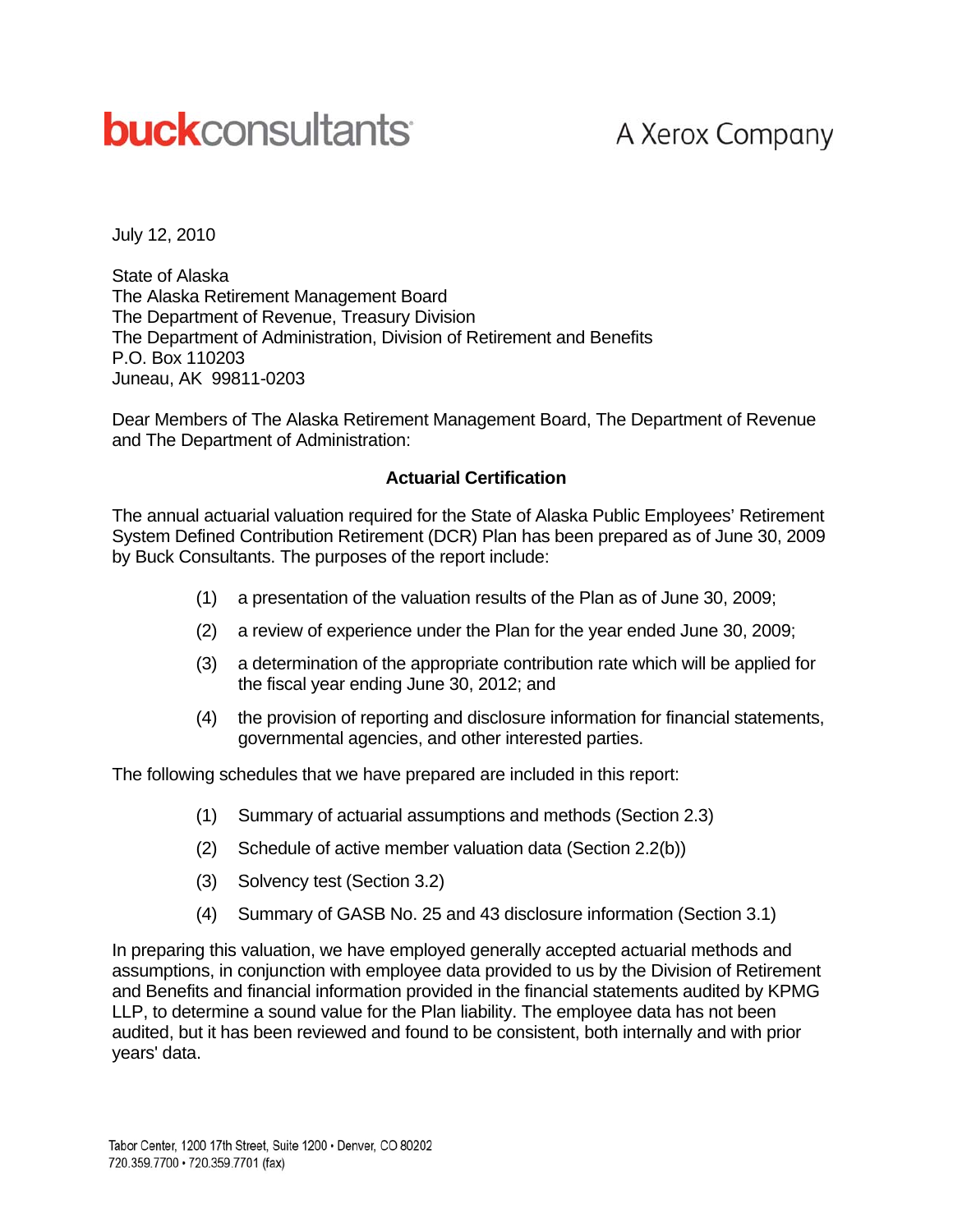buckconsultants A Xerox Company

July 12, 2010

State of Alaska
The Alaska Retirement Management Board
The Department of Revenue, Treasury Division
The Department of Administration, Division of Retirement and Benefits
P.O. Box 110203
Juneau, AK 99811-0203

Dear Members of The Alaska Retirement Management Board, The Department of Revenue and The Department of Administration:

**Actuarial Certification**

The annual actuarial valuation required for the State of Alaska Public Employees' Retirement System Defined Contribution Retirement (DCR) Plan has been prepared as of June 30, 2009 by Buck Consultants. The purposes of the report include:

(1) a presentation of the valuation results of the Plan as of June 30, 2009;

(2) a review of experience under the Plan for the year ended June 30, 2009;

(3) a determination of the appropriate contribution rate which will be applied for the fiscal year ending June 30, 2012; and

(4) the provision of reporting and disclosure information for financial statements, governmental agencies, and other interested parties.

The following schedules that we have prepared are included in this report:

(1) Summary of actuarial assumptions and methods (Section 2.3)

(2) Schedule of active member valuation data (Section 2.2(b))

(3) Solvency test (Section 3.2)

(4) Summary of GASB No. 25 and 43 disclosure information (Section 3.1)

In preparing this valuation, we have employed generally accepted actuarial methods and assumptions, in conjunction with employee data provided to us by the Division of Retirement and Benefits and financial information provided in the financial statements audited by KPMG LLP, to determine a sound value for the Plan liability. The employee data has not been audited, but it has been reviewed and found to be consistent, both internally and with prior years' data.

Tabor Center, 1200 17th Street, Suite 1200 • Denver, CO 80202
720.359.7700 • 720.359.7701 (fax)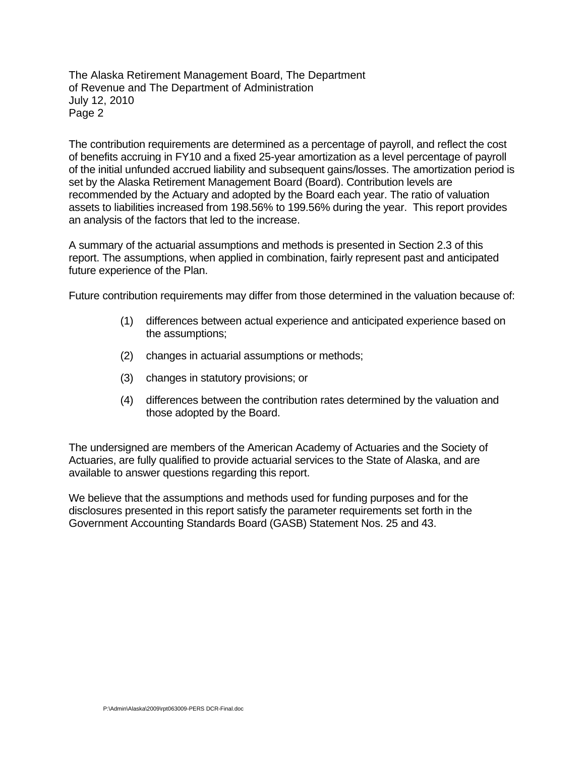The contribution requirements are determined as a percentage of payroll, and reflect the cost of benefits accruing in FY10 and a fixed 25-year amortization as a level percentage of payroll of the initial unfunded accrued liability and subsequent gains/losses. The amortization period is set by the Alaska Retirement Management Board (Board). Contribution levels are recommended by the Actuary and adopted by the Board each year. The ratio of valuation assets to liabilities increased from 198.56% to 199.56% during the year. This report provides an analysis of the factors that led to the increase.

A summary of the actuarial assumptions and methods is presented in Section 2.3 of this report. The assumptions, when applied in combination, fairly represent past and anticipated future experience of the Plan.

Future contribution requirements may differ from those determined in the valuation because of:

(1) differences between actual experience and anticipated experience based on the assumptions;

(2) changes in actuarial assumptions or methods;

(3) changes in statutory provisions; or

(4) differences between the contribution rates determined by the valuation and those adopted by the Board.

The undersigned are members of the American Academy of Actuaries and the Society of Actuaries, are fully qualified to provide actuarial services to the State of Alaska, and are available to answer questions regarding this report.

We believe that the assumptions and methods used for funding purposes and for the disclosures presented in this report satisfy the parameter requirements set forth in the Government Accounting Standards Board (GASB) Statement Nos. 25 and 43.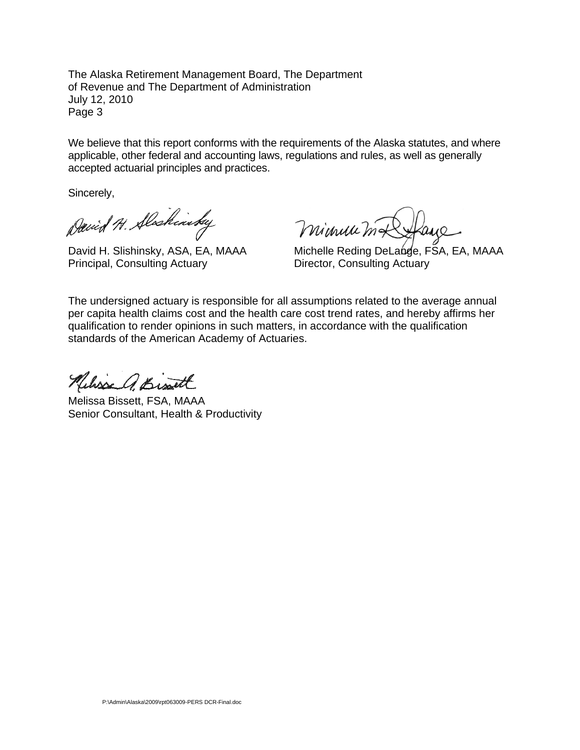The Alaska Retirement Management Board, The Department of Revenue and The Department of Administration
July 12, 2010
Page 3

We believe that this report conforms with the requirements of the Alaska statutes, and where applicable, other federal and accounting laws, regulations and rules, as well as generally accepted actuarial principles and practices.

Sincerely,

David H. Slishinsky, ASA, EA, MAAA
Principal, Consulting Actuary

Michelle Reding DeLange, FSA, EA, MAAA
Director, Consulting Actuary

The undersigned actuary is responsible for all assumptions related to the average annual per capita health claims cost and the health care cost trend rates, and hereby affirms her qualification to render opinions in such matters, in accordance with the qualification standards of the American Academy of Actuaries.

Melissa Bissett, FSA, MAAA
Senior Consultant, Health & Productivity

P:\Admin\Alaska\2009\rpt063009-PERS DCR-Final.doc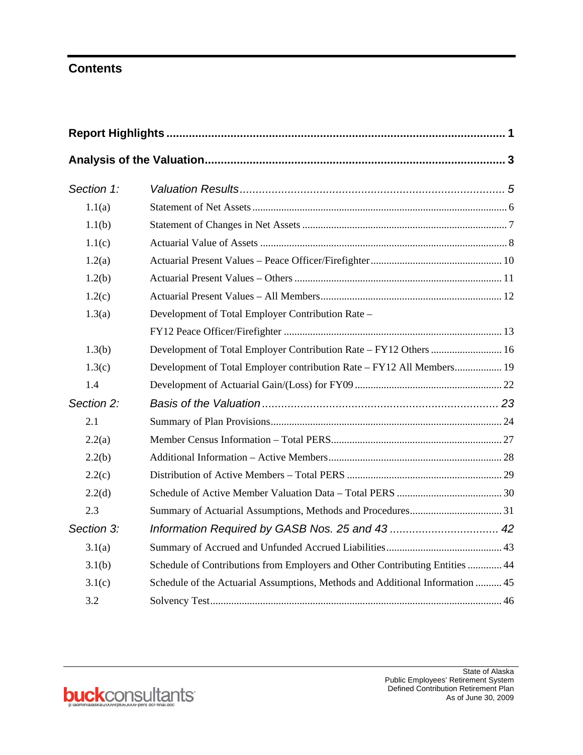# Contents

| | | |
|---|---|---|
| **Report Highlights** | | **1** |
| **Analysis of the Valuation** | | **3** |
| *Section 1:* | *Valuation Results* | *5* |
| 1.1(a) | Statement of Net Assets | 6 |
| 1.1(b) | Statement of Changes in Net Assets | 7 |
| 1.1(c) | Actuarial Value of Assets | 8 |
| 1.2(a) | Actuarial Present Values – Peace Officer/Firefighter | 10 |
| 1.2(b) | Actuarial Present Values – Others | 11 |
| 1.2(c) | Actuarial Present Values – All Members | 12 |
| 1.3(a) | Development of Total Employer Contribution Rate – FY12 Peace Officer/Firefighter | 13 |
| 1.3(b) | Development of Total Employer Contribution Rate – FY12 Others | 16 |
| 1.3(c) | Development of Total Employer contribution Rate – FY12 All Members | 19 |
| 1.4 | Development of Actuarial Gain/(Loss) for FY09 | 22 |
| *Section 2:* | *Basis of the Valuation* | *23* |
| 2.1 | Summary of Plan Provisions | 24 |
| 2.2(a) | Member Census Information – Total PERS | 27 |
| 2.2(b) | Additional Information – Active Members | 28 |
| 2.2(c) | Distribution of Active Members – Total PERS | 29 |
| 2.2(d) | Schedule of Active Member Valuation Data – Total PERS | 30 |
| 2.3 | Summary of Actuarial Assumptions, Methods and Procedures | 31 |
| *Section 3:* | *Information Required by GASB Nos. 25 and 43* | *42* |
| 3.1(a) | Summary of Accrued and Unfunded Accrued Liabilities | 43 |
| 3.1(b) | Schedule of Contributions from Employers and Other Contributing Entities | 44 |
| 3.1(c) | Schedule of the Actuarial Assumptions, Methods and Additional Information | 45 |
| 3.2 | Solvency Test | 46 |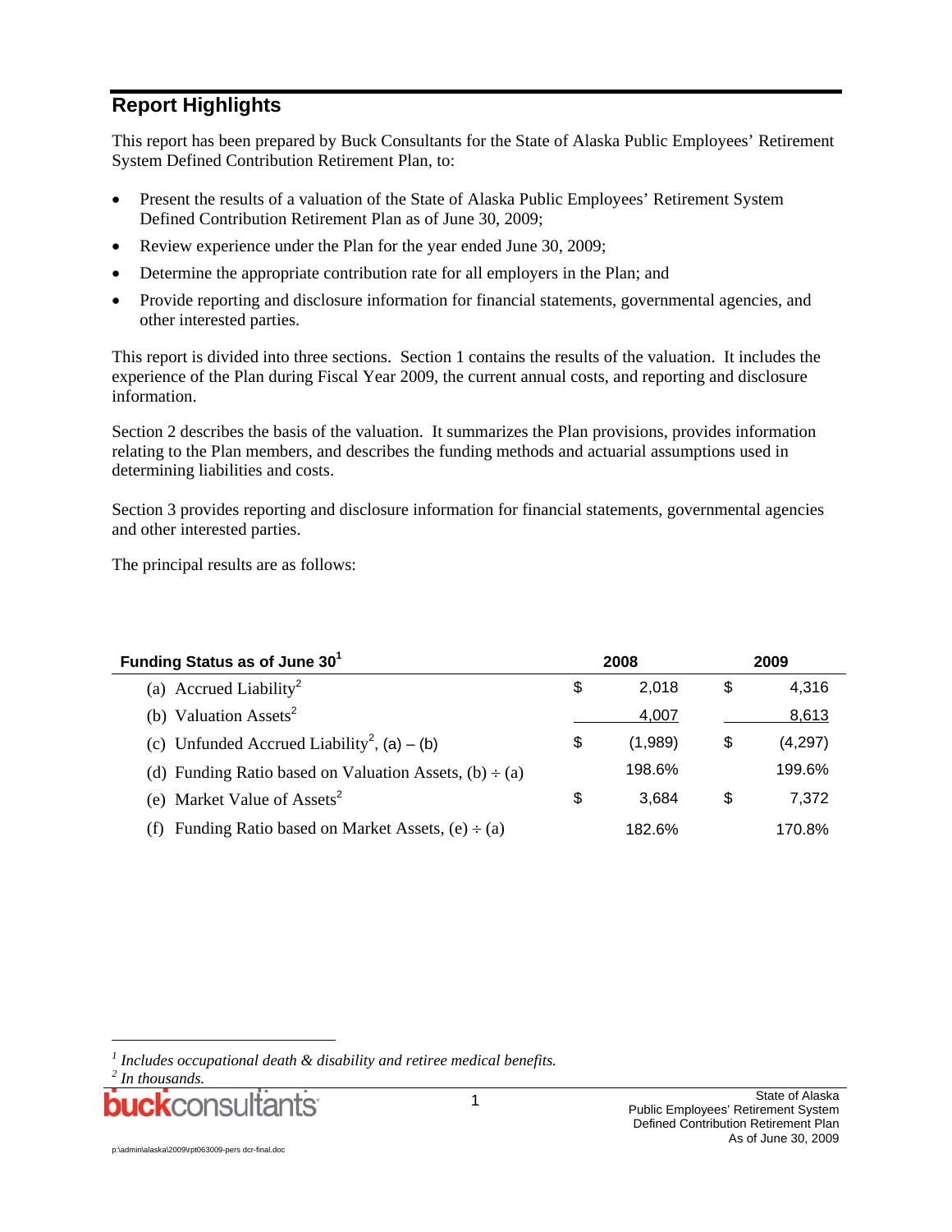## Report Highlights

This report has been prepared by Buck Consultants for the State of Alaska Public Employees' Retirement System Defined Contribution Retirement Plan, to:

- Present the results of a valuation of the State of Alaska Public Employees' Retirement System Defined Contribution Retirement Plan as of June 30, 2009;
- Review experience under the Plan for the year ended June 30, 2009;
- Determine the appropriate contribution rate for all employers in the Plan; and
- Provide reporting and disclosure information for financial statements, governmental agencies, and other interested parties.

This report is divided into three sections. Section 1 contains the results of the valuation. It includes the experience of the Plan during Fiscal Year 2009, the current annual costs, and reporting and disclosure information.

Section 2 describes the basis of the valuation. It summarizes the Plan provisions, provides information relating to the Plan members, and describes the funding methods and actuarial assumptions used in determining liabilities and costs.

Section 3 provides reporting and disclosure information for financial statements, governmental agencies and other interested parties.

The principal results are as follows:

| Funding Status as of June 30[1] | 2008 | 2009 |
|---|---|---|
| (a) Accrued Liability[2] | $ 2,018 | $ 4,316 |
| (b) Valuation Assets[2] | 4,007 | 8,613 |
| (c) Unfunded Accrued Liability[2], (a) – (b) | $ (1,989) | $ (4,297) |
| (d) Funding Ratio based on Valuation Assets, (b) ÷ (a) | 198.6% | 199.6% |
| (e) Market Value of Assets[2] | $ 3,684 | $ 7,372 |
| (f) Funding Ratio based on Market Assets, (e) ÷ (a) | 182.6% | 170.8% |

[1] *Includes occupational death & disability and retiree medical benefits.*
[2] *In thousands.*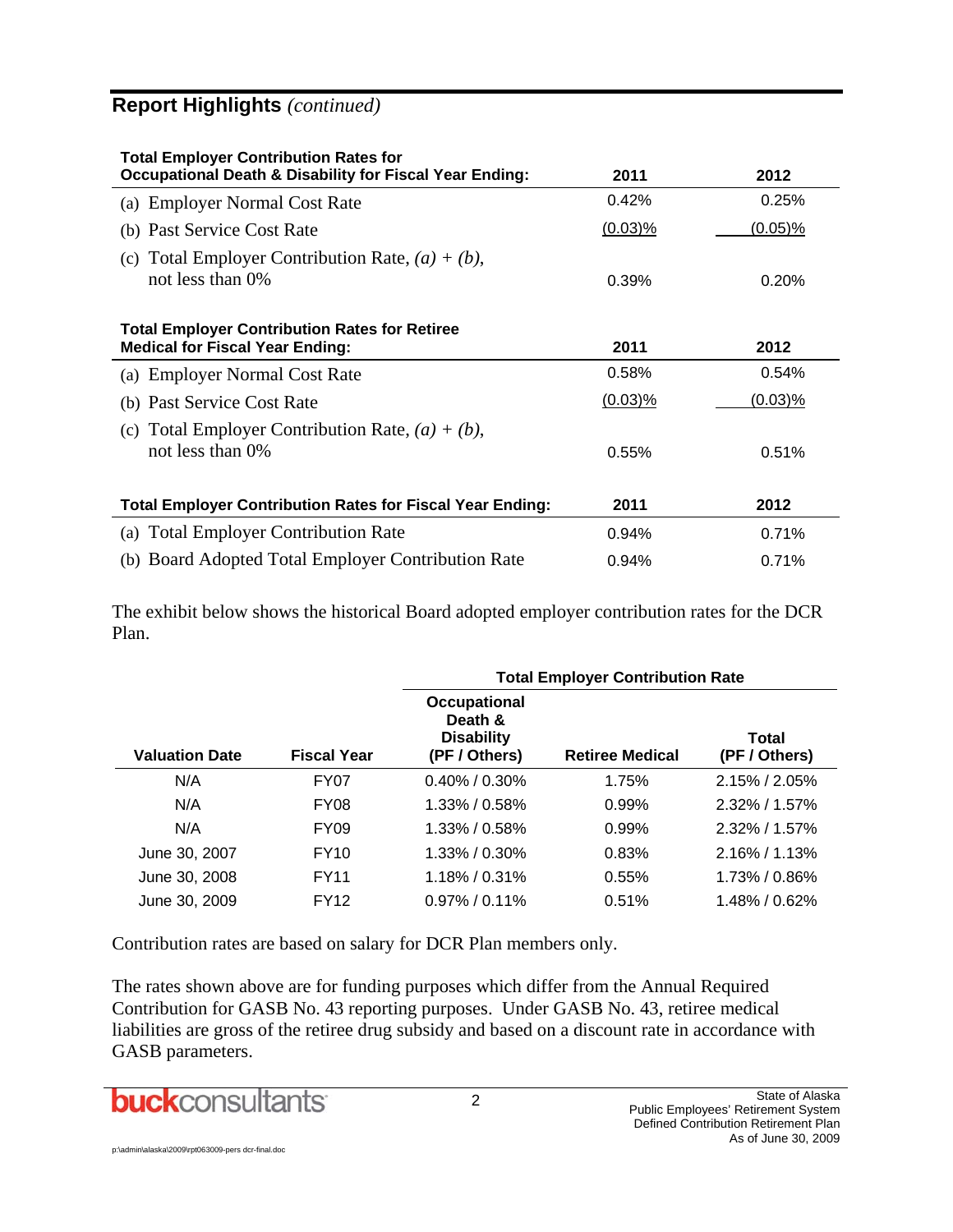## Report Highlights *(continued)*

| Total Employer Contribution Rates for Occupational Death & Disability for Fiscal Year Ending: | 2011 | 2012 |
|---|---|---|
| (a) Employer Normal Cost Rate | 0.42% | 0.25% |
| (b) Past Service Cost Rate | (0.03)% | (0.05)% |
| (c) Total Employer Contribution Rate, *(a) + (b)*, not less than 0% | 0.39% | 0.20% |

| Total Employer Contribution Rates for Retiree Medical for Fiscal Year Ending: | 2011 | 2012 |
|---|---|---|
| (a) Employer Normal Cost Rate | 0.58% | 0.54% |
| (b) Past Service Cost Rate | (0.03)% | (0.03)% |
| (c) Total Employer Contribution Rate, *(a) + (b)*, not less than 0% | 0.55% | 0.51% |

| Total Employer Contribution Rates for Fiscal Year Ending: | 2011 | 2012 |
|---|---|---|
| (a) Total Employer Contribution Rate | 0.94% | 0.71% |
| (b) Board Adopted Total Employer Contribution Rate | 0.94% | 0.71% |

The exhibit below shows the historical Board adopted employer contribution rates for the DCR Plan.

| | | Total Employer Contribution Rate | | |
|---|---|---|---|---|
| **Valuation Date** | **Fiscal Year** | **Occupational Death & Disability (PF / Others)** | **Retiree Medical** | **Total (PF / Others)** |
| N/A | FY07 | 0.40% / 0.30% | 1.75% | 2.15% / 2.05% |
| N/A | FY08 | 1.33% / 0.58% | 0.99% | 2.32% / 1.57% |
| N/A | FY09 | 1.33% / 0.58% | 0.99% | 2.32% / 1.57% |
| June 30, 2007 | FY10 | 1.33% / 0.30% | 0.83% | 2.16% / 1.13% |
| June 30, 2008 | FY11 | 1.18% / 0.31% | 0.55% | 1.73% / 0.86% |
| June 30, 2009 | FY12 | 0.97% / 0.11% | 0.51% | 1.48% / 0.62% |

Contribution rates are based on salary for DCR Plan members only.

The rates shown above are for funding purposes which differ from the Annual Required Contribution for GASB No. 43 reporting purposes. Under GASB No. 43, retiree medical liabilities are gross of the retiree drug subsidy and based on a discount rate in accordance with GASB parameters.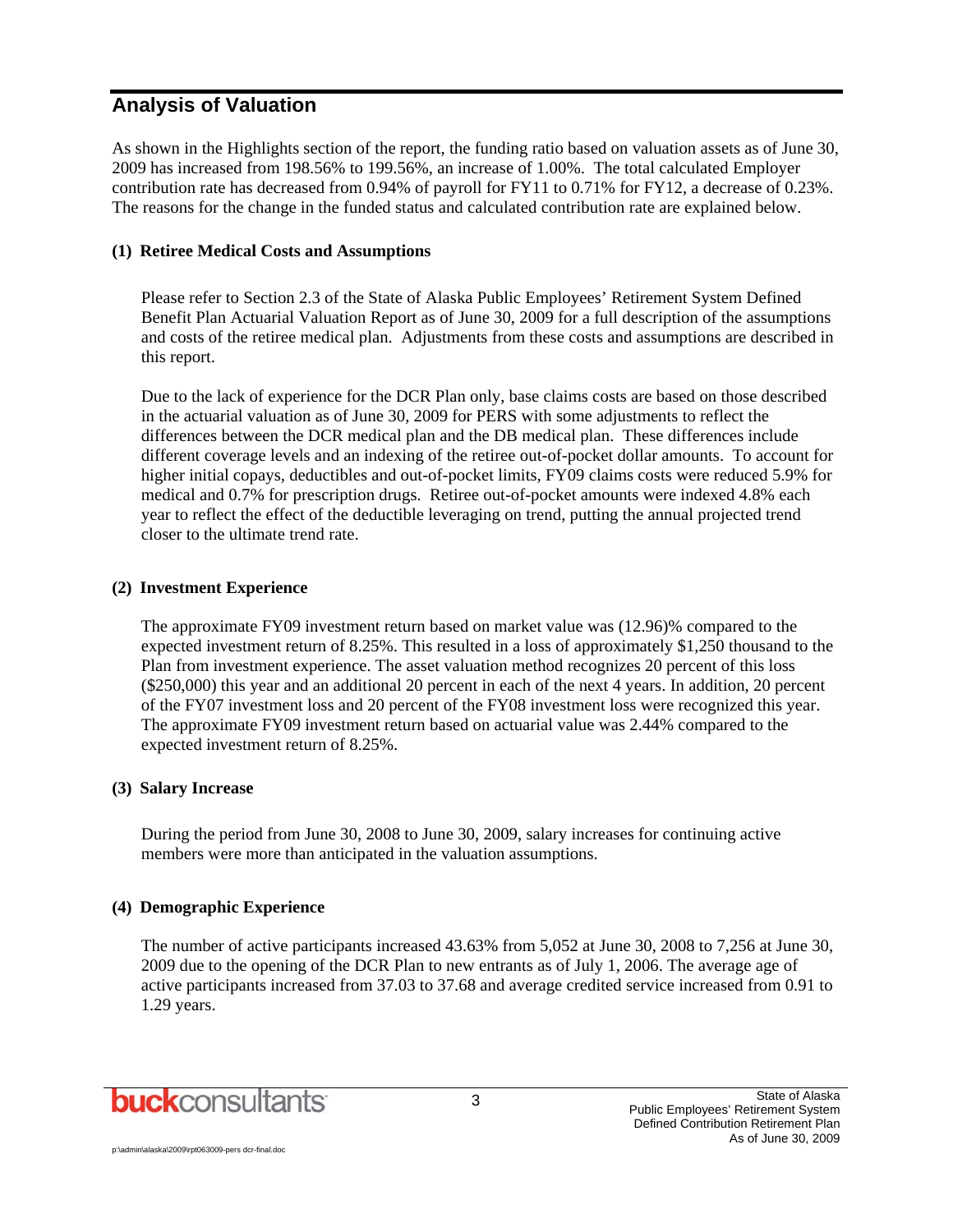## Analysis of Valuation

As shown in the Highlights section of the report, the funding ratio based on valuation assets as of June 30, 2009 has increased from 198.56% to 199.56%, an increase of 1.00%. The total calculated Employer contribution rate has decreased from 0.94% of payroll for FY11 to 0.71% for FY12, a decrease of 0.23%. The reasons for the change in the funded status and calculated contribution rate are explained below.

**(1) Retiree Medical Costs and Assumptions**

Please refer to Section 2.3 of the State of Alaska Public Employees' Retirement System Defined Benefit Plan Actuarial Valuation Report as of June 30, 2009 for a full description of the assumptions and costs of the retiree medical plan. Adjustments from these costs and assumptions are described in this report.

Due to the lack of experience for the DCR Plan only, base claims costs are based on those described in the actuarial valuation as of June 30, 2009 for PERS with some adjustments to reflect the differences between the DCR medical plan and the DB medical plan. These differences include different coverage levels and an indexing of the retiree out-of-pocket dollar amounts. To account for higher initial copays, deductibles and out-of-pocket limits, FY09 claims costs were reduced 5.9% for medical and 0.7% for prescription drugs. Retiree out-of-pocket amounts were indexed 4.8% each year to reflect the effect of the deductible leveraging on trend, putting the annual projected trend closer to the ultimate trend rate.

**(2) Investment Experience**

The approximate FY09 investment return based on market value was (12.96)% compared to the expected investment return of 8.25%. This resulted in a loss of approximately $1,250 thousand to the Plan from investment experience. The asset valuation method recognizes 20 percent of this loss ($250,000) this year and an additional 20 percent in each of the next 4 years. In addition, 20 percent of the FY07 investment loss and 20 percent of the FY08 investment loss were recognized this year. The approximate FY09 investment return based on actuarial value was 2.44% compared to the expected investment return of 8.25%.

**(3) Salary Increase**

During the period from June 30, 2008 to June 30, 2009, salary increases for continuing active members were more than anticipated in the valuation assumptions.

**(4) Demographic Experience**

The number of active participants increased 43.63% from 5,052 at June 30, 2008 to 7,256 at June 30, 2009 due to the opening of the DCR Plan to new entrants as of July 1, 2006. The average age of active participants increased from 37.03 to 37.68 and average credited service increased from 0.91 to 1.29 years.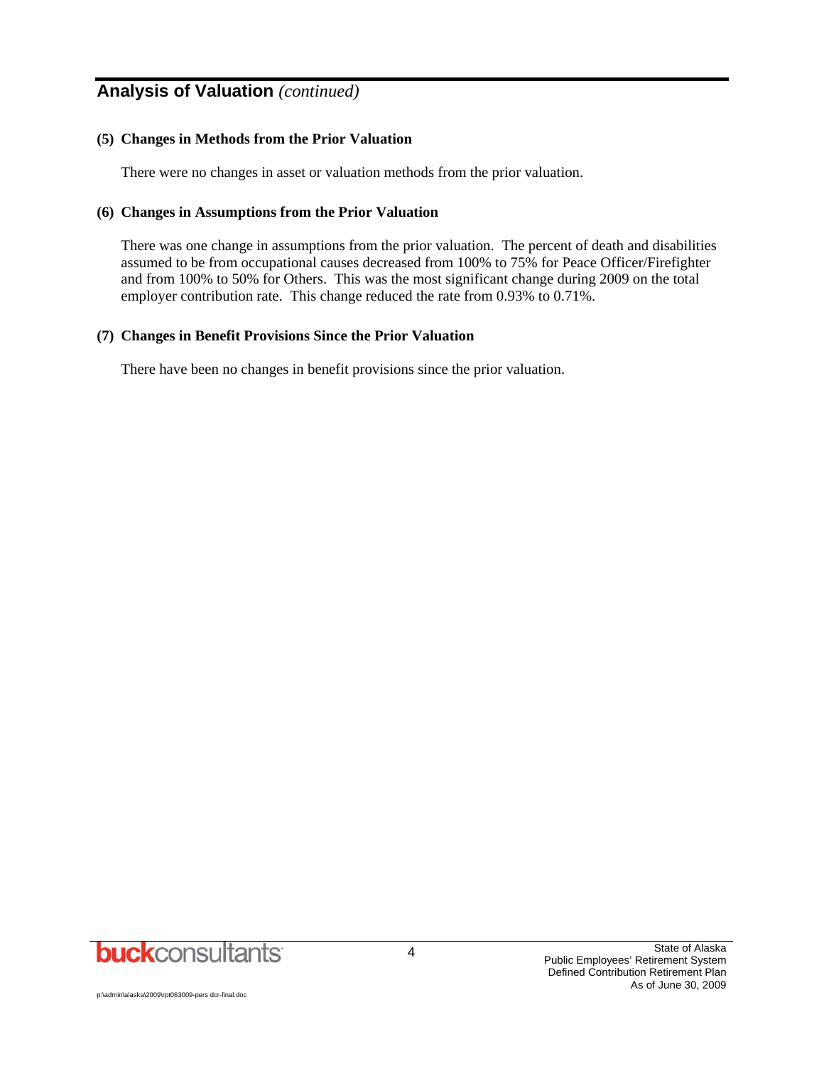## Analysis of Valuation *(continued)*

**(5) Changes in Methods from the Prior Valuation**

There were no changes in asset or valuation methods from the prior valuation.

**(6) Changes in Assumptions from the Prior Valuation**

There was one change in assumptions from the prior valuation. The percent of death and disabilities assumed to be from occupational causes decreased from 100% to 75% for Peace Officer/Firefighter and from 100% to 50% for Others. This was the most significant change during 2009 on the total employer contribution rate. This change reduced the rate from 0.93% to 0.71%.

**(7) Changes in Benefit Provisions Since the Prior Valuation**

There have been no changes in benefit provisions since the prior valuation.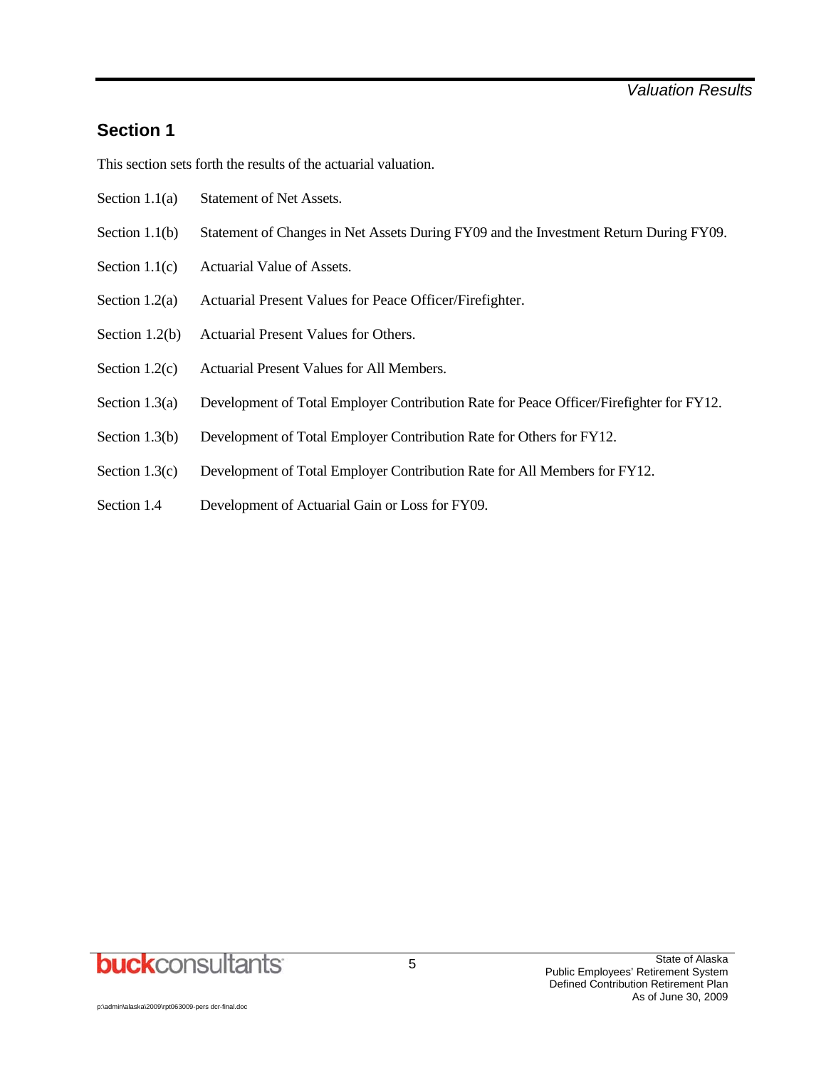## Section 1

This section sets forth the results of the actuarial valuation.

| | |
|---|---|
| Section 1.1(a) | Statement of Net Assets. |
| Section 1.1(b) | Statement of Changes in Net Assets During FY09 and the Investment Return During FY09. |
| Section 1.1(c) | Actuarial Value of Assets. |
| Section 1.2(a) | Actuarial Present Values for Peace Officer/Firefighter. |
| Section 1.2(b) | Actuarial Present Values for Others. |
| Section 1.2(c) | Actuarial Present Values for All Members. |
| Section 1.3(a) | Development of Total Employer Contribution Rate for Peace Officer/Firefighter for FY12. |
| Section 1.3(b) | Development of Total Employer Contribution Rate for Others for FY12. |
| Section 1.3(c) | Development of Total Employer Contribution Rate for All Members for FY12. |
| Section 1.4 | Development of Actuarial Gain or Loss for FY09. |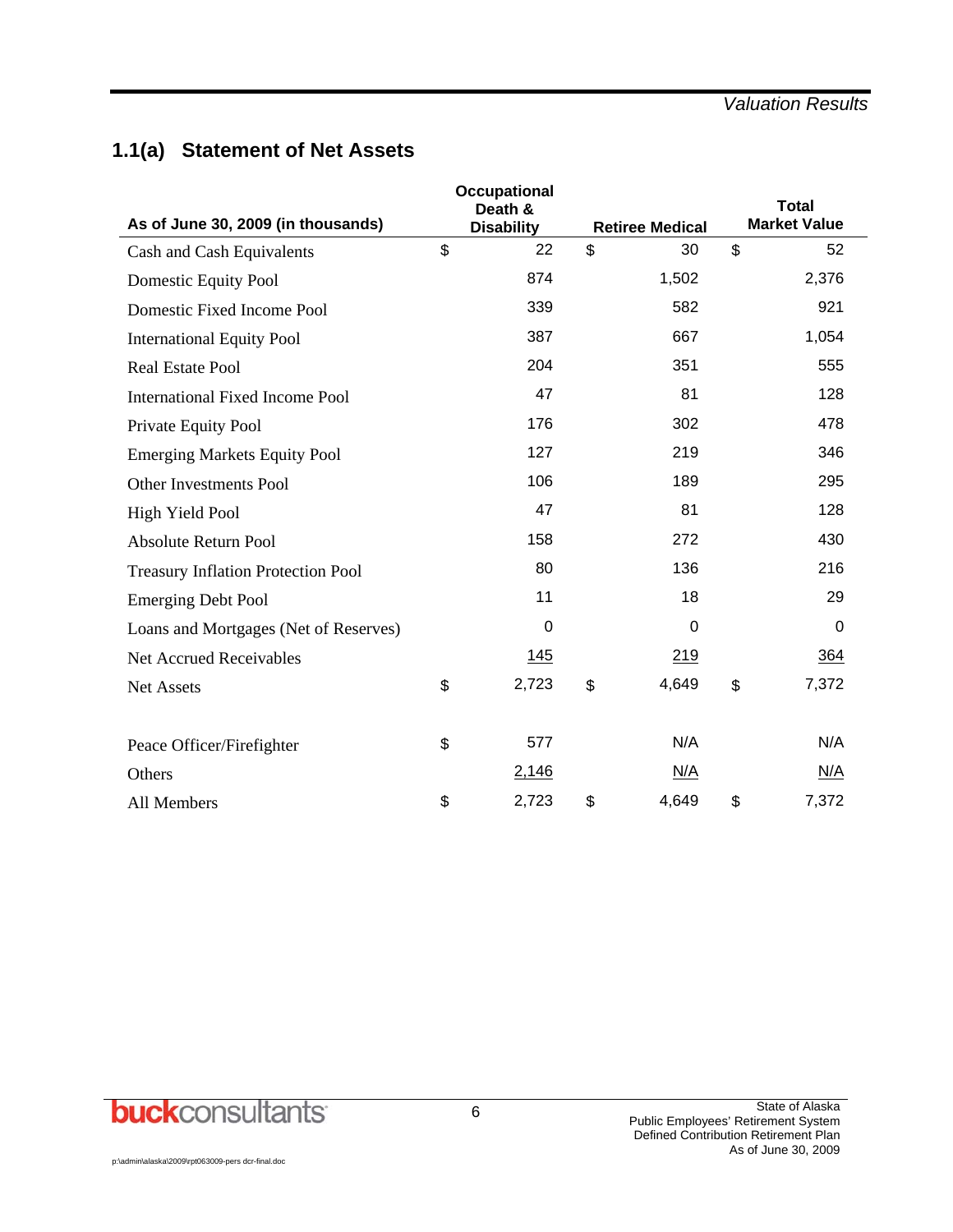## 1.1(a) Statement of Net Assets

| As of June 30, 2009 (in thousands) | Occupational Death & Disability | Retiree Medical | Total Market Value |
|---|---|---|---|
| Cash and Cash Equivalents | $ 22 | $ 30 | $ 52 |
| Domestic Equity Pool | 874 | 1,502 | 2,376 |
| Domestic Fixed Income Pool | 339 | 582 | 921 |
| International Equity Pool | 387 | 667 | 1,054 |
| Real Estate Pool | 204 | 351 | 555 |
| International Fixed Income Pool | 47 | 81 | 128 |
| Private Equity Pool | 176 | 302 | 478 |
| Emerging Markets Equity Pool | 127 | 219 | 346 |
| Other Investments Pool | 106 | 189 | 295 |
| High Yield Pool | 47 | 81 | 128 |
| Absolute Return Pool | 158 | 272 | 430 |
| Treasury Inflation Protection Pool | 80 | 136 | 216 |
| Emerging Debt Pool | 11 | 18 | 29 |
| Loans and Mortgages (Net of Reserves) | 0 | 0 | 0 |
| Net Accrued Receivables | 145 | 219 | 364 |
| Net Assets | $ 2,723 | $ 4,649 | $ 7,372 |
| | | | |
| Peace Officer/Firefighter | $ 577 | N/A | N/A |
| Others | 2,146 | N/A | N/A |
| All Members | $ 2,723 | $ 4,649 | $ 7,372 |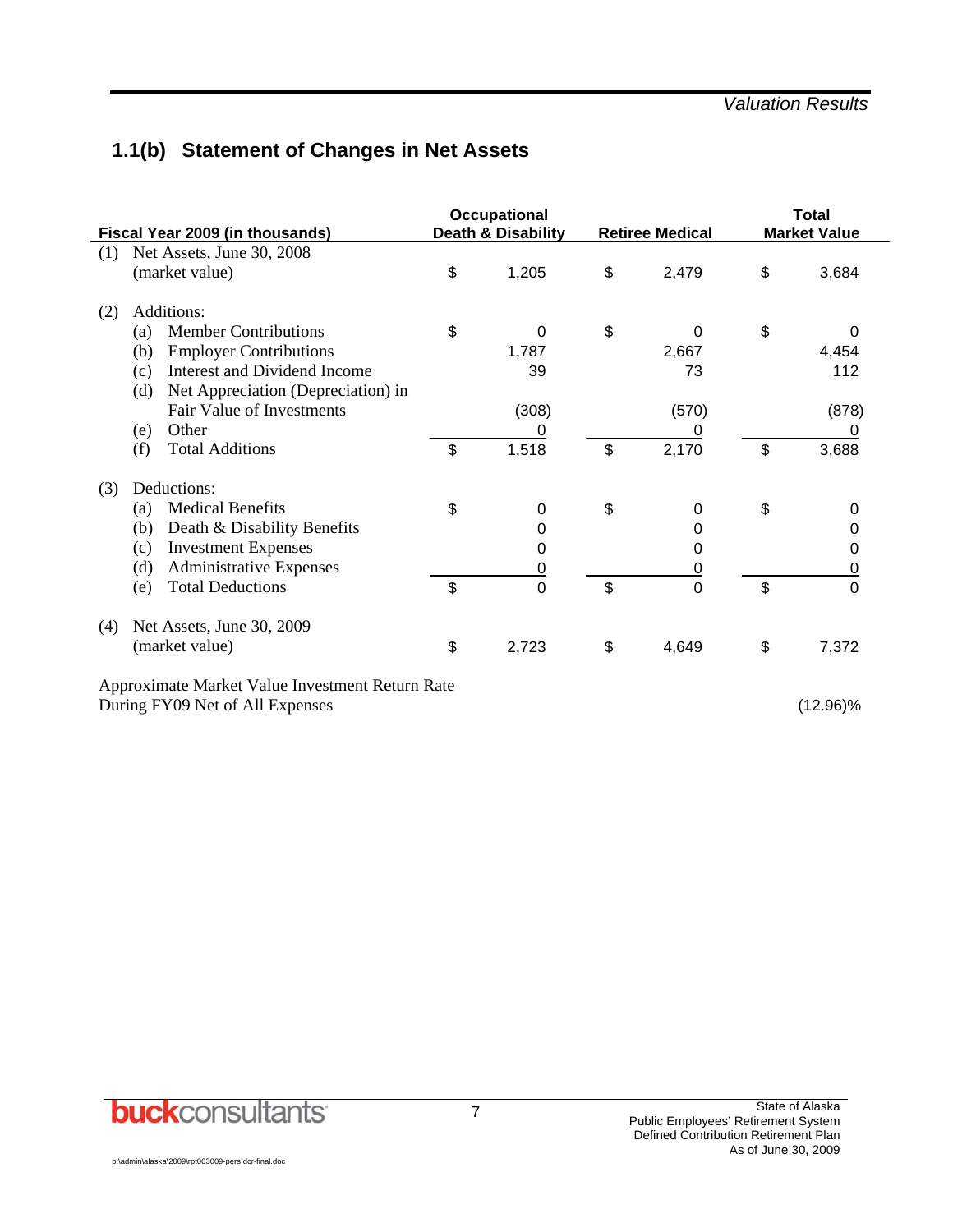## 1.1(b) Statement of Changes in Net Assets

| Fiscal Year 2009 (in thousands) | Occupational Death & Disability | Retiree Medical | Total Market Value |
|---|---|---|---|
| (1) Net Assets, June 30, 2008 (market value) | $ 1,205 | $ 2,479 | $ 3,684 |
| (2) Additions: | | | |
| (a) Member Contributions | $ 0 | $ 0 | $ 0 |
| (b) Employer Contributions | 1,787 | 2,667 | 4,454 |
| (c) Interest and Dividend Income | 39 | 73 | 112 |
| (d) Net Appreciation (Depreciation) in Fair Value of Investments | (308) | (570) | (878) |
| (e) Other | 0 | 0 | 0 |
| (f) Total Additions | $ 1,518 | $ 2,170 | $ 3,688 |
| (3) Deductions: | | | |
| (a) Medical Benefits | $ 0 | $ 0 | $ 0 |
| (b) Death & Disability Benefits | 0 | 0 | 0 |
| (c) Investment Expenses | 0 | 0 | 0 |
| (d) Administrative Expenses | 0 | 0 | 0 |
| (e) Total Deductions | $ 0 | $ 0 | $ 0 |
| (4) Net Assets, June 30, 2009 (market value) | $ 2,723 | $ 4,649 | $ 7,372 |
| Approximate Market Value Investment Return Rate During FY09 Net of All Expenses | | | (12.96)% |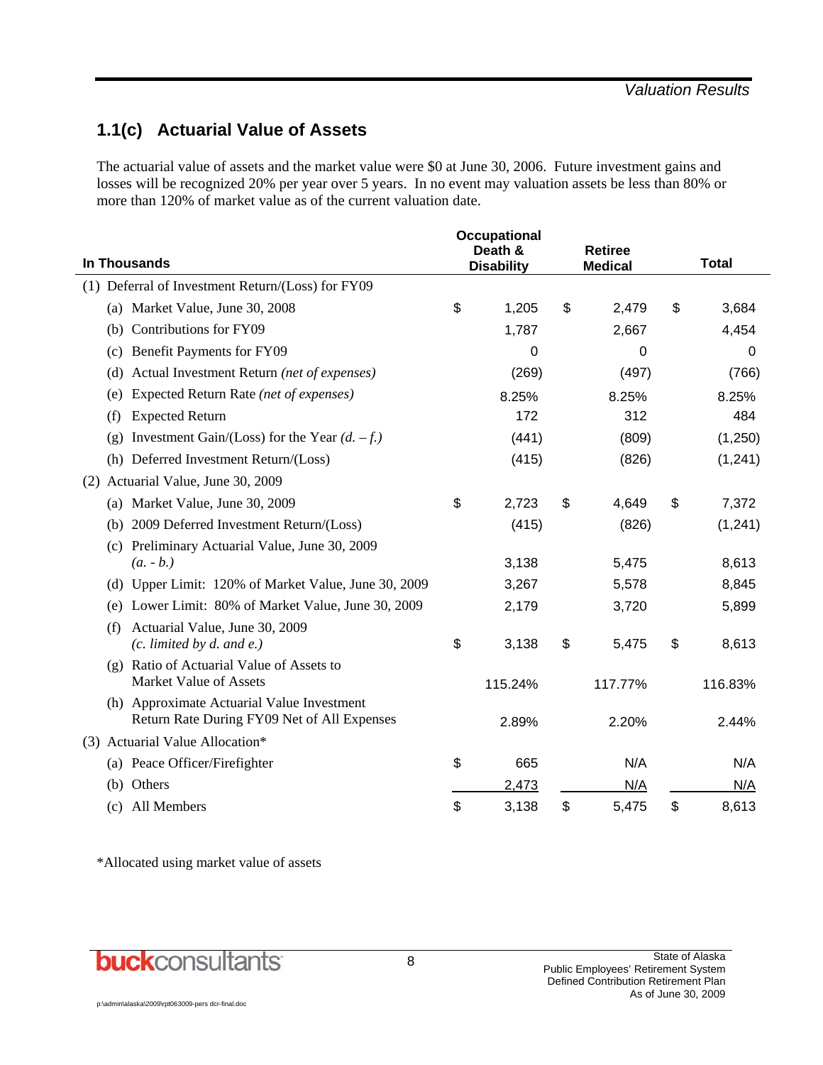## 1.1(c) Actuarial Value of Assets

The actuarial value of assets and the market value were $0 at June 30, 2006. Future investment gains and losses will be recognized 20% per year over 5 years. In no event may valuation assets be less than 80% or more than 120% of market value as of the current valuation date.

| In Thousands | Occupational Death & Disability | Retiree Medical | Total |
|---|---|---|---|
| (1) Deferral of Investment Return/(Loss) for FY09 | | | |
| (a) Market Value, June 30, 2008 | $ 1,205 | $ 2,479 | $ 3,684 |
| (b) Contributions for FY09 | 1,787 | 2,667 | 4,454 |
| (c) Benefit Payments for FY09 | 0 | 0 | 0 |
| (d) Actual Investment Return *(net of expenses)* | (269) | (497) | (766) |
| (e) Expected Return Rate *(net of expenses)* | 8.25% | 8.25% | 8.25% |
| (f) Expected Return | 172 | 312 | 484 |
| (g) Investment Gain/(Loss) for the Year *(d. – f.)* | (441) | (809) | (1,250) |
| (h) Deferred Investment Return/(Loss) | (415) | (826) | (1,241) |
| (2) Actuarial Value, June 30, 2009 | | | |
| (a) Market Value, June 30, 2009 | $ 2,723 | $ 4,649 | $ 7,372 |
| (b) 2009 Deferred Investment Return/(Loss) | (415) | (826) | (1,241) |
| (c) Preliminary Actuarial Value, June 30, 2009 *(a. - b.)* | 3,138 | 5,475 | 8,613 |
| (d) Upper Limit: 120% of Market Value, June 30, 2009 | 3,267 | 5,578 | 8,845 |
| (e) Lower Limit: 80% of Market Value, June 30, 2009 | 2,179 | 3,720 | 5,899 |
| (f) Actuarial Value, June 30, 2009 *(c. limited by d. and e.)* | $ 3,138 | $ 5,475 | $ 8,613 |
| (g) Ratio of Actuarial Value of Assets to Market Value of Assets | 115.24% | 117.77% | 116.83% |
| (h) Approximate Actuarial Value Investment Return Rate During FY09 Net of All Expenses | 2.89% | 2.20% | 2.44% |
| (3) Actuarial Value Allocation* | | | |
| (a) Peace Officer/Firefighter | $ 665 | N/A | N/A |
| (b) Others | 2,473 | N/A | N/A |
| (c) All Members | $ 3,138 | $ 5,475 | $ 8,613 |

*Allocated using market value of assets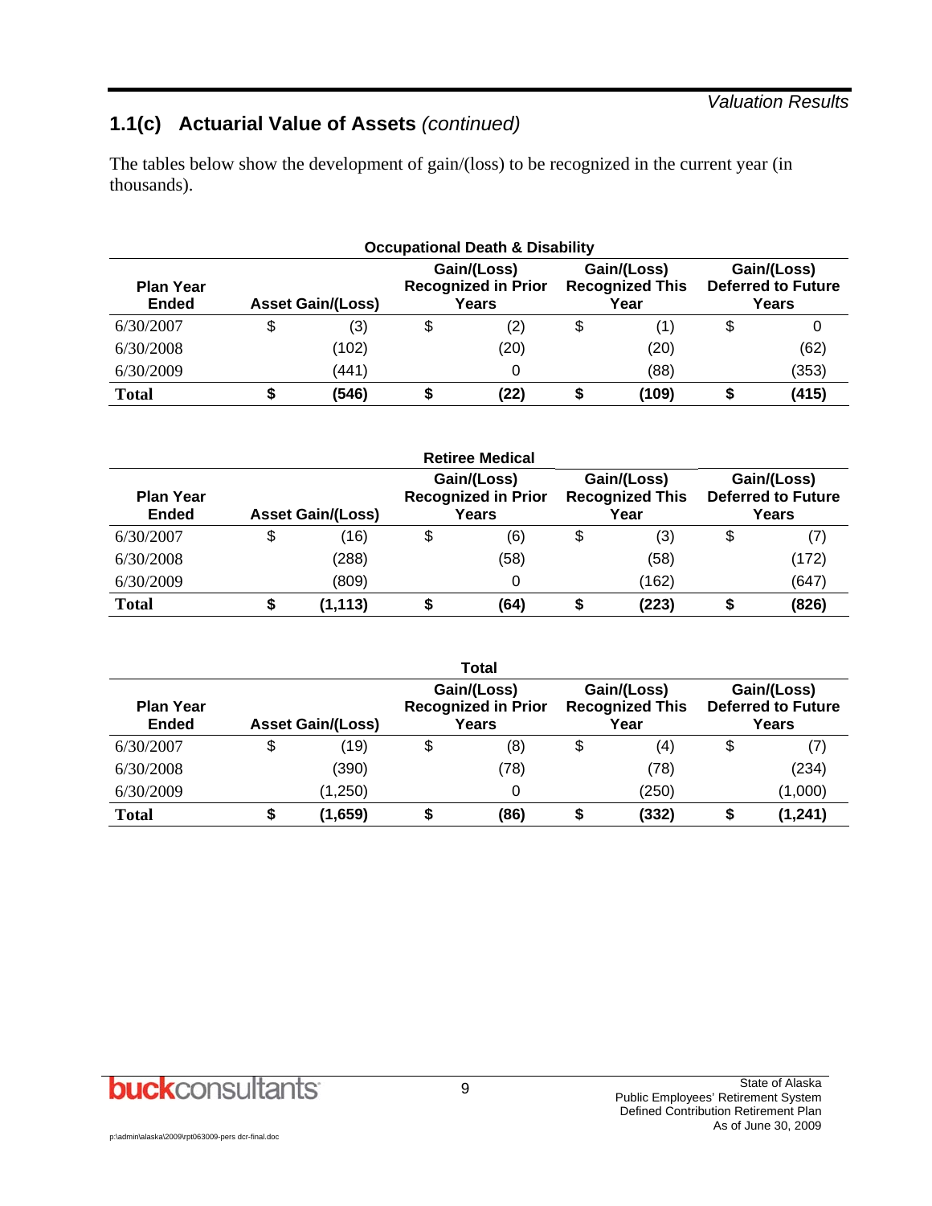## 1.1(c) Actuarial Value of Assets *(continued)*

The tables below show the development of gain/(loss) to be recognized in the current year (in thousands).

**Occupational Death & Disability**

| Plan Year Ended | Asset Gain/(Loss) | Gain/(Loss) Recognized in Prior Years | Gain/(Loss) Recognized This Year | Gain/(Loss) Deferred to Future Years |
|---|---|---|---|---|
| 6/30/2007 | $ (3) | $ (2) | $ (1) | $ 0 |
| 6/30/2008 | (102) | (20) | (20) | (62) |
| 6/30/2009 | (441) | 0 | (88) | (353) |
| **Total** | **$ (546)** | **$ (22)** | **$ (109)** | **$ (415)** |

**Retiree Medical**

| Plan Year Ended | Asset Gain/(Loss) | Gain/(Loss) Recognized in Prior Years | Gain/(Loss) Recognized This Year | Gain/(Loss) Deferred to Future Years |
|---|---|---|---|---|
| 6/30/2007 | $ (16) | $ (6) | $ (3) | $ (7) |
| 6/30/2008 | (288) | (58) | (58) | (172) |
| 6/30/2009 | (809) | 0 | (162) | (647) |
| **Total** | **$ (1,113)** | **$ (64)** | **$ (223)** | **$ (826)** |

**Total**

| Plan Year Ended | Asset Gain/(Loss) | Gain/(Loss) Recognized in Prior Years | Gain/(Loss) Recognized This Year | Gain/(Loss) Deferred to Future Years |
|---|---|---|---|---|
| 6/30/2007 | $ (19) | $ (8) | $ (4) | $ (7) |
| 6/30/2008 | (390) | (78) | (78) | (234) |
| 6/30/2009 | (1,250) | 0 | (250) | (1,000) |
| **Total** | **$ (1,659)** | **$ (86)** | **$ (332)** | **$ (1,241)** |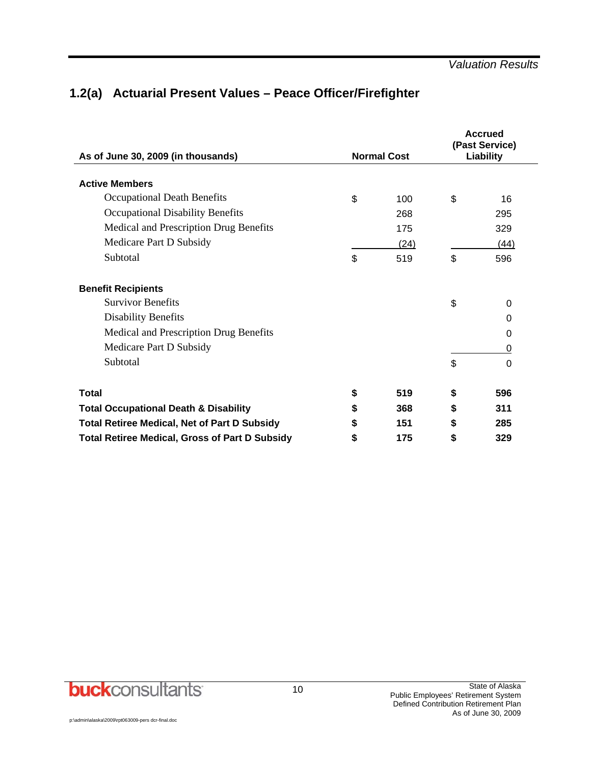## 1.2(a) Actuarial Present Values – Peace Officer/Firefighter

| As of June 30, 2009 (in thousands) | Normal Cost | Accrued (Past Service) Liability |
|---|---|---|
| **Active Members** | | |
| Occupational Death Benefits | $ 100 | $ 16 |
| Occupational Disability Benefits | 268 | 295 |
| Medical and Prescription Drug Benefits | 175 | 329 |
| Medicare Part D Subsidy | (24) | (44) |
| Subtotal | $ 519 | $ 596 |
| **Benefit Recipients** | | |
| Survivor Benefits | | $ 0 |
| Disability Benefits | | 0 |
| Medical and Prescription Drug Benefits | | 0 |
| Medicare Part D Subsidy | | 0 |
| Subtotal | | $ 0 |
| **Total** | **$ 519** | **$ 596** |
| **Total Occupational Death & Disability** | **$ 368** | **$ 311** |
| **Total Retiree Medical, Net of Part D Subsidy** | **$ 151** | **$ 285** |
| **Total Retiree Medical, Gross of Part D Subsidy** | **$ 175** | **$ 329** |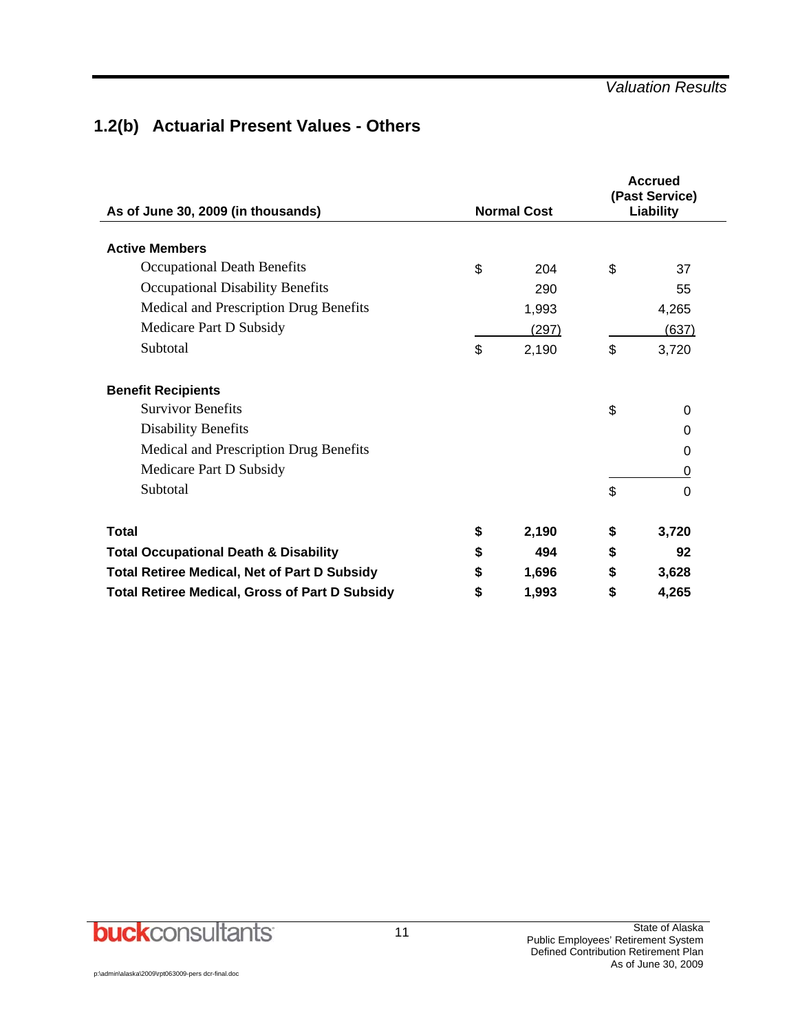## 1.2(b) Actuarial Present Values - Others

| As of June 30, 2009 (in thousands) | Normal Cost | Accrued (Past Service) Liability |
|---|---|---|
| **Active Members** | | |
| Occupational Death Benefits | $ 204 | $ 37 |
| Occupational Disability Benefits | 290 | 55 |
| Medical and Prescription Drug Benefits | 1,993 | 4,265 |
| Medicare Part D Subsidy | (297) | (637) |
| Subtotal | $ 2,190 | $ 3,720 |
| **Benefit Recipients** | | |
| Survivor Benefits | | $ 0 |
| Disability Benefits | | 0 |
| Medical and Prescription Drug Benefits | | 0 |
| Medicare Part D Subsidy | | 0 |
| Subtotal | | $ 0 |
| **Total** | **$ 2,190** | **$ 3,720** |
| **Total Occupational Death & Disability** | **$ 494** | **$ 92** |
| **Total Retiree Medical, Net of Part D Subsidy** | **$ 1,696** | **$ 3,628** |
| **Total Retiree Medical, Gross of Part D Subsidy** | **$ 1,993** | **$ 4,265** |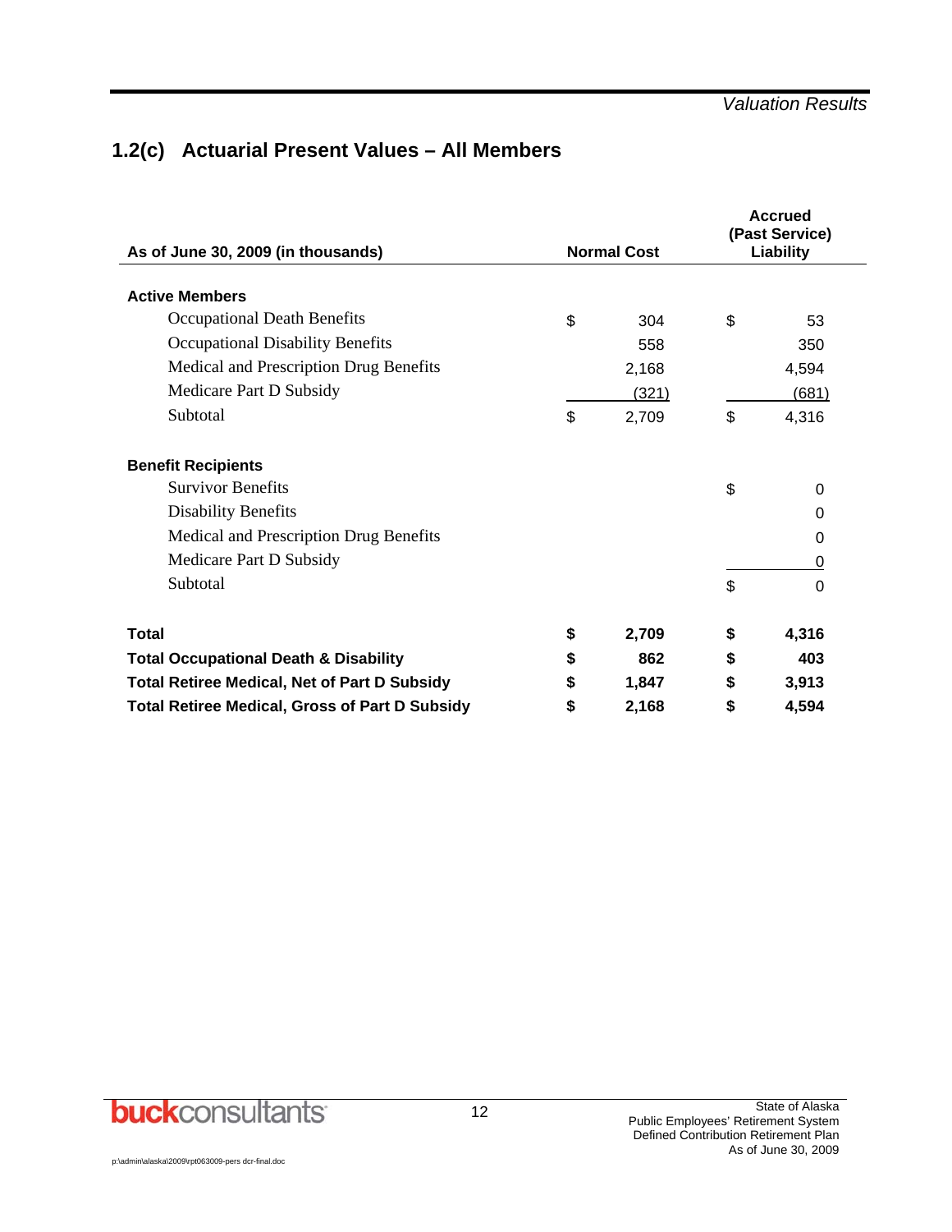## 1.2(c) Actuarial Present Values – All Members

| As of June 30, 2009 (in thousands) | Normal Cost | Accrued (Past Service) Liability |
|---|---|---|
| **Active Members** | | |
| Occupational Death Benefits | $ 304 | $ 53 |
| Occupational Disability Benefits | 558 | 350 |
| Medical and Prescription Drug Benefits | 2,168 | 4,594 |
| Medicare Part D Subsidy | (321) | (681) |
| Subtotal | $ 2,709 | $ 4,316 |
| **Benefit Recipients** | | |
| Survivor Benefits | | $ 0 |
| Disability Benefits | | 0 |
| Medical and Prescription Drug Benefits | | 0 |
| Medicare Part D Subsidy | | 0 |
| Subtotal | | $ 0 |
| **Total** | **$ 2,709** | **$ 4,316** |
| **Total Occupational Death & Disability** | **$ 862** | **$ 403** |
| **Total Retiree Medical, Net of Part D Subsidy** | **$ 1,847** | **$ 3,913** |
| **Total Retiree Medical, Gross of Part D Subsidy** | **$ 2,168** | **$ 4,594** |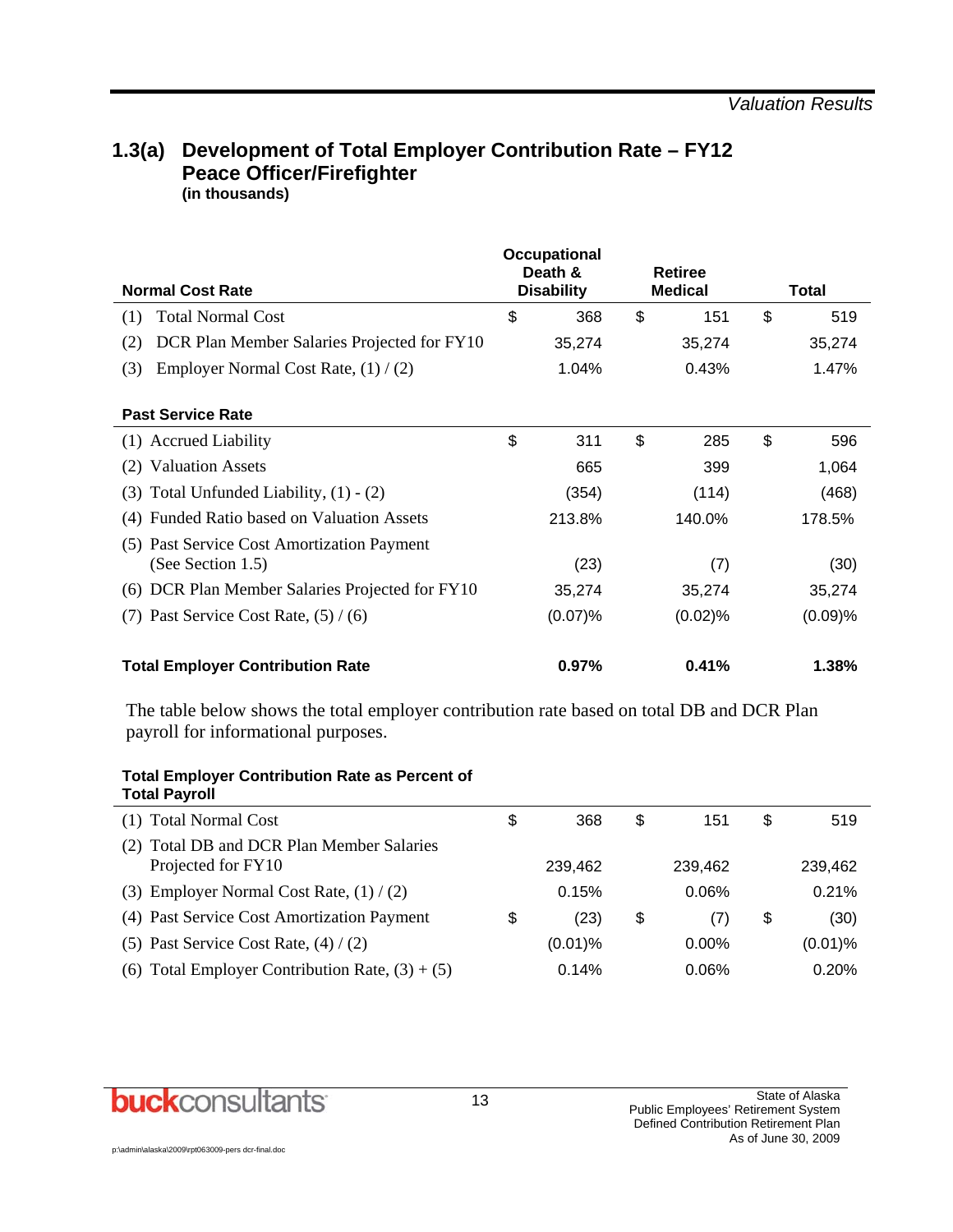## 1.3(a) Development of Total Employer Contribution Rate – FY12 Peace Officer/Firefighter

**(in thousands)**

| **Normal Cost Rate** | **Occupational Death & Disability** | **Retiree Medical** | **Total** |
|---|---|---|---|
| (1) Total Normal Cost | $ 368 | $ 151 | $ 519 |
| (2) DCR Plan Member Salaries Projected for FY10 | 35,274 | 35,274 | 35,274 |
| (3) Employer Normal Cost Rate, (1) / (2) | 1.04% | 0.43% | 1.47% |
| **Past Service Rate** | | | |
| (1) Accrued Liability | $ 311 | $ 285 | $ 596 |
| (2) Valuation Assets | 665 | 399 | 1,064 |
| (3) Total Unfunded Liability, (1) - (2) | (354) | (114) | (468) |
| (4) Funded Ratio based on Valuation Assets | 213.8% | 140.0% | 178.5% |
| (5) Past Service Cost Amortization Payment (See Section 1.5) | (23) | (7) | (30) |
| (6) DCR Plan Member Salaries Projected for FY10 | 35,274 | 35,274 | 35,274 |
| (7) Past Service Cost Rate, (5) / (6) | (0.07)% | (0.02)% | (0.09)% |
| **Total Employer Contribution Rate** | **0.97%** | **0.41%** | **1.38%** |

The table below shows the total employer contribution rate based on total DB and DCR Plan payroll for informational purposes.

| **Total Employer Contribution Rate as Percent of Total Payroll** | | | |
|---|---|---|---|
| (1) Total Normal Cost | $ 368 | $ 151 | $ 519 |
| (2) Total DB and DCR Plan Member Salaries Projected for FY10 | 239,462 | 239,462 | 239,462 |
| (3) Employer Normal Cost Rate, (1) / (2) | 0.15% | 0.06% | 0.21% |
| (4) Past Service Cost Amortization Payment | $ (23) | $ (7) | $ (30) |
| (5) Past Service Cost Rate, (4) / (2) | (0.01)% | 0.00% | (0.01)% |
| (6) Total Employer Contribution Rate, (3) + (5) | 0.14% | 0.06% | 0.20% |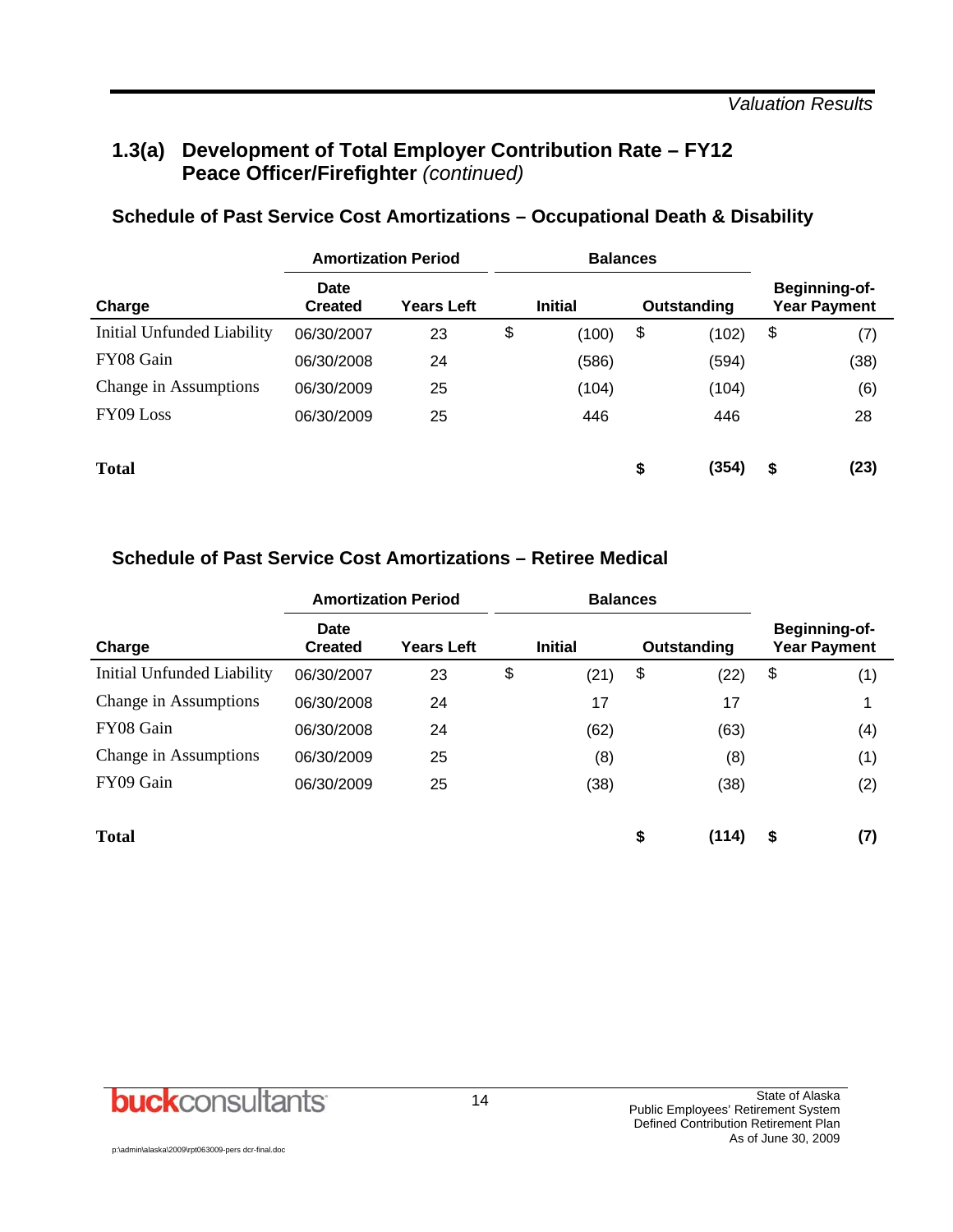## 1.3(a) Development of Total Employer Contribution Rate – FY12 Peace Officer/Firefighter *(continued)*

### Schedule of Past Service Cost Amortizations – Occupational Death & Disability

| | Amortization Period | | Balances | | |
|---|---|---|---|---|---|
| Charge | Date Created | Years Left | Initial | Outstanding | Beginning-of-Year Payment |
| Initial Unfunded Liability | 06/30/2007 | 23 | $ (100) | $ (102) | $ (7) |
| FY08 Gain | 06/30/2008 | 24 | (586) | (594) | (38) |
| Change in Assumptions | 06/30/2009 | 25 | (104) | (104) | (6) |
| FY09 Loss | 06/30/2009 | 25 | 446 | 446 | 28 |
| **Total** | | | | **$ (354)** | **$ (23)** |

### Schedule of Past Service Cost Amortizations – Retiree Medical

| | Amortization Period | | Balances | | |
|---|---|---|---|---|---|
| Charge | Date Created | Years Left | Initial | Outstanding | Beginning-of-Year Payment |
| Initial Unfunded Liability | 06/30/2007 | 23 | $ (21) | $ (22) | $ (1) |
| Change in Assumptions | 06/30/2008 | 24 | 17 | 17 | 1 |
| FY08 Gain | 06/30/2008 | 24 | (62) | (63) | (4) |
| Change in Assumptions | 06/30/2009 | 25 | (8) | (8) | (1) |
| FY09 Gain | 06/30/2009 | 25 | (38) | (38) | (2) |
| **Total** | | | | **$ (114)** | **$ (7)** |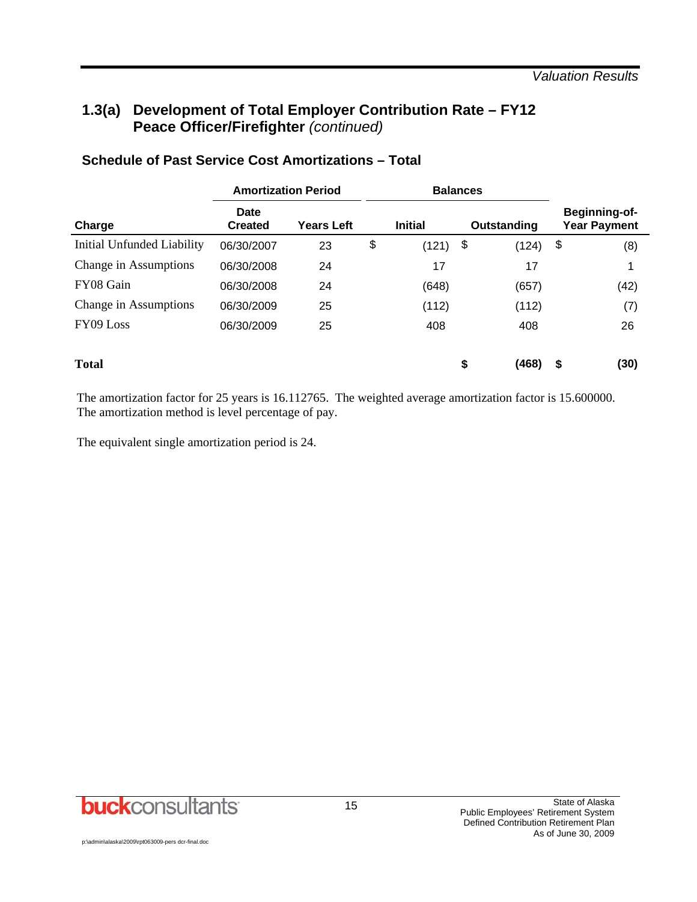## 1.3(a) Development of Total Employer Contribution Rate – FY12 Peace Officer/Firefighter *(continued)*

### Schedule of Past Service Cost Amortizations – Total

| | Amortization Period | | Balances | | |
|---|---|---|---|---|---|
| **Charge** | **Date Created** | **Years Left** | **Initial** | **Outstanding** | **Beginning-of-Year Payment** |
| Initial Unfunded Liability | 06/30/2007 | 23 | $ (121) | $ (124) | $ (8) |
| Change in Assumptions | 06/30/2008 | 24 | 17 | 17 | 1 |
| FY08 Gain | 06/30/2008 | 24 | (648) | (657) | (42) |
| Change in Assumptions | 06/30/2009 | 25 | (112) | (112) | (7) |
| FY09 Loss | 06/30/2009 | 25 | 408 | 408 | 26 |
| **Total** | | | | **$ (468)** | **$ (30)** |

The amortization factor for 25 years is 16.112765. The weighted average amortization factor is 15.600000. The amortization method is level percentage of pay.

The equivalent single amortization period is 24.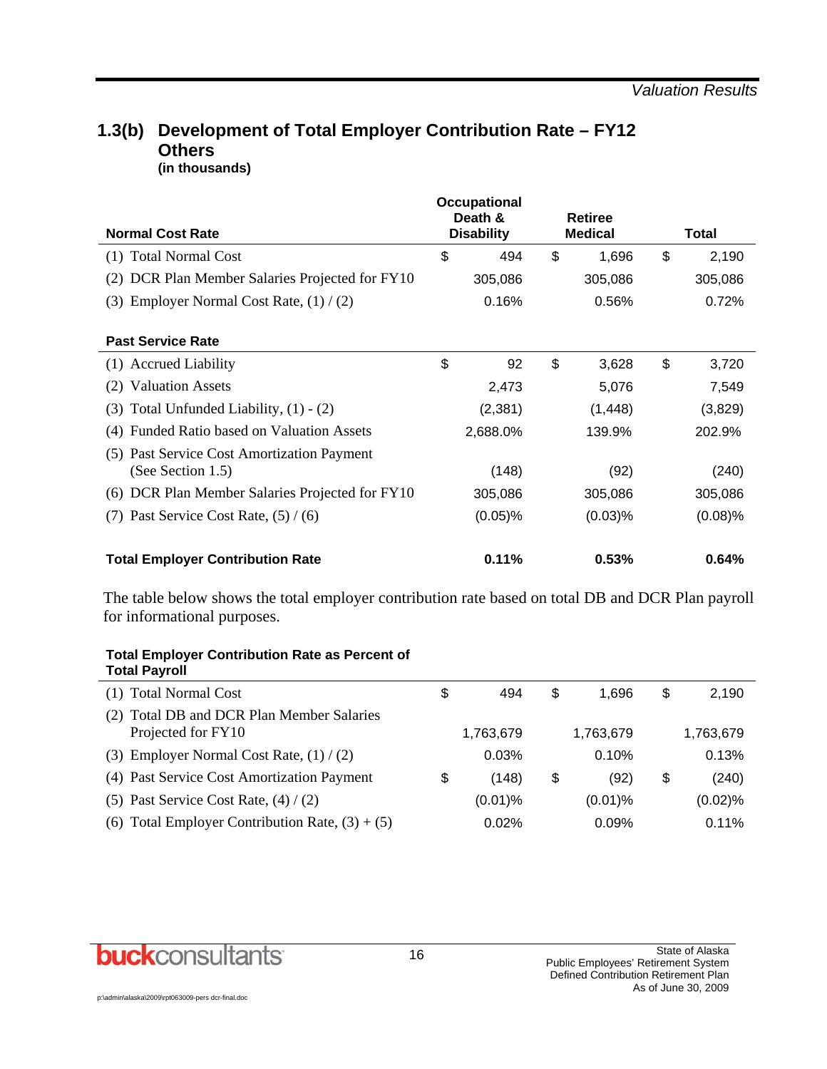## 1.3(b) Development of Total Employer Contribution Rate – FY12 Others

**(in thousands)**

| Normal Cost Rate | Occupational Death & Disability | Retiree Medical | Total |
|---|---|---|---|
| (1) Total Normal Cost | $ 494 | $ 1,696 | $ 2,190 |
| (2) DCR Plan Member Salaries Projected for FY10 | 305,086 | 305,086 | 305,086 |
| (3) Employer Normal Cost Rate, (1) / (2) | 0.16% | 0.56% | 0.72% |

| Past Service Rate | Occupational Death & Disability | Retiree Medical | Total |
|---|---|---|---|
| (1) Accrued Liability | $ 92 | $ 3,628 | $ 3,720 |
| (2) Valuation Assets | 2,473 | 5,076 | 7,549 |
| (3) Total Unfunded Liability, (1) - (2) | (2,381) | (1,448) | (3,829) |
| (4) Funded Ratio based on Valuation Assets | 2,688.0% | 139.9% | 202.9% |
| (5) Past Service Cost Amortization Payment (See Section 1.5) | (148) | (92) | (240) |
| (6) DCR Plan Member Salaries Projected for FY10 | 305,086 | 305,086 | 305,086 |
| (7) Past Service Cost Rate, (5) / (6) | (0.05)% | (0.03)% | (0.08)% |
| **Total Employer Contribution Rate** | **0.11%** | **0.53%** | **0.64%** |

The table below shows the total employer contribution rate based on total DB and DCR Plan payroll for informational purposes.

| Total Employer Contribution Rate as Percent of Total Payroll | Occupational Death & Disability | Retiree Medical | Total |
|---|---|---|---|
| (1) Total Normal Cost | $ 494 | $ 1,696 | $ 2,190 |
| (2) Total DB and DCR Plan Member Salaries Projected for FY10 | 1,763,679 | 1,763,679 | 1,763,679 |
| (3) Employer Normal Cost Rate, (1) / (2) | 0.03% | 0.10% | 0.13% |
| (4) Past Service Cost Amortization Payment | $ (148) | $ (92) | $ (240) |
| (5) Past Service Cost Rate, (4) / (2) | (0.01)% | (0.01)% | (0.02)% |
| (6) Total Employer Contribution Rate, (3) + (5) | 0.02% | 0.09% | 0.11% |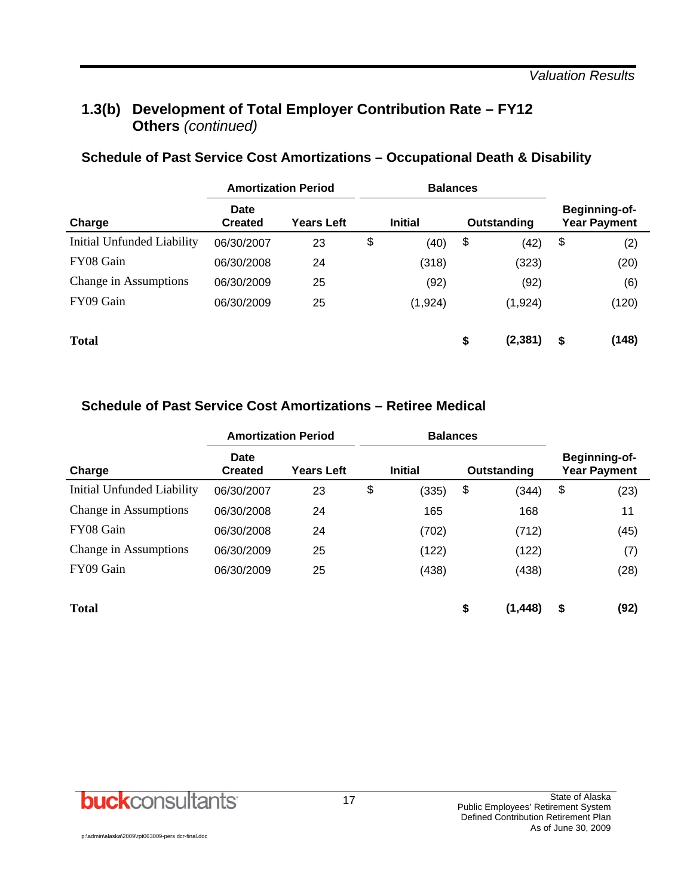## 1.3(b) Development of Total Employer Contribution Rate – FY12 Others *(continued)*

### Schedule of Past Service Cost Amortizations – Occupational Death & Disability

| | Amortization Period | | Balances | | |
|---|---|---|---|---|---|
| **Charge** | **Date Created** | **Years Left** | **Initial** | **Outstanding** | **Beginning-of-Year Payment** |
| Initial Unfunded Liability | 06/30/2007 | 23 | $ (40) | $ (42) | $ (2) |
| FY08 Gain | 06/30/2008 | 24 | (318) | (323) | (20) |
| Change in Assumptions | 06/30/2009 | 25 | (92) | (92) | (6) |
| FY09 Gain | 06/30/2009 | 25 | (1,924) | (1,924) | (120) |
| **Total** | | | | **$ (2,381)** | **$ (148)** |

### Schedule of Past Service Cost Amortizations – Retiree Medical

| | Amortization Period | | Balances | | |
|---|---|---|---|---|---|
| **Charge** | **Date Created** | **Years Left** | **Initial** | **Outstanding** | **Beginning-of-Year Payment** |
| Initial Unfunded Liability | 06/30/2007 | 23 | $ (335) | $ (344) | $ (23) |
| Change in Assumptions | 06/30/2008 | 24 | 165 | 168 | 11 |
| FY08 Gain | 06/30/2008 | 24 | (702) | (712) | (45) |
| Change in Assumptions | 06/30/2009 | 25 | (122) | (122) | (7) |
| FY09 Gain | 06/30/2009 | 25 | (438) | (438) | (28) |
| **Total** | | | | **$ (1,448)** | **$ (92)** |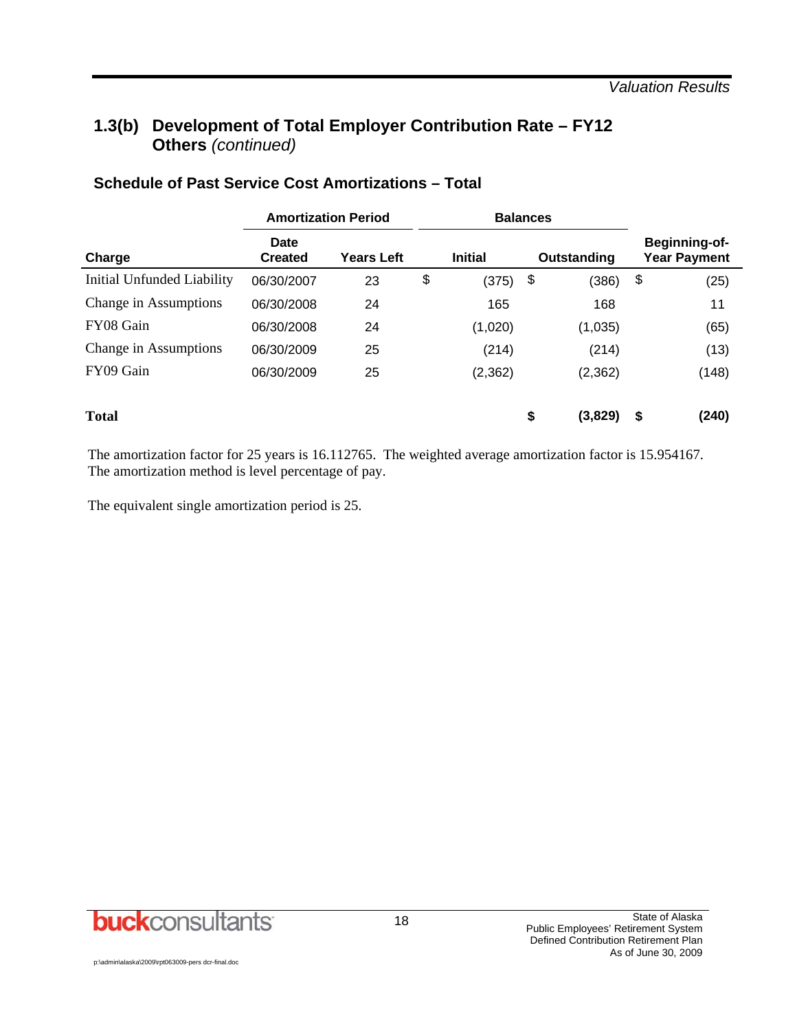## 1.3(b) Development of Total Employer Contribution Rate – FY12 Others *(continued)*

### Schedule of Past Service Cost Amortizations – Total

| | Amortization Period | | Balances | | |
|---|---|---|---|---|---|
| **Charge** | **Date Created** | **Years Left** | **Initial** | **Outstanding** | **Beginning-of-Year Payment** |
| Initial Unfunded Liability | 06/30/2007 | 23 | $ (375) | $ (386) | $ (25) |
| Change in Assumptions | 06/30/2008 | 24 | 165 | 168 | 11 |
| FY08 Gain | 06/30/2008 | 24 | (1,020) | (1,035) | (65) |
| Change in Assumptions | 06/30/2009 | 25 | (214) | (214) | (13) |
| FY09 Gain | 06/30/2009 | 25 | (2,362) | (2,362) | (148) |
| **Total** | | | | **$ (3,829)** | **$ (240)** |

The amortization factor for 25 years is 16.112765. The weighted average amortization factor is 15.954167. The amortization method is level percentage of pay.

The equivalent single amortization period is 25.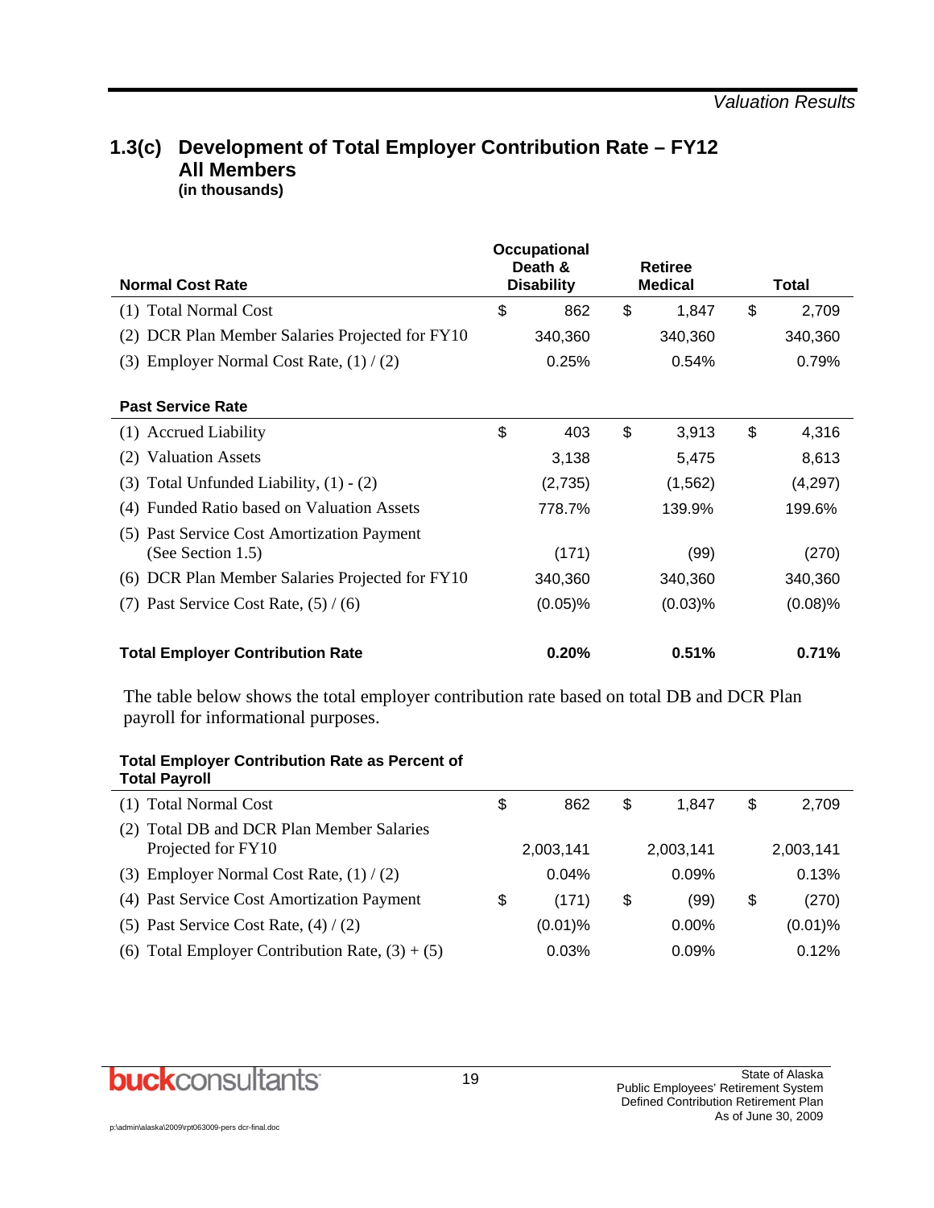## 1.3(c) Development of Total Employer Contribution Rate – FY12 All Members

**(in thousands)**

| **Normal Cost Rate** | **Occupational Death & Disability** | **Retiree Medical** | **Total** |
|---|---|---|---|
| (1) Total Normal Cost | $ 862 | $ 1,847 | $ 2,709 |
| (2) DCR Plan Member Salaries Projected for FY10 | 340,360 | 340,360 | 340,360 |
| (3) Employer Normal Cost Rate, (1) / (2) | 0.25% | 0.54% | 0.79% |
| **Past Service Rate** | | | |
| (1) Accrued Liability | $ 403 | $ 3,913 | $ 4,316 |
| (2) Valuation Assets | 3,138 | 5,475 | 8,613 |
| (3) Total Unfunded Liability, (1) - (2) | (2,735) | (1,562) | (4,297) |
| (4) Funded Ratio based on Valuation Assets | 778.7% | 139.9% | 199.6% |
| (5) Past Service Cost Amortization Payment (See Section 1.5) | (171) | (99) | (270) |
| (6) DCR Plan Member Salaries Projected for FY10 | 340,360 | 340,360 | 340,360 |
| (7) Past Service Cost Rate, (5) / (6) | (0.05)% | (0.03)% | (0.08)% |
| **Total Employer Contribution Rate** | **0.20%** | **0.51%** | **0.71%** |

The table below shows the total employer contribution rate based on total DB and DCR Plan payroll for informational purposes.

| **Total Employer Contribution Rate as Percent of Total Payroll** | | | |
|---|---|---|---|
| (1) Total Normal Cost | $ 862 | $ 1,847 | $ 2,709 |
| (2) Total DB and DCR Plan Member Salaries Projected for FY10 | 2,003,141 | 2,003,141 | 2,003,141 |
| (3) Employer Normal Cost Rate, (1) / (2) | 0.04% | 0.09% | 0.13% |
| (4) Past Service Cost Amortization Payment | $ (171) | $ (99) | $ (270) |
| (5) Past Service Cost Rate, (4) / (2) | (0.01)% | 0.00% | (0.01)% |
| (6) Total Employer Contribution Rate, (3) + (5) | 0.03% | 0.09% | 0.12% |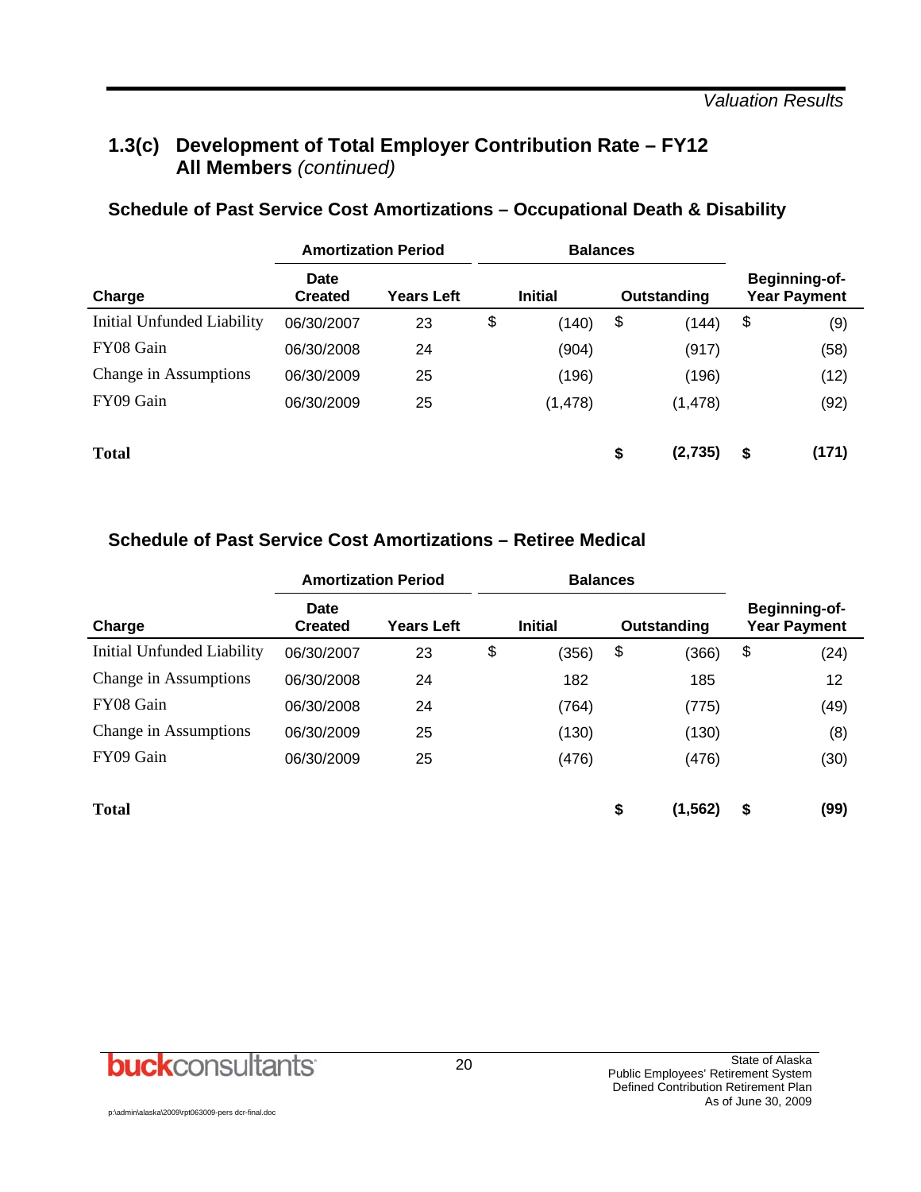## 1.3(c) Development of Total Employer Contribution Rate – FY12 All Members *(continued)*

### Schedule of Past Service Cost Amortizations – Occupational Death & Disability

| | Amortization Period | | Balances | | |
|---|---|---|---|---|---|
| Charge | Date Created | Years Left | Initial | Outstanding | Beginning-of-Year Payment |
| Initial Unfunded Liability | 06/30/2007 | 23 | $ (140) | $ (144) | $ (9) |
| FY08 Gain | 06/30/2008 | 24 | (904) | (917) | (58) |
| Change in Assumptions | 06/30/2009 | 25 | (196) | (196) | (12) |
| FY09 Gain | 06/30/2009 | 25 | (1,478) | (1,478) | (92) |
| **Total** | | | | **$ (2,735)** | **$ (171)** |

### Schedule of Past Service Cost Amortizations – Retiree Medical

| | Amortization Period | | Balances | | |
|---|---|---|---|---|---|
| Charge | Date Created | Years Left | Initial | Outstanding | Beginning-of-Year Payment |
| Initial Unfunded Liability | 06/30/2007 | 23 | $ (356) | $ (366) | $ (24) |
| Change in Assumptions | 06/30/2008 | 24 | 182 | 185 | 12 |
| FY08 Gain | 06/30/2008 | 24 | (764) | (775) | (49) |
| Change in Assumptions | 06/30/2009 | 25 | (130) | (130) | (8) |
| FY09 Gain | 06/30/2009 | 25 | (476) | (476) | (30) |
| **Total** | | | | **$ (1,562)** | **$ (99)** |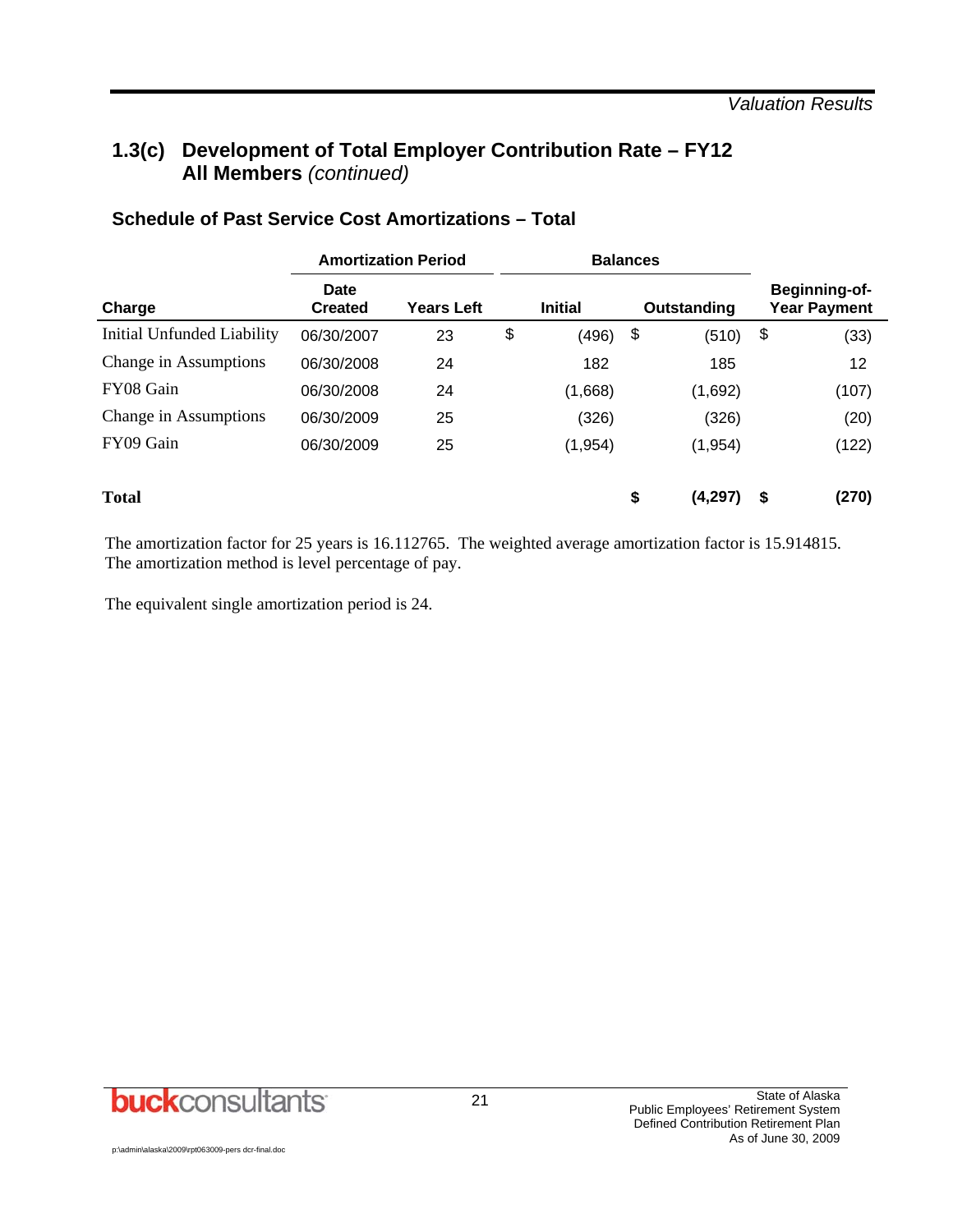## 1.3(c) Development of Total Employer Contribution Rate – FY12 All Members *(continued)*

### Schedule of Past Service Cost Amortizations – Total

| | Amortization Period | | Balances | | |
|---|---|---|---|---|---|
| **Charge** | **Date Created** | **Years Left** | **Initial** | **Outstanding** | **Beginning-of-Year Payment** |
| Initial Unfunded Liability | 06/30/2007 | 23 | $ (496) | $ (510) | $ (33) |
| Change in Assumptions | 06/30/2008 | 24 | 182 | 185 | 12 |
| FY08 Gain | 06/30/2008 | 24 | (1,668) | (1,692) | (107) |
| Change in Assumptions | 06/30/2009 | 25 | (326) | (326) | (20) |
| FY09 Gain | 06/30/2009 | 25 | (1,954) | (1,954) | (122) |
| **Total** | | | | **$ (4,297)** | **$ (270)** |

The amortization factor for 25 years is 16.112765. The weighted average amortization factor is 15.914815. The amortization method is level percentage of pay.

The equivalent single amortization period is 24.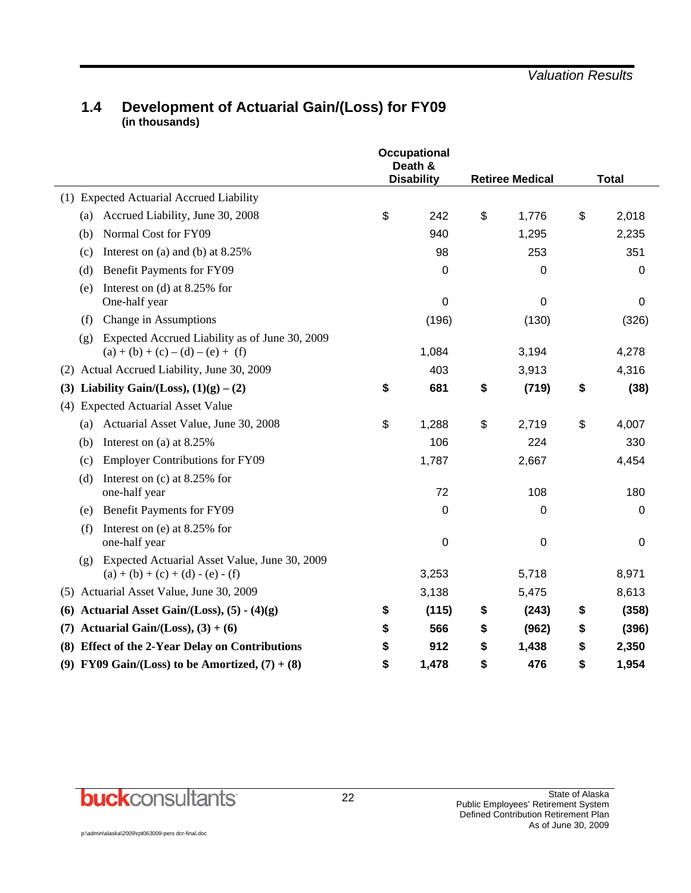## 1.4 Development of Actuarial Gain/(Loss) for FY09

**(in thousands)**

| | Occupational Death & Disability | Retiree Medical | Total |
|---|---|---|---|
| (1) Expected Actuarial Accrued Liability | | | |
| (a) Accrued Liability, June 30, 2008 | $ 242 | $ 1,776 | $ 2,018 |
| (b) Normal Cost for FY09 | 940 | 1,295 | 2,235 |
| (c) Interest on (a) and (b) at 8.25% | 98 | 253 | 351 |
| (d) Benefit Payments for FY09 | 0 | 0 | 0 |
| (e) Interest on (d) at 8.25% for One-half year | 0 | 0 | 0 |
| (f) Change in Assumptions | (196) | (130) | (326) |
| (g) Expected Accrued Liability as of June 30, 2009 (a) + (b) + (c) – (d) – (e) + (f) | 1,084 | 3,194 | 4,278 |
| (2) Actual Accrued Liability, June 30, 2009 | 403 | 3,913 | 4,316 |
| **(3) Liability Gain/(Loss), (1)(g) – (2)** | **$ 681** | **$ (719)** | **$ (38)** |
| (4) Expected Actuarial Asset Value | | | |
| (a) Actuarial Asset Value, June 30, 2008 | $ 1,288 | $ 2,719 | $ 4,007 |
| (b) Interest on (a) at 8.25% | 106 | 224 | 330 |
| (c) Employer Contributions for FY09 | 1,787 | 2,667 | 4,454 |
| (d) Interest on (c) at 8.25% for one-half year | 72 | 108 | 180 |
| (e) Benefit Payments for FY09 | 0 | 0 | 0 |
| (f) Interest on (e) at 8.25% for one-half year | 0 | 0 | 0 |
| (g) Expected Actuarial Asset Value, June 30, 2009 (a) + (b) + (c) + (d) - (e) - (f) | 3,253 | 5,718 | 8,971 |
| (5) Actuarial Asset Value, June 30, 2009 | 3,138 | 5,475 | 8,613 |
| **(6) Actuarial Asset Gain/(Loss), (5) - (4)(g)** | **$ (115)** | **$ (243)** | **$ (358)** |
| **(7) Actuarial Gain/(Loss), (3) + (6)** | **$ 566** | **$ (962)** | **$ (396)** |
| **(8) Effect of the 2-Year Delay on Contributions** | **$ 912** | **$ 1,438** | **$ 2,350** |
| **(9) FY09 Gain/(Loss) to be Amortized, (7) + (8)** | **$ 1,478** | **$ 476** | **$ 1,954** |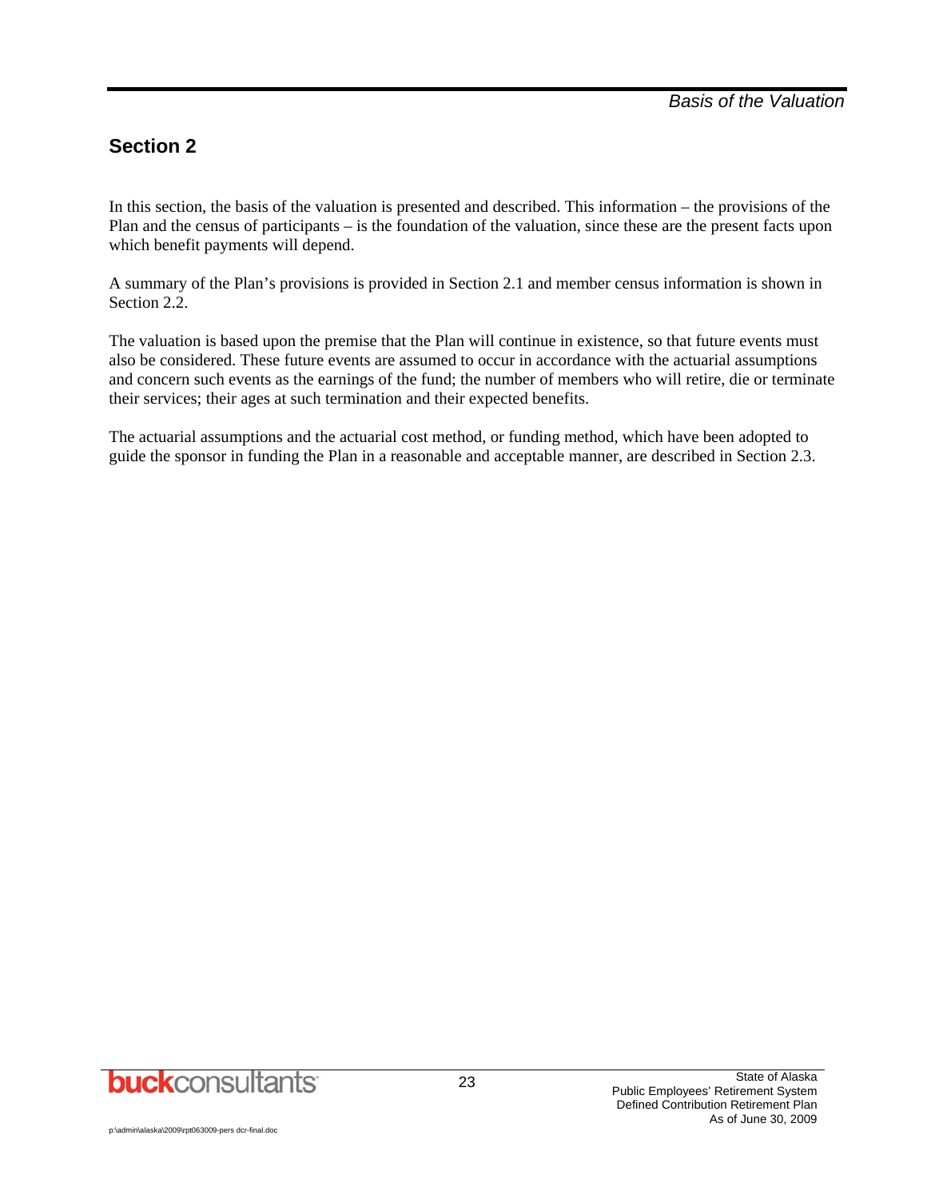## Section 2

In this section, the basis of the valuation is presented and described. This information – the provisions of the Plan and the census of participants – is the foundation of the valuation, since these are the present facts upon which benefit payments will depend.

A summary of the Plan's provisions is provided in Section 2.1 and member census information is shown in Section 2.2.

The valuation is based upon the premise that the Plan will continue in existence, so that future events must also be considered. These future events are assumed to occur in accordance with the actuarial assumptions and concern such events as the earnings of the fund; the number of members who will retire, die or terminate their services; their ages at such termination and their expected benefits.

The actuarial assumptions and the actuarial cost method, or funding method, which have been adopted to guide the sponsor in funding the Plan in a reasonable and acceptable manner, are described in Section 2.3.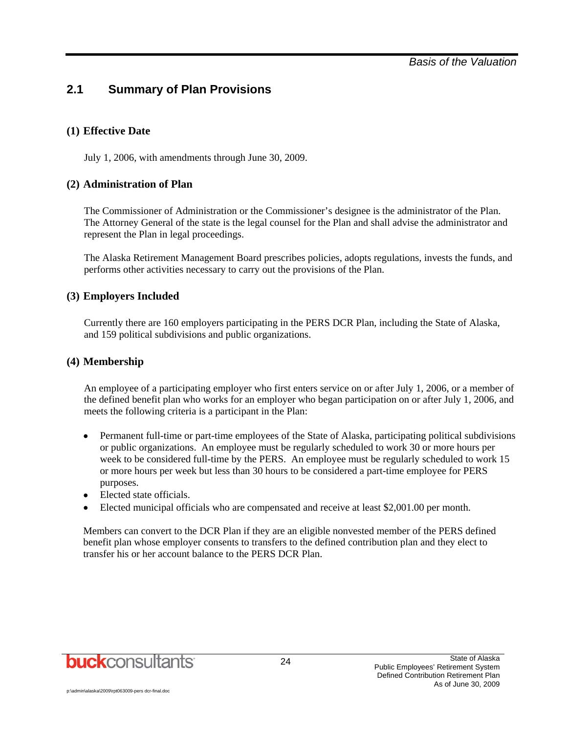## 2.1 Summary of Plan Provisions

### (1) Effective Date

July 1, 2006, with amendments through June 30, 2009.

### (2) Administration of Plan

The Commissioner of Administration or the Commissioner's designee is the administrator of the Plan. The Attorney General of the state is the legal counsel for the Plan and shall advise the administrator and represent the Plan in legal proceedings.

The Alaska Retirement Management Board prescribes policies, adopts regulations, invests the funds, and performs other activities necessary to carry out the provisions of the Plan.

### (3) Employers Included

Currently there are 160 employers participating in the PERS DCR Plan, including the State of Alaska, and 159 political subdivisions and public organizations.

### (4) Membership

An employee of a participating employer who first enters service on or after July 1, 2006, or a member of the defined benefit plan who works for an employer who began participation on or after July 1, 2006, and meets the following criteria is a participant in the Plan:

- Permanent full-time or part-time employees of the State of Alaska, participating political subdivisions or public organizations. An employee must be regularly scheduled to work 30 or more hours per week to be considered full-time by the PERS. An employee must be regularly scheduled to work 15 or more hours per week but less than 30 hours to be considered a part-time employee for PERS purposes.
- Elected state officials.
- Elected municipal officials who are compensated and receive at least $2,001.00 per month.

Members can convert to the DCR Plan if they are an eligible nonvested member of the PERS defined benefit plan whose employer consents to transfers to the defined contribution plan and they elect to transfer his or her account balance to the PERS DCR Plan.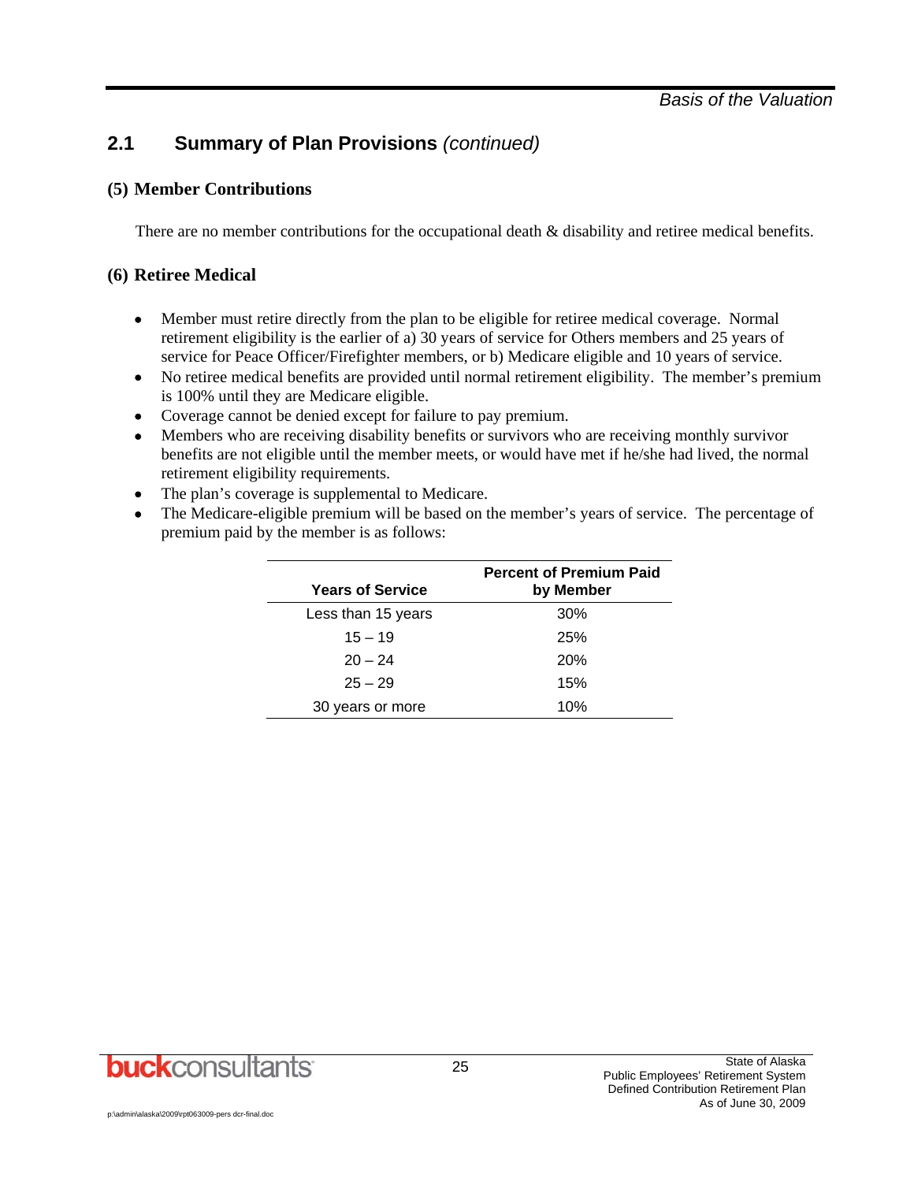## 2.1 Summary of Plan Provisions *(continued)*

### (5) Member Contributions

There are no member contributions for the occupational death & disability and retiree medical benefits.

### (6) Retiree Medical

- Member must retire directly from the plan to be eligible for retiree medical coverage. Normal retirement eligibility is the earlier of a) 30 years of service for Others members and 25 years of service for Peace Officer/Firefighter members, or b) Medicare eligible and 10 years of service.
- No retiree medical benefits are provided until normal retirement eligibility. The member's premium is 100% until they are Medicare eligible.
- Coverage cannot be denied except for failure to pay premium.
- Members who are receiving disability benefits or survivors who are receiving monthly survivor benefits are not eligible until the member meets, or would have met if he/she had lived, the normal retirement eligibility requirements.
- The plan's coverage is supplemental to Medicare.
- The Medicare-eligible premium will be based on the member's years of service. The percentage of premium paid by the member is as follows:

| Years of Service | Percent of Premium Paid by Member |
|---|---|
| Less than 15 years | 30% |
| 15 – 19 | 25% |
| 20 – 24 | 20% |
| 25 – 29 | 15% |
| 30 years or more | 10% |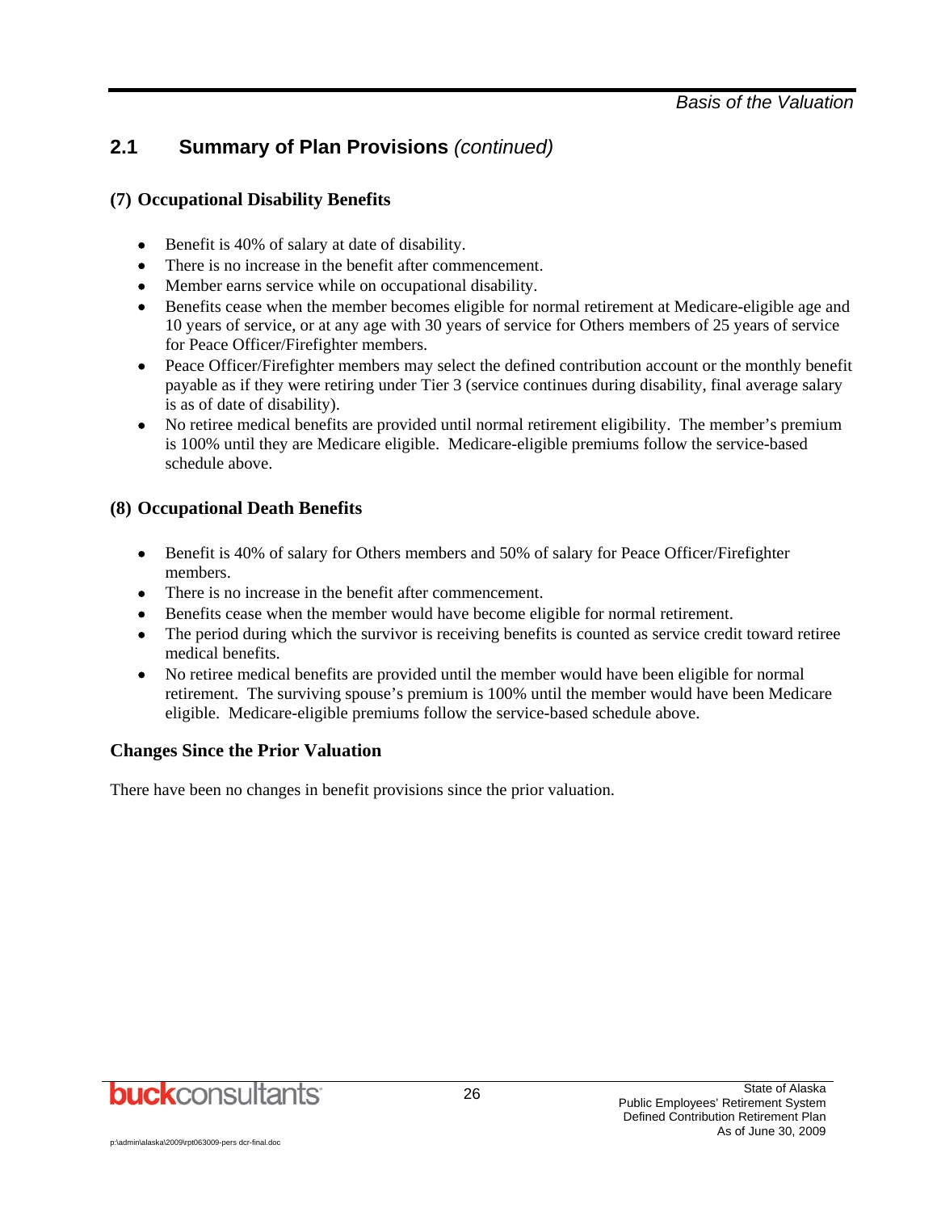## 2.1 Summary of Plan Provisions *(continued)*

### (7) Occupational Disability Benefits

- Benefit is 40% of salary at date of disability.
- There is no increase in the benefit after commencement.
- Member earns service while on occupational disability.
- Benefits cease when the member becomes eligible for normal retirement at Medicare-eligible age and 10 years of service, or at any age with 30 years of service for Others members of 25 years of service for Peace Officer/Firefighter members.
- Peace Officer/Firefighter members may select the defined contribution account or the monthly benefit payable as if they were retiring under Tier 3 (service continues during disability, final average salary is as of date of disability).
- No retiree medical benefits are provided until normal retirement eligibility. The member's premium is 100% until they are Medicare eligible. Medicare-eligible premiums follow the service-based schedule above.

### (8) Occupational Death Benefits

- Benefit is 40% of salary for Others members and 50% of salary for Peace Officer/Firefighter members.
- There is no increase in the benefit after commencement.
- Benefits cease when the member would have become eligible for normal retirement.
- The period during which the survivor is receiving benefits is counted as service credit toward retiree medical benefits.
- No retiree medical benefits are provided until the member would have been eligible for normal retirement. The surviving spouse's premium is 100% until the member would have been Medicare eligible. Medicare-eligible premiums follow the service-based schedule above.

### Changes Since the Prior Valuation

There have been no changes in benefit provisions since the prior valuation.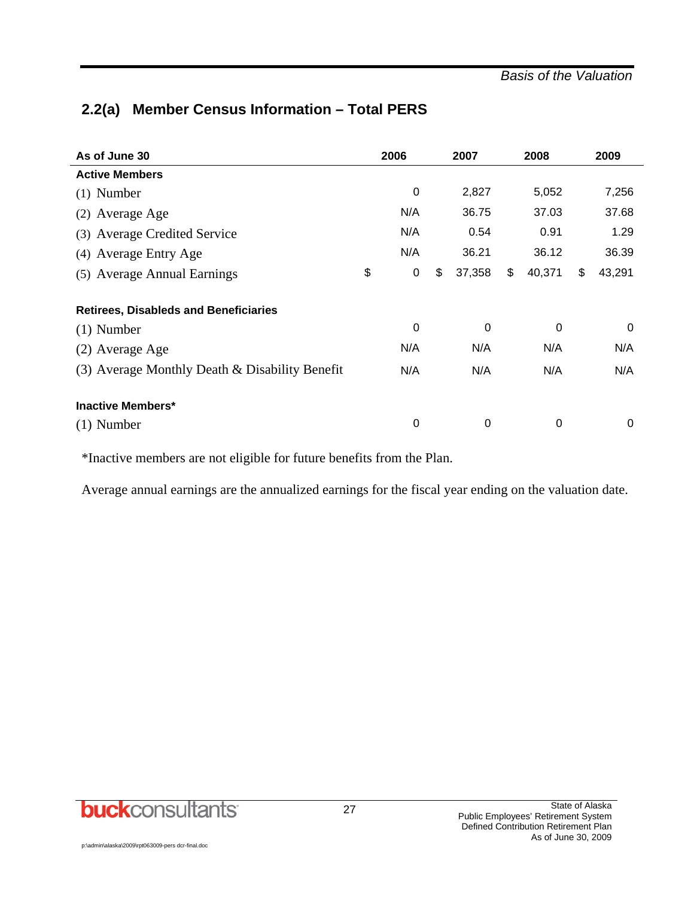## 2.2(a) Member Census Information – Total PERS

| As of June 30 | 2006 | 2007 | 2008 | 2009 |
|---|---|---|---|---|
| **Active Members** | | | | |
| (1) Number | 0 | 2,827 | 5,052 | 7,256 |
| (2) Average Age | N/A | 36.75 | 37.03 | 37.68 |
| (3) Average Credited Service | N/A | 0.54 | 0.91 | 1.29 |
| (4) Average Entry Age | N/A | 36.21 | 36.12 | 36.39 |
| (5) Average Annual Earnings | $ 0 | $ 37,358 | $ 40,371 | $ 43,291 |
| | | | | |
| **Retirees, Disableds and Beneficiaries** | | | | |
| (1) Number | 0 | 0 | 0 | 0 |
| (2) Average Age | N/A | N/A | N/A | N/A |
| (3) Average Monthly Death & Disability Benefit | N/A | N/A | N/A | N/A |
| | | | | |
| **Inactive Members*** | | | | |
| (1) Number | 0 | 0 | 0 | 0 |

*Inactive members are not eligible for future benefits from the Plan.

Average annual earnings are the annualized earnings for the fiscal year ending on the valuation date.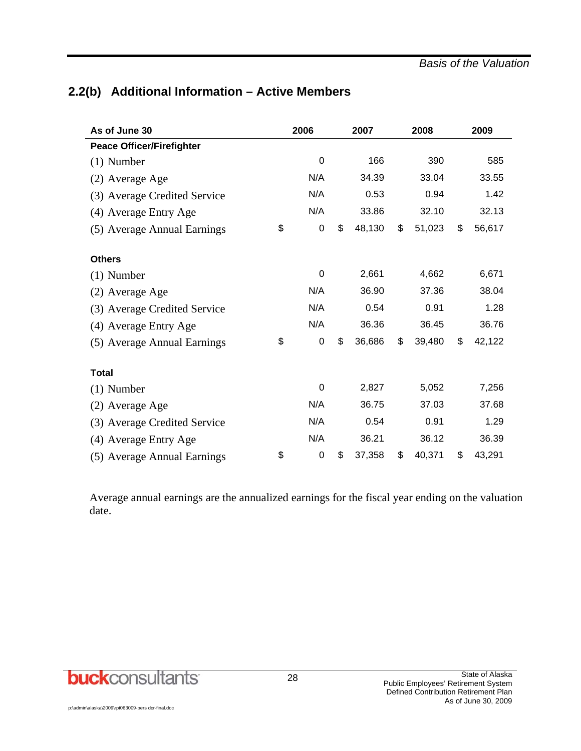## 2.2(b) Additional Information – Active Members

| As of June 30 | 2006 | 2007 | 2008 | 2009 |
|---|---|---|---|---|
| **Peace Officer/Firefighter** | | | | |
| (1) Number | 0 | 166 | 390 | 585 |
| (2) Average Age | N/A | 34.39 | 33.04 | 33.55 |
| (3) Average Credited Service | N/A | 0.53 | 0.94 | 1.42 |
| (4) Average Entry Age | N/A | 33.86 | 32.10 | 32.13 |
| (5) Average Annual Earnings | $ 0 | $ 48,130 | $ 51,023 | $ 56,617 |
| **Others** | | | | |
| (1) Number | 0 | 2,661 | 4,662 | 6,671 |
| (2) Average Age | N/A | 36.90 | 37.36 | 38.04 |
| (3) Average Credited Service | N/A | 0.54 | 0.91 | 1.28 |
| (4) Average Entry Age | N/A | 36.36 | 36.45 | 36.76 |
| (5) Average Annual Earnings | $ 0 | $ 36,686 | $ 39,480 | $ 42,122 |
| **Total** | | | | |
| (1) Number | 0 | 2,827 | 5,052 | 7,256 |
| (2) Average Age | N/A | 36.75 | 37.03 | 37.68 |
| (3) Average Credited Service | N/A | 0.54 | 0.91 | 1.29 |
| (4) Average Entry Age | N/A | 36.21 | 36.12 | 36.39 |
| (5) Average Annual Earnings | $ 0 | $ 37,358 | $ 40,371 | $ 43,291 |

Average annual earnings are the annualized earnings for the fiscal year ending on the valuation date.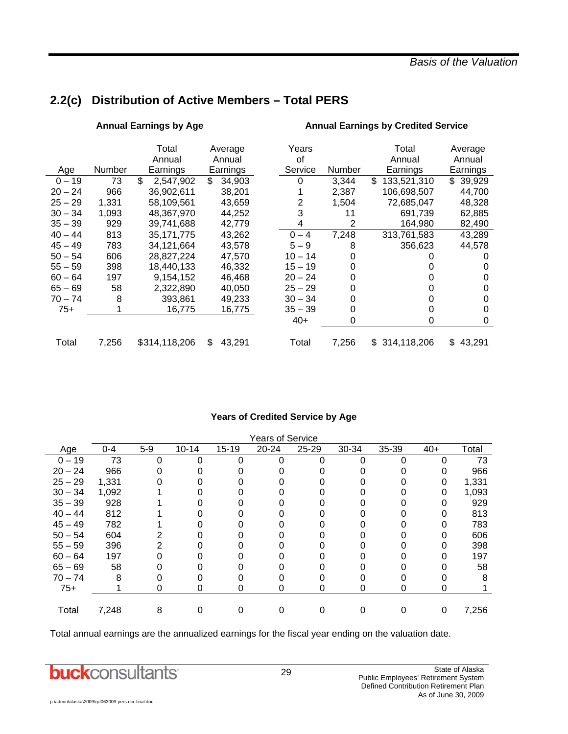## 2.2(c) Distribution of Active Members – Total PERS

**Annual Earnings by Age**

| Age | Number | Total Annual Earnings | Average Annual Earnings |
|---|---|---|---|
| 0 – 19 | 73 | $ 2,547,902 | $ 34,903 |
| 20 – 24 | 966 | 36,902,611 | 38,201 |
| 25 – 29 | 1,331 | 58,109,561 | 43,659 |
| 30 – 34 | 1,093 | 48,367,970 | 44,252 |
| 35 – 39 | 929 | 39,741,688 | 42,779 |
| 40 – 44 | 813 | 35,171,775 | 43,262 |
| 45 – 49 | 783 | 34,121,664 | 43,578 |
| 50 – 54 | 606 | 28,827,224 | 47,570 |
| 55 – 59 | 398 | 18,440,133 | 46,332 |
| 60 – 64 | 197 | 9,154,152 | 46,468 |
| 65 – 69 | 58 | 2,322,890 | 40,050 |
| 70 – 74 | 8 | 393,861 | 49,233 |
| 75+ | 1 | 16,775 | 16,775 |
| Total | 7,256 | $314,118,206 | $ 43,291 |

**Annual Earnings by Credited Service**

| Years of Service | Number | Total Annual Earnings | Average Annual Earnings |
|---|---|---|---|
| 0 | 3,344 | $ 133,521,310 | $ 39,929 |
| 1 | 2,387 | 106,698,507 | 44,700 |
| 2 | 1,504 | 72,685,047 | 48,328 |
| 3 | 11 | 691,739 | 62,885 |
| 4 | 2 | 164,980 | 82,490 |
| 0 – 4 | 7,248 | 313,761,583 | 43,289 |
| 5 – 9 | 8 | 356,623 | 44,578 |
| 10 – 14 | 0 | 0 | 0 |
| 15 – 19 | 0 | 0 | 0 |
| 20 – 24 | 0 | 0 | 0 |
| 25 – 29 | 0 | 0 | 0 |
| 30 – 34 | 0 | 0 | 0 |
| 35 – 39 | 0 | 0 | 0 |
| 40+ | 0 | 0 | 0 |
| Total | 7,256 | $ 314,118,206 | $ 43,291 |

**Years of Credited Service by Age**

| | Years of Service | | | | | | | | | |
|---|---|---|---|---|---|---|---|---|---|---|
| Age | 0-4 | 5-9 | 10-14 | 15-19 | 20-24 | 25-29 | 30-34 | 35-39 | 40+ | Total |
| 0 – 19 | 73 | 0 | 0 | 0 | 0 | 0 | 0 | 0 | 0 | 73 |
| 20 – 24 | 966 | 0 | 0 | 0 | 0 | 0 | 0 | 0 | 0 | 966 |
| 25 – 29 | 1,331 | 0 | 0 | 0 | 0 | 0 | 0 | 0 | 0 | 1,331 |
| 30 – 34 | 1,092 | 1 | 0 | 0 | 0 | 0 | 0 | 0 | 0 | 1,093 |
| 35 – 39 | 928 | 1 | 0 | 0 | 0 | 0 | 0 | 0 | 0 | 929 |
| 40 – 44 | 812 | 1 | 0 | 0 | 0 | 0 | 0 | 0 | 0 | 813 |
| 45 – 49 | 782 | 1 | 0 | 0 | 0 | 0 | 0 | 0 | 0 | 783 |
| 50 – 54 | 604 | 2 | 0 | 0 | 0 | 0 | 0 | 0 | 0 | 606 |
| 55 – 59 | 396 | 2 | 0 | 0 | 0 | 0 | 0 | 0 | 0 | 398 |
| 60 – 64 | 197 | 0 | 0 | 0 | 0 | 0 | 0 | 0 | 0 | 197 |
| 65 – 69 | 58 | 0 | 0 | 0 | 0 | 0 | 0 | 0 | 0 | 58 |
| 70 – 74 | 8 | 0 | 0 | 0 | 0 | 0 | 0 | 0 | 0 | 8 |
| 75+ | 1 | 0 | 0 | 0 | 0 | 0 | 0 | 0 | 0 | 1 |
| Total | 7,248 | 8 | 0 | 0 | 0 | 0 | 0 | 0 | 0 | 7,256 |

Total annual earnings are the annualized earnings for the fiscal year ending on the valuation date.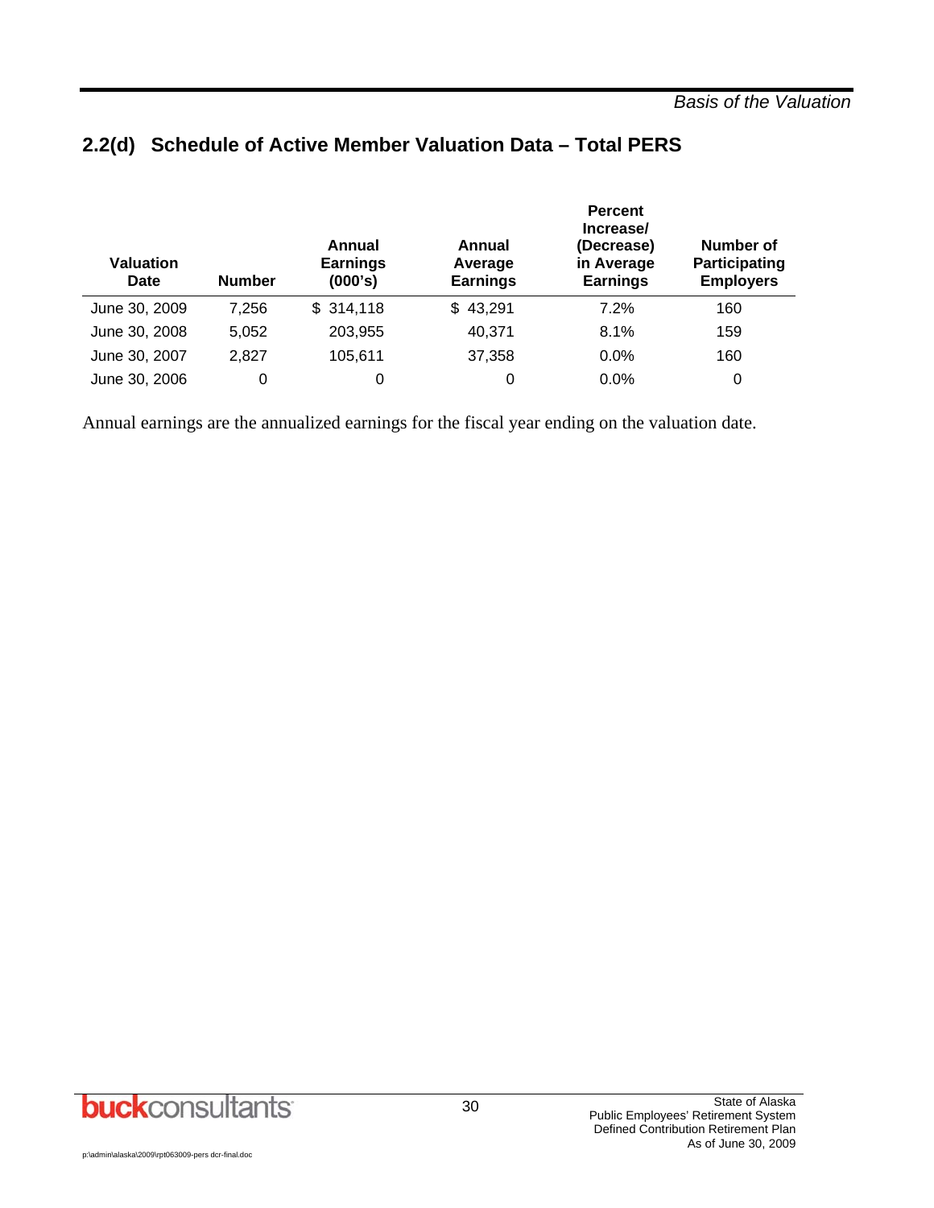## 2.2(d) Schedule of Active Member Valuation Data – Total PERS

| Valuation Date | Number | Annual Earnings (000's) | Annual Average Earnings | Percent Increase/ (Decrease) in Average Earnings | Number of Participating Employers |
|---|---|---|---|---|---|
| June 30, 2009 | 7,256 | $ 314,118 | $ 43,291 | 7.2% | 160 |
| June 30, 2008 | 5,052 | 203,955 | 40,371 | 8.1% | 159 |
| June 30, 2007 | 2,827 | 105,611 | 37,358 | 0.0% | 160 |
| June 30, 2006 | 0 | 0 | 0 | 0.0% | 0 |

Annual earnings are the annualized earnings for the fiscal year ending on the valuation date.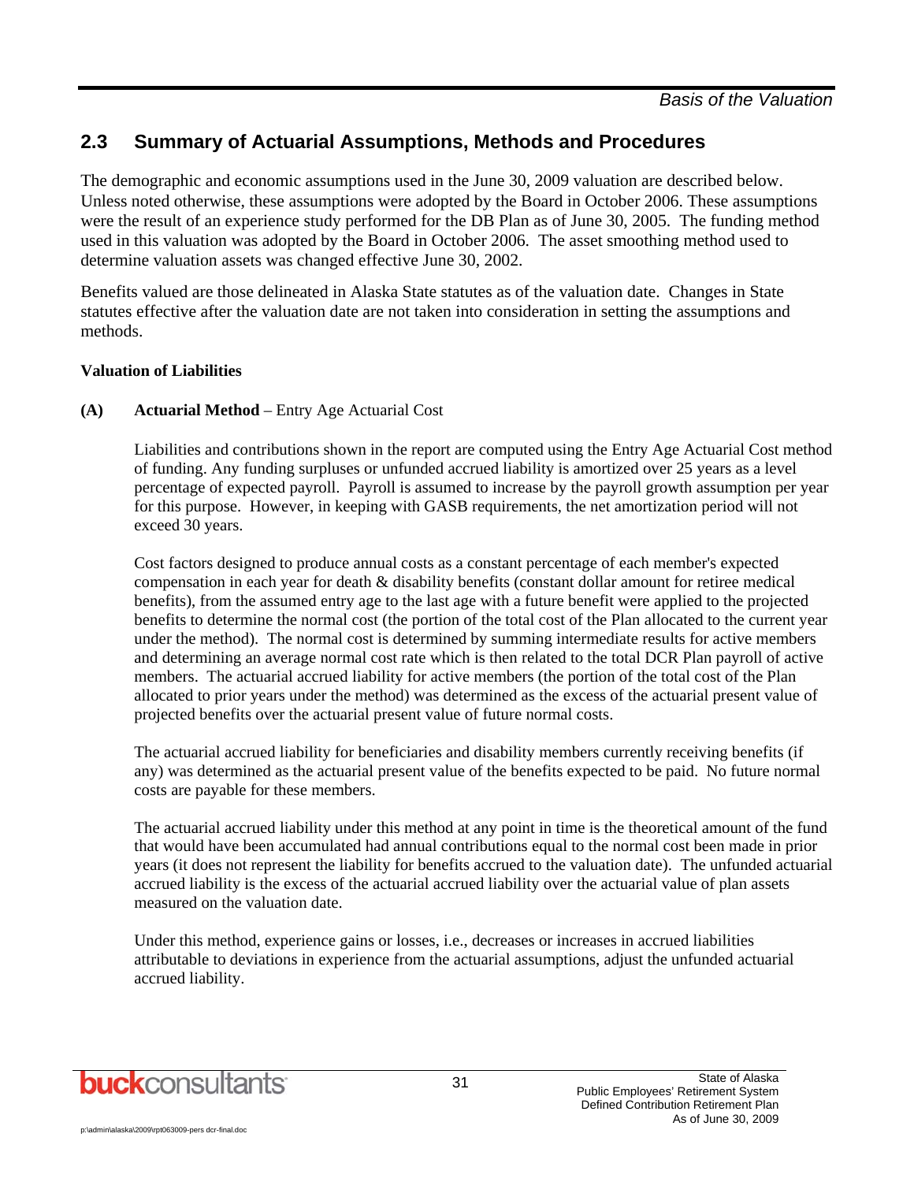## 2.3 Summary of Actuarial Assumptions, Methods and Procedures

The demographic and economic assumptions used in the June 30, 2009 valuation are described below. Unless noted otherwise, these assumptions were adopted by the Board in October 2006. These assumptions were the result of an experience study performed for the DB Plan as of June 30, 2005. The funding method used in this valuation was adopted by the Board in October 2006. The asset smoothing method used to determine valuation assets was changed effective June 30, 2002.

Benefits valued are those delineated in Alaska State statutes as of the valuation date. Changes in State statutes effective after the valuation date are not taken into consideration in setting the assumptions and methods.

**Valuation of Liabilities**

**(A) Actuarial Method** – Entry Age Actuarial Cost

Liabilities and contributions shown in the report are computed using the Entry Age Actuarial Cost method of funding. Any funding surpluses or unfunded accrued liability is amortized over 25 years as a level percentage of expected payroll. Payroll is assumed to increase by the payroll growth assumption per year for this purpose. However, in keeping with GASB requirements, the net amortization period will not exceed 30 years.

Cost factors designed to produce annual costs as a constant percentage of each member's expected compensation in each year for death & disability benefits (constant dollar amount for retiree medical benefits), from the assumed entry age to the last age with a future benefit were applied to the projected benefits to determine the normal cost (the portion of the total cost of the Plan allocated to the current year under the method). The normal cost is determined by summing intermediate results for active members and determining an average normal cost rate which is then related to the total DCR Plan payroll of active members. The actuarial accrued liability for active members (the portion of the total cost of the Plan allocated to prior years under the method) was determined as the excess of the actuarial present value of projected benefits over the actuarial present value of future normal costs.

The actuarial accrued liability for beneficiaries and disability members currently receiving benefits (if any) was determined as the actuarial present value of the benefits expected to be paid. No future normal costs are payable for these members.

The actuarial accrued liability under this method at any point in time is the theoretical amount of the fund that would have been accumulated had annual contributions equal to the normal cost been made in prior years (it does not represent the liability for benefits accrued to the valuation date). The unfunded actuarial accrued liability is the excess of the actuarial accrued liability over the actuarial value of plan assets measured on the valuation date.

Under this method, experience gains or losses, i.e., decreases or increases in accrued liabilities attributable to deviations in experience from the actuarial assumptions, adjust the unfunded actuarial accrued liability.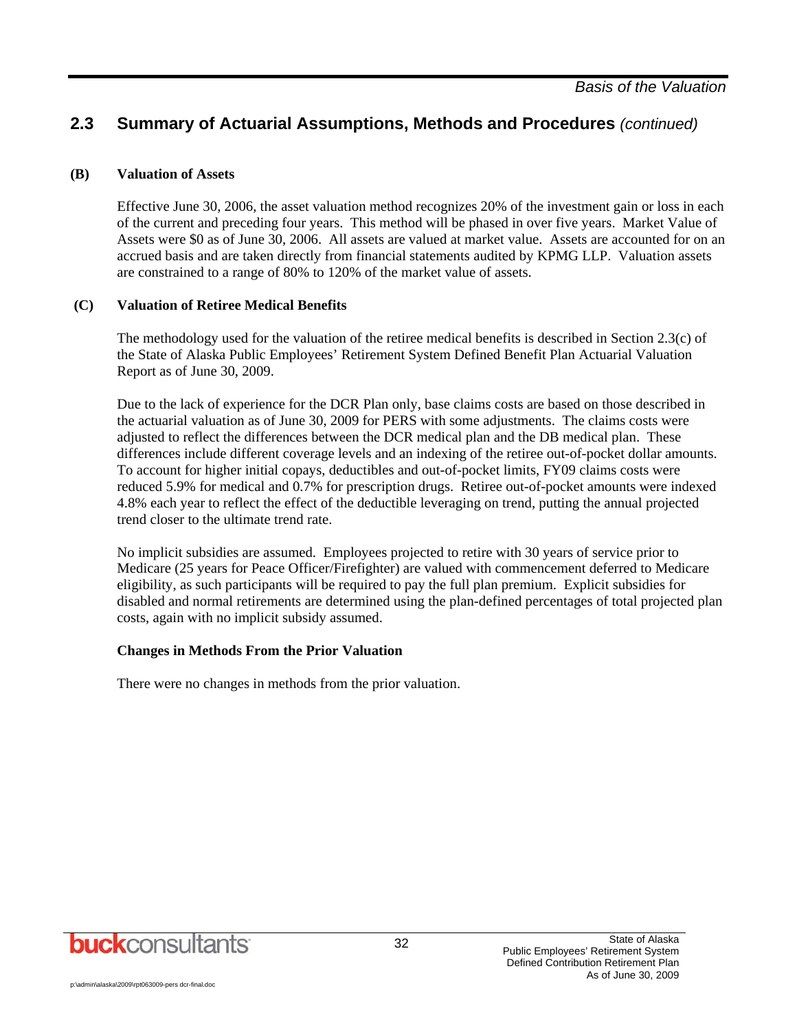## 2.3 Summary of Actuarial Assumptions, Methods and Procedures *(continued)*

**(B) Valuation of Assets**

Effective June 30, 2006, the asset valuation method recognizes 20% of the investment gain or loss in each of the current and preceding four years. This method will be phased in over five years. Market Value of Assets were $0 as of June 30, 2006. All assets are valued at market value. Assets are accounted for on an accrued basis and are taken directly from financial statements audited by KPMG LLP. Valuation assets are constrained to a range of 80% to 120% of the market value of assets.

**(C) Valuation of Retiree Medical Benefits**

The methodology used for the valuation of the retiree medical benefits is described in Section 2.3(c) of the State of Alaska Public Employees' Retirement System Defined Benefit Plan Actuarial Valuation Report as of June 30, 2009.

Due to the lack of experience for the DCR Plan only, base claims costs are based on those described in the actuarial valuation as of June 30, 2009 for PERS with some adjustments. The claims costs were adjusted to reflect the differences between the DCR medical plan and the DB medical plan. These differences include different coverage levels and an indexing of the retiree out-of-pocket dollar amounts. To account for higher initial copays, deductibles and out-of-pocket limits, FY09 claims costs were reduced 5.9% for medical and 0.7% for prescription drugs. Retiree out-of-pocket amounts were indexed 4.8% each year to reflect the effect of the deductible leveraging on trend, putting the annual projected trend closer to the ultimate trend rate.

No implicit subsidies are assumed. Employees projected to retire with 30 years of service prior to Medicare (25 years for Peace Officer/Firefighter) are valued with commencement deferred to Medicare eligibility, as such participants will be required to pay the full plan premium. Explicit subsidies for disabled and normal retirements are determined using the plan-defined percentages of total projected plan costs, again with no implicit subsidy assumed.

**Changes in Methods From the Prior Valuation**

There were no changes in methods from the prior valuation.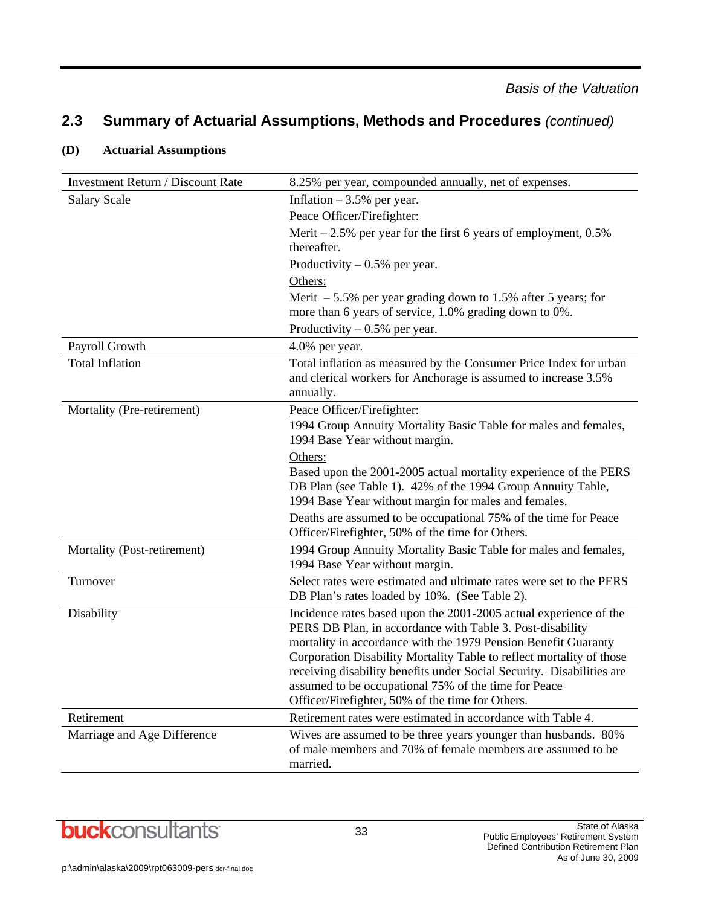## 2.3 Summary of Actuarial Assumptions, Methods and Procedures *(continued)*

### (D) Actuarial Assumptions

| | |
|---|---|
| Investment Return / Discount Rate | 8.25% per year, compounded annually, net of expenses. |
| Salary Scale | Inflation – 3.5% per year.<br><br>Peace Officer/Firefighter:<br><br>Merit – 2.5% per year for the first 6 years of employment, 0.5% thereafter.<br><br>Productivity – 0.5% per year.<br><br>Others:<br><br>Merit – 5.5% per year grading down to 1.5% after 5 years; for more than 6 years of service, 1.0% grading down to 0%.<br><br>Productivity – 0.5% per year. |
| Payroll Growth | 4.0% per year. |
| Total Inflation | Total inflation as measured by the Consumer Price Index for urban and clerical workers for Anchorage is assumed to increase 3.5% annually. |
| Mortality (Pre-retirement) | Peace Officer/Firefighter:<br><br>1994 Group Annuity Mortality Basic Table for males and females, 1994 Base Year without margin.<br><br>Others:<br><br>Based upon the 2001-2005 actual mortality experience of the PERS DB Plan (see Table 1). 42% of the 1994 Group Annuity Table, 1994 Base Year without margin for males and females.<br><br>Deaths are assumed to be occupational 75% of the time for Peace Officer/Firefighter, 50% of the time for Others. |
| Mortality (Post-retirement) | 1994 Group Annuity Mortality Basic Table for males and females, 1994 Base Year without margin. |
| Turnover | Select rates were estimated and ultimate rates were set to the PERS DB Plan's rates loaded by 10%. (See Table 2). |
| Disability | Incidence rates based upon the 2001-2005 actual experience of the PERS DB Plan, in accordance with Table 3. Post-disability mortality in accordance with the 1979 Pension Benefit Guaranty Corporation Disability Mortality Table to reflect mortality of those receiving disability benefits under Social Security. Disabilities are assumed to be occupational 75% of the time for Peace Officer/Firefighter, 50% of the time for Others. |
| Retirement | Retirement rates were estimated in accordance with Table 4. |
| Marriage and Age Difference | Wives are assumed to be three years younger than husbands. 80% of male members and 70% of female members are assumed to be married. |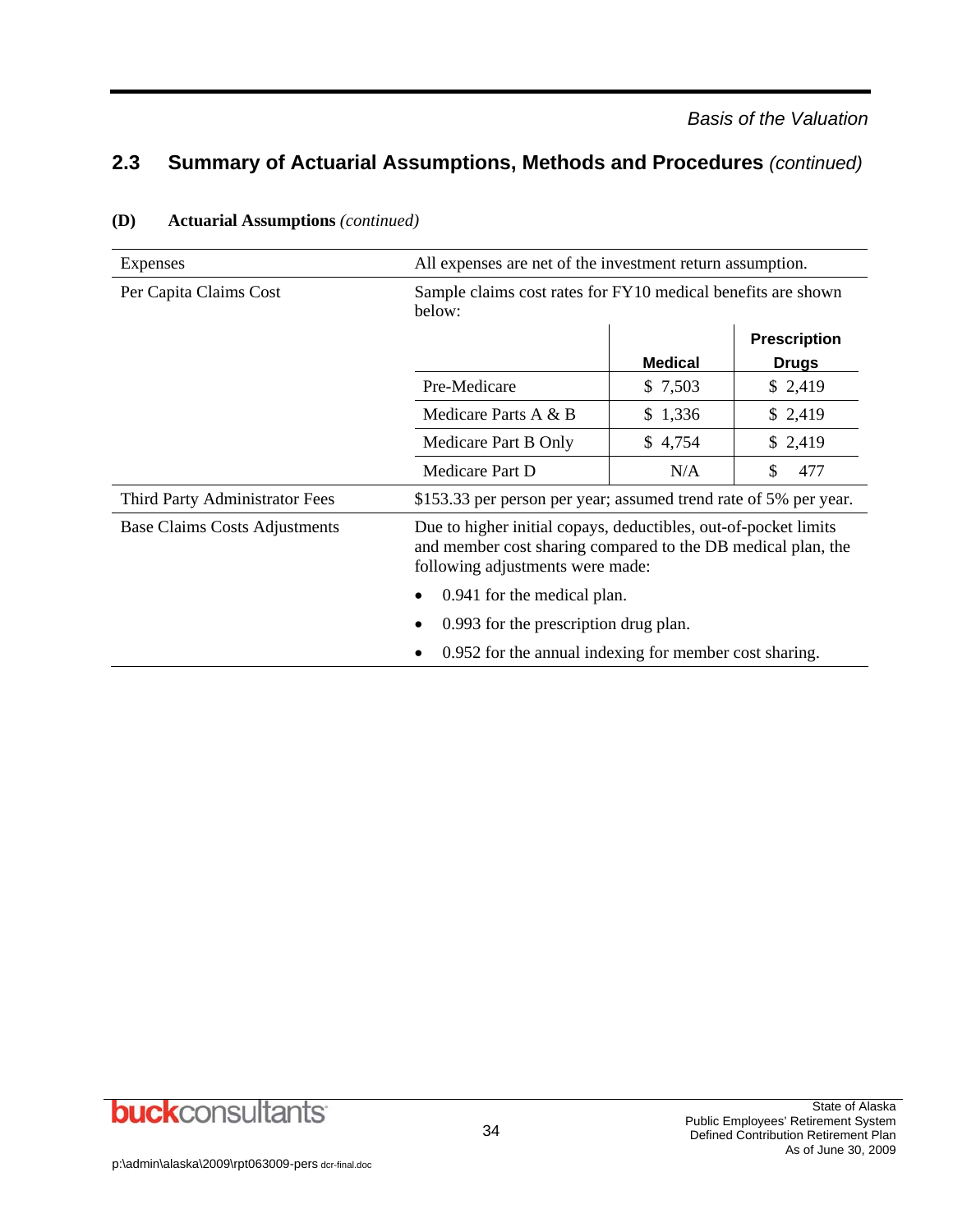## 2.3 Summary of Actuarial Assumptions, Methods and Procedures *(continued)*

**(D) Actuarial Assumptions** *(continued)*

| | |
|---|---|
| Expenses | All expenses are net of the investment return assumption. |
| Per Capita Claims Cost | Sample claims cost rates for FY10 medical benefits are shown below: |
| Third Party Administrator Fees | \$153.33 per person per year; assumed trend rate of 5% per year. |
| Base Claims Costs Adjustments | Due to higher initial copays, deductibles, out-of-pocket limits and member cost sharing compared to the DB medical plan, the following adjustments were made:<br>• 0.941 for the medical plan.<br>• 0.993 for the prescription drug plan.<br>• 0.952 for the annual indexing for member cost sharing. |

| | Medical | Prescription Drugs |
|---|---|---|
| Pre-Medicare | \$ 7,503 | \$ 2,419 |
| Medicare Parts A & B | \$ 1,336 | \$ 2,419 |
| Medicare Part B Only | \$ 4,754 | \$ 2,419 |
| Medicare Part D | N/A | \$ 477 |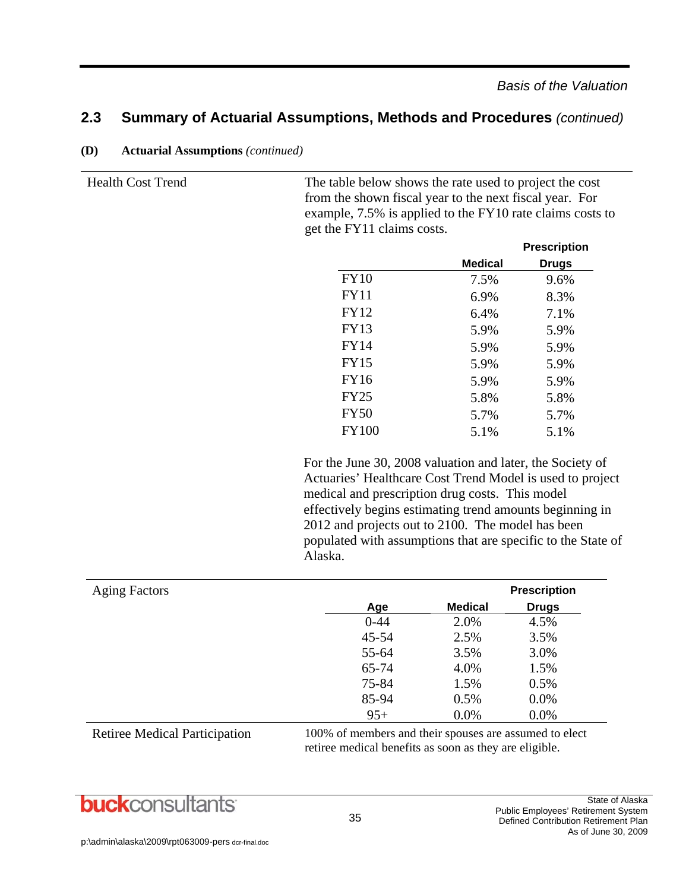## 2.3 Summary of Actuarial Assumptions, Methods and Procedures *(continued)*

**(D) Actuarial Assumptions** *(continued)*

**Health Cost Trend**

The table below shows the rate used to project the cost from the shown fiscal year to the next fiscal year. For example, 7.5% is applied to the FY10 rate claims costs to get the FY11 claims costs.

| | Medical | Prescription Drugs |
|---|---|---|
| FY10 | 7.5% | 9.6% |
| FY11 | 6.9% | 8.3% |
| FY12 | 6.4% | 7.1% |
| FY13 | 5.9% | 5.9% |
| FY14 | 5.9% | 5.9% |
| FY15 | 5.9% | 5.9% |
| FY16 | 5.9% | 5.9% |
| FY25 | 5.8% | 5.8% |
| FY50 | 5.7% | 5.7% |
| FY100 | 5.1% | 5.1% |

For the June 30, 2008 valuation and later, the Society of Actuaries' Healthcare Cost Trend Model is used to project medical and prescription drug costs. This model effectively begins estimating trend amounts beginning in 2012 and projects out to 2100. The model has been populated with assumptions that are specific to the State of Alaska.

**Aging Factors**

| Age | Medical | Prescription Drugs |
|---|---|---|
| 0-44 | 2.0% | 4.5% |
| 45-54 | 2.5% | 3.5% |
| 55-64 | 3.5% | 3.0% |
| 65-74 | 4.0% | 1.5% |
| 75-84 | 1.5% | 0.5% |
| 85-94 | 0.5% | 0.0% |
| 95+ | 0.0% | 0.0% |

**Retiree Medical Participation**

100% of members and their spouses are assumed to elect retiree medical benefits as soon as they are eligible.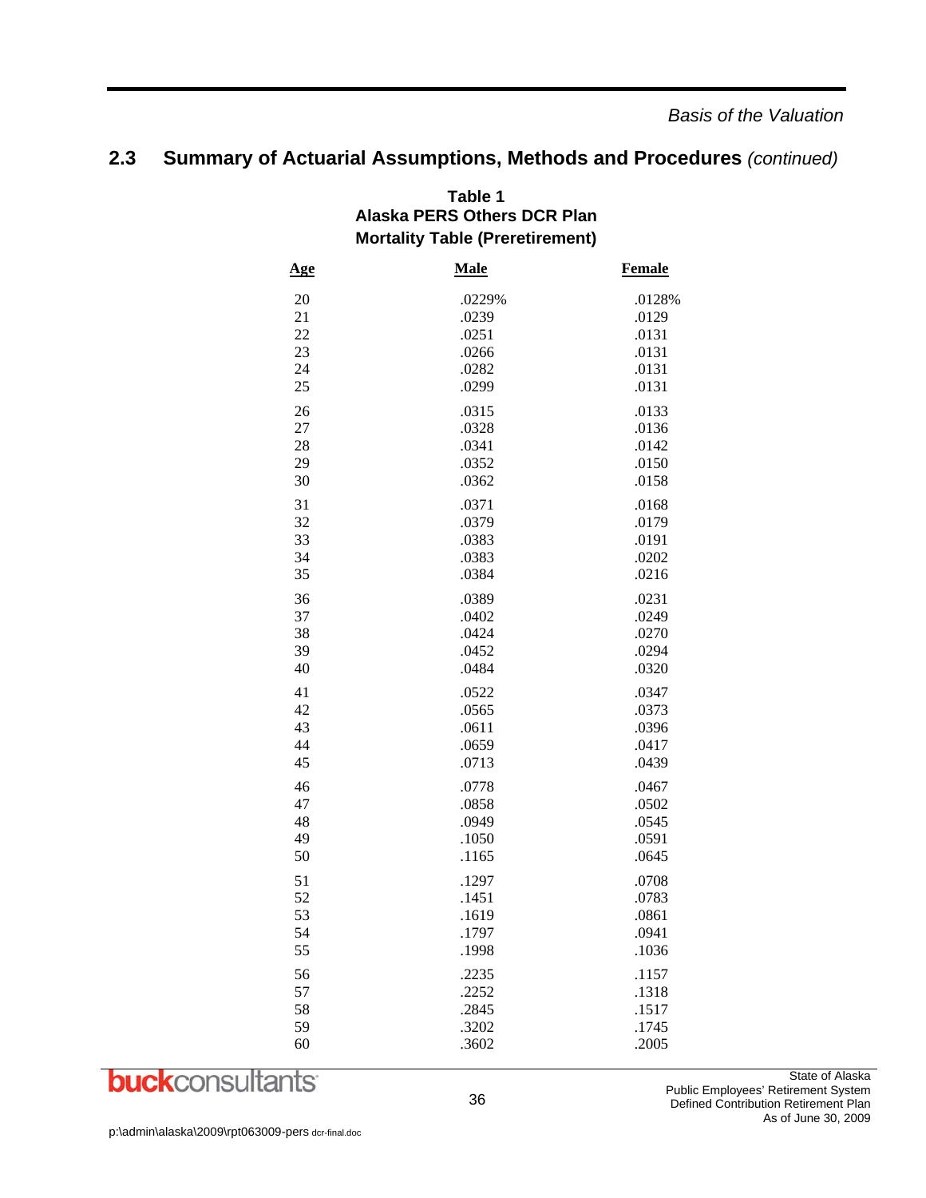## 2.3 Summary of Actuarial Assumptions, Methods and Procedures *(continued)*

**Table 1**
**Alaska PERS Others DCR Plan**
**Mortality Table (Preretirement)**

| Age | Male | Female |
|---|---|---|
| 20 | .0229% | .0128% |
| 21 | .0239 | .0129 |
| 22 | .0251 | .0131 |
| 23 | .0266 | .0131 |
| 24 | .0282 | .0131 |
| 25 | .0299 | .0131 |
| 26 | .0315 | .0133 |
| 27 | .0328 | .0136 |
| 28 | .0341 | .0142 |
| 29 | .0352 | .0150 |
| 30 | .0362 | .0158 |
| 31 | .0371 | .0168 |
| 32 | .0379 | .0179 |
| 33 | .0383 | .0191 |
| 34 | .0383 | .0202 |
| 35 | .0384 | .0216 |
| 36 | .0389 | .0231 |
| 37 | .0402 | .0249 |
| 38 | .0424 | .0270 |
| 39 | .0452 | .0294 |
| 40 | .0484 | .0320 |
| 41 | .0522 | .0347 |
| 42 | .0565 | .0373 |
| 43 | .0611 | .0396 |
| 44 | .0659 | .0417 |
| 45 | .0713 | .0439 |
| 46 | .0778 | .0467 |
| 47 | .0858 | .0502 |
| 48 | .0949 | .0545 |
| 49 | .1050 | .0591 |
| 50 | .1165 | .0645 |
| 51 | .1297 | .0708 |
| 52 | .1451 | .0783 |
| 53 | .1619 | .0861 |
| 54 | .1797 | .0941 |
| 55 | .1998 | .1036 |
| 56 | .2235 | .1157 |
| 57 | .2252 | .1318 |
| 58 | .2845 | .1517 |
| 59 | .3202 | .1745 |
| 60 | .3602 | .2005 |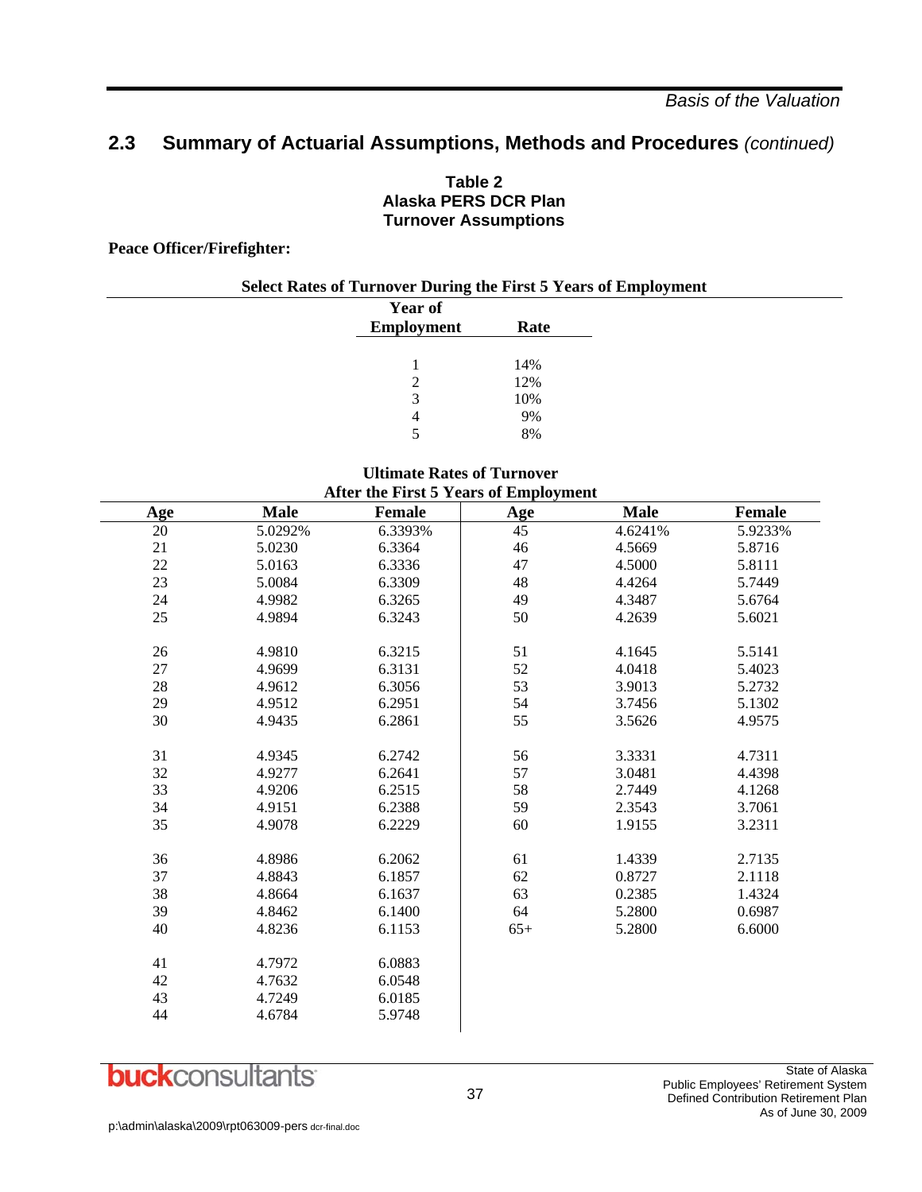## 2.3 Summary of Actuarial Assumptions, Methods and Procedures *(continued)*

**Table 2**
**Alaska PERS DCR Plan**
**Turnover Assumptions**

**Peace Officer/Firefighter:**

**Select Rates of Turnover During the First 5 Years of Employment**

| Year of Employment | Rate |
|---|---|
| 1 | 14% |
| 2 | 12% |
| 3 | 10% |
| 4 | 9% |
| 5 | 8% |

**Ultimate Rates of Turnover**
**After the First 5 Years of Employment**

| Age | Male | Female | Age | Male | Female |
|---|---|---|---|---|---|
| 20 | 5.0292% | 6.3393% | 45 | 4.6241% | 5.9233% |
| 21 | 5.0230 | 6.3364 | 46 | 4.5669 | 5.8716 |
| 22 | 5.0163 | 6.3336 | 47 | 4.5000 | 5.8111 |
| 23 | 5.0084 | 6.3309 | 48 | 4.4264 | 5.7449 |
| 24 | 4.9982 | 6.3265 | 49 | 4.3487 | 5.6764 |
| 25 | 4.9894 | 6.3243 | 50 | 4.2639 | 5.6021 |
| 26 | 4.9810 | 6.3215 | 51 | 4.1645 | 5.5141 |
| 27 | 4.9699 | 6.3131 | 52 | 4.0418 | 5.4023 |
| 28 | 4.9612 | 6.3056 | 53 | 3.9013 | 5.2732 |
| 29 | 4.9512 | 6.2951 | 54 | 3.7456 | 5.1302 |
| 30 | 4.9435 | 6.2861 | 55 | 3.5626 | 4.9575 |
| 31 | 4.9345 | 6.2742 | 56 | 3.3331 | 4.7311 |
| 32 | 4.9277 | 6.2641 | 57 | 3.0481 | 4.4398 |
| 33 | 4.9206 | 6.2515 | 58 | 2.7449 | 4.1268 |
| 34 | 4.9151 | 6.2388 | 59 | 2.3543 | 3.7061 |
| 35 | 4.9078 | 6.2229 | 60 | 1.9155 | 3.2311 |
| 36 | 4.8986 | 6.2062 | 61 | 1.4339 | 2.7135 |
| 37 | 4.8843 | 6.1857 | 62 | 0.8727 | 2.1118 |
| 38 | 4.8664 | 6.1637 | 63 | 0.2385 | 1.4324 |
| 39 | 4.8462 | 6.1400 | 64 | 5.2800 | 0.6987 |
| 40 | 4.8236 | 6.1153 | 65+ | 5.2800 | 6.6000 |
| 41 | 4.7972 | 6.0883 | | | |
| 42 | 4.7632 | 6.0548 | | | |
| 43 | 4.7249 | 6.0185 | | | |
| 44 | 4.6784 | 5.9748 | | | |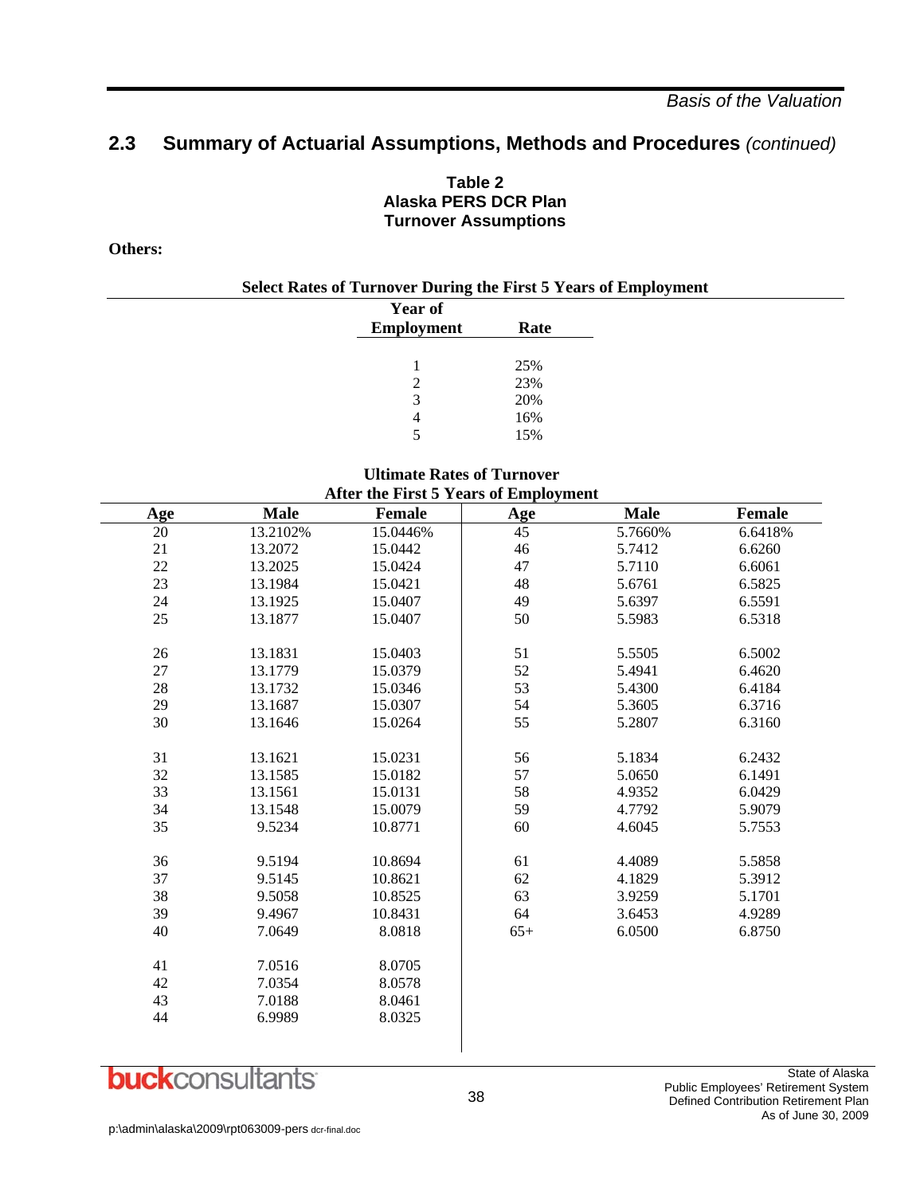## 2.3 Summary of Actuarial Assumptions, Methods and Procedures *(continued)*

**Table 2**
**Alaska PERS DCR Plan**
**Turnover Assumptions**

**Others:**

**Select Rates of Turnover During the First 5 Years of Employment**

| Year of Employment | Rate |
|---|---|
| 1 | 25% |
| 2 | 23% |
| 3 | 20% |
| 4 | 16% |
| 5 | 15% |

**Ultimate Rates of Turnover**
**After the First 5 Years of Employment**

| Age | Male | Female | Age | Male | Female |
|---|---|---|---|---|---|
| 20 | 13.2102% | 15.0446% | 45 | 5.7660% | 6.6418% |
| 21 | 13.2072 | 15.0442 | 46 | 5.7412 | 6.6260 |
| 22 | 13.2025 | 15.0424 | 47 | 5.7110 | 6.6061 |
| 23 | 13.1984 | 15.0421 | 48 | 5.6761 | 6.5825 |
| 24 | 13.1925 | 15.0407 | 49 | 5.6397 | 6.5591 |
| 25 | 13.1877 | 15.0407 | 50 | 5.5983 | 6.5318 |
| 26 | 13.1831 | 15.0403 | 51 | 5.5505 | 6.5002 |
| 27 | 13.1779 | 15.0379 | 52 | 5.4941 | 6.4620 |
| 28 | 13.1732 | 15.0346 | 53 | 5.4300 | 6.4184 |
| 29 | 13.1687 | 15.0307 | 54 | 5.3605 | 6.3716 |
| 30 | 13.1646 | 15.0264 | 55 | 5.2807 | 6.3160 |
| 31 | 13.1621 | 15.0231 | 56 | 5.1834 | 6.2432 |
| 32 | 13.1585 | 15.0182 | 57 | 5.0650 | 6.1491 |
| 33 | 13.1561 | 15.0131 | 58 | 4.9352 | 6.0429 |
| 34 | 13.1548 | 15.0079 | 59 | 4.7792 | 5.9079 |
| 35 | 9.5234 | 10.8771 | 60 | 4.6045 | 5.7553 |
| 36 | 9.5194 | 10.8694 | 61 | 4.4089 | 5.5858 |
| 37 | 9.5145 | 10.8621 | 62 | 4.1829 | 5.3912 |
| 38 | 9.5058 | 10.8525 | 63 | 3.9259 | 5.1701 |
| 39 | 9.4967 | 10.8431 | 64 | 3.6453 | 4.9289 |
| 40 | 7.0649 | 8.0818 | 65+ | 6.0500 | 6.8750 |
| 41 | 7.0516 | 8.0705 | | | |
| 42 | 7.0354 | 8.0578 | | | |
| 43 | 7.0188 | 8.0461 | | | |
| 44 | 6.9989 | 8.0325 | | | |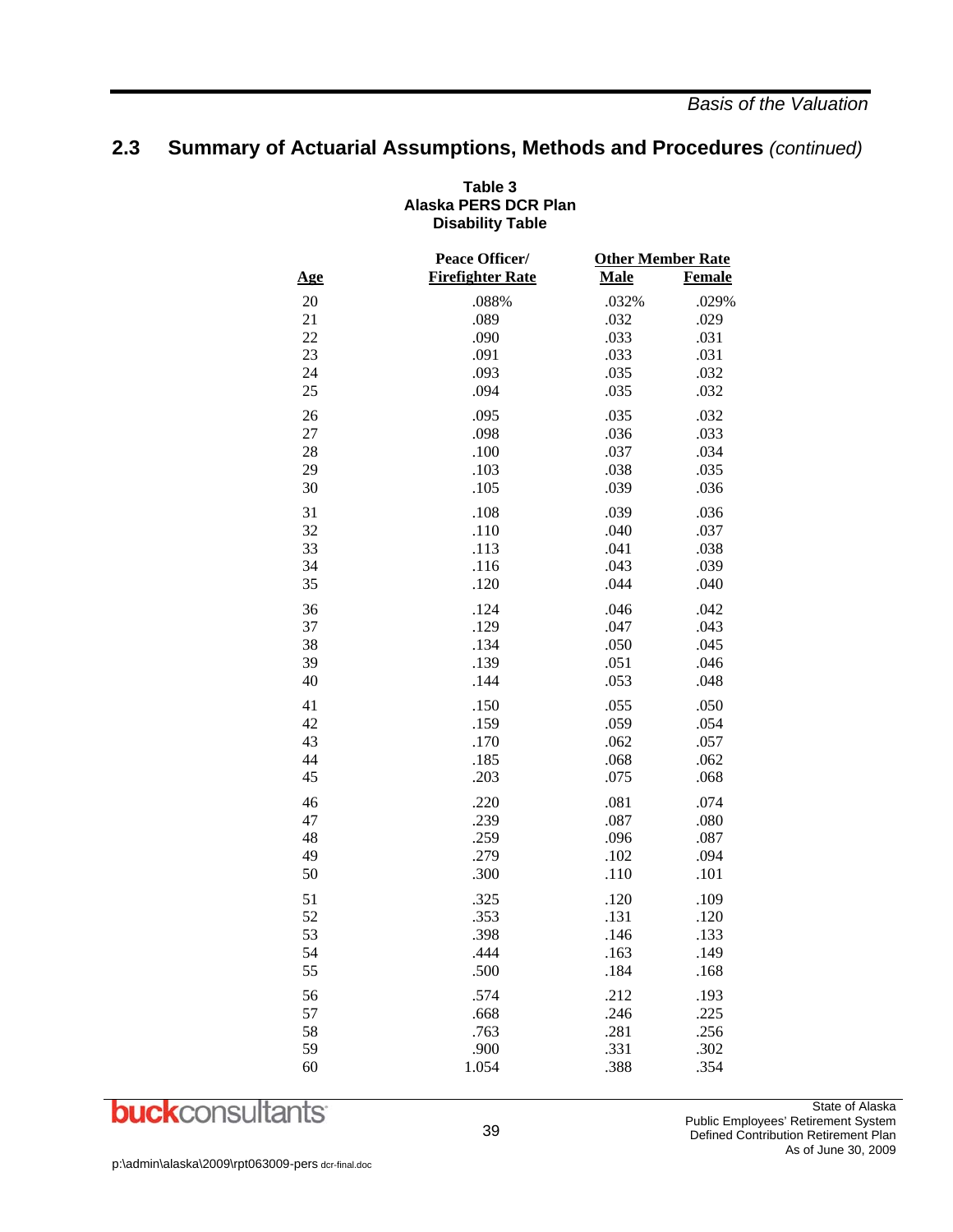## 2.3 Summary of Actuarial Assumptions, Methods and Procedures *(continued)*

**Table 3**
**Alaska PERS DCR Plan**
**Disability Table**

| Age | Peace Officer/ Firefighter Rate | Other Member Rate | |
|---|---|---|---|
| | | Male | Female |
| 20 | .088% | .032% | .029% |
| 21 | .089 | .032 | .029 |
| 22 | .090 | .033 | .031 |
| 23 | .091 | .033 | .031 |
| 24 | .093 | .035 | .032 |
| 25 | .094 | .035 | .032 |
| 26 | .095 | .035 | .032 |
| 27 | .098 | .036 | .033 |
| 28 | .100 | .037 | .034 |
| 29 | .103 | .038 | .035 |
| 30 | .105 | .039 | .036 |
| 31 | .108 | .039 | .036 |
| 32 | .110 | .040 | .037 |
| 33 | .113 | .041 | .038 |
| 34 | .116 | .043 | .039 |
| 35 | .120 | .044 | .040 |
| 36 | .124 | .046 | .042 |
| 37 | .129 | .047 | .043 |
| 38 | .134 | .050 | .045 |
| 39 | .139 | .051 | .046 |
| 40 | .144 | .053 | .048 |
| 41 | .150 | .055 | .050 |
| 42 | .159 | .059 | .054 |
| 43 | .170 | .062 | .057 |
| 44 | .185 | .068 | .062 |
| 45 | .203 | .075 | .068 |
| 46 | .220 | .081 | .074 |
| 47 | .239 | .087 | .080 |
| 48 | .259 | .096 | .087 |
| 49 | .279 | .102 | .094 |
| 50 | .300 | .110 | .101 |
| 51 | .325 | .120 | .109 |
| 52 | .353 | .131 | .120 |
| 53 | .398 | .146 | .133 |
| 54 | .444 | .163 | .149 |
| 55 | .500 | .184 | .168 |
| 56 | .574 | .212 | .193 |
| 57 | .668 | .246 | .225 |
| 58 | .763 | .281 | .256 |
| 59 | .900 | .331 | .302 |
| 60 | 1.054 | .388 | .354 |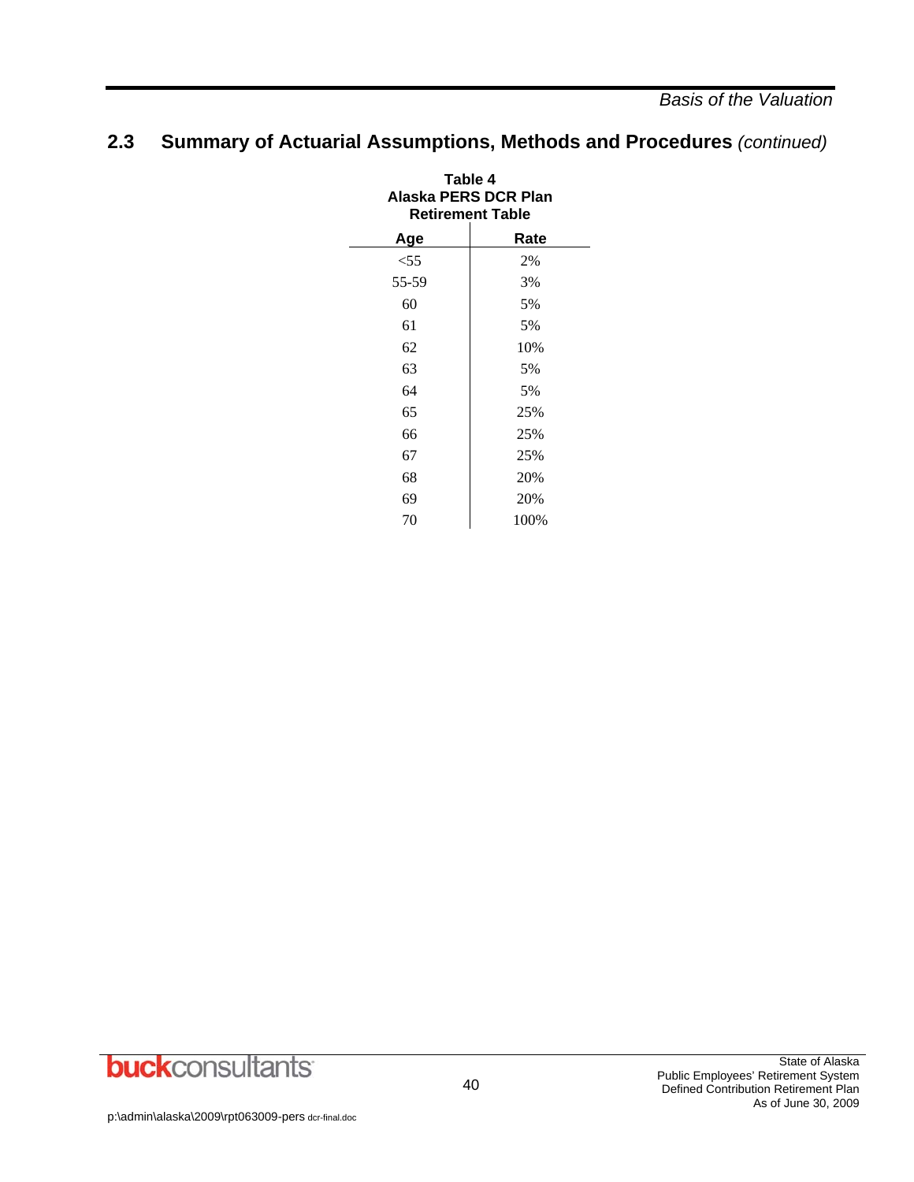## 2.3 Summary of Actuarial Assumptions, Methods and Procedures *(continued)*

**Table 4**
**Alaska PERS DCR Plan**
**Retirement Table**

| Age | Rate |
|---|---|
| <55 | 2% |
| 55-59 | 3% |
| 60 | 5% |
| 61 | 5% |
| 62 | 10% |
| 63 | 5% |
| 64 | 5% |
| 65 | 25% |
| 66 | 25% |
| 67 | 25% |
| 68 | 20% |
| 69 | 20% |
| 70 | 100% |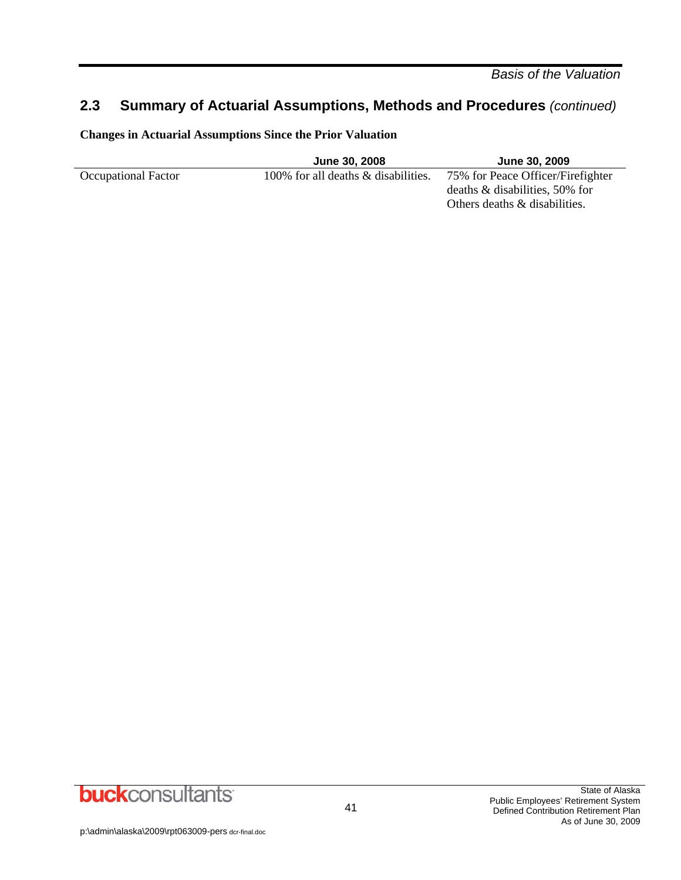## 2.3 Summary of Actuarial Assumptions, Methods and Procedures *(continued)*

**Changes in Actuarial Assumptions Since the Prior Valuation**

| | June 30, 2008 | June 30, 2009 |
|---|---|---|
| Occupational Factor | 100% for all deaths & disabilities. | 75% for Peace Officer/Firefighter deaths & disabilities, 50% for Others deaths & disabilities. |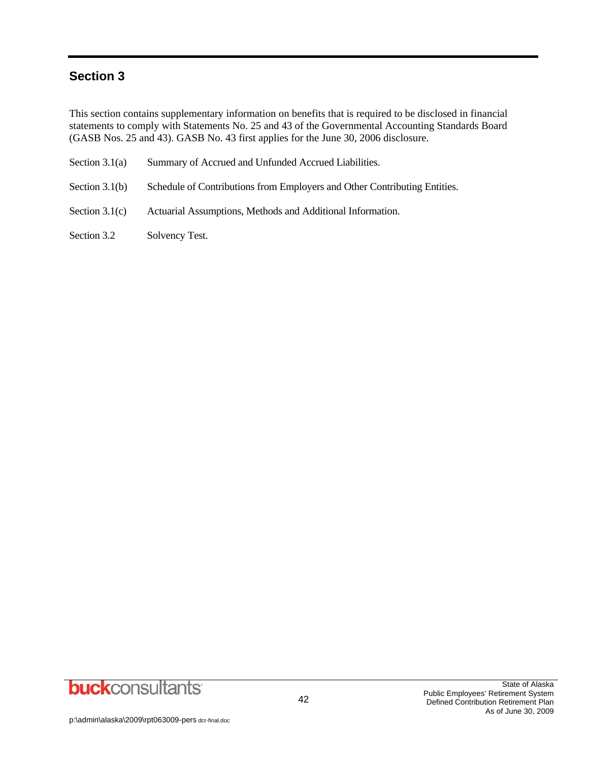## Section 3

This section contains supplementary information on benefits that is required to be disclosed in financial statements to comply with Statements No. 25 and 43 of the Governmental Accounting Standards Board (GASB Nos. 25 and 43). GASB No. 43 first applies for the June 30, 2006 disclosure.

| | |
|---|---|
| Section 3.1(a) | Summary of Accrued and Unfunded Accrued Liabilities. |
| Section 3.1(b) | Schedule of Contributions from Employers and Other Contributing Entities. |
| Section 3.1(c) | Actuarial Assumptions, Methods and Additional Information. |
| Section 3.2 | Solvency Test. |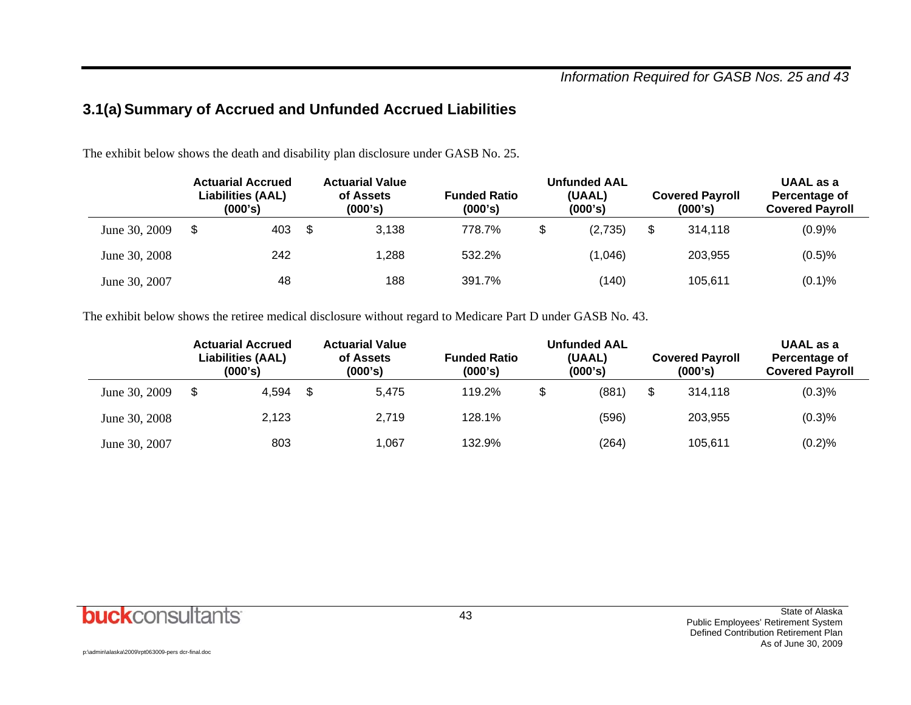## 3.1(a) Summary of Accrued and Unfunded Accrued Liabilities

The exhibit below shows the death and disability plan disclosure under GASB No. 25.

| | Actuarial Accrued Liabilities (AAL) (000's) | Actuarial Value of Assets (000's) | Funded Ratio (000's) | Unfunded AAL (UAAL) (000's) | Covered Payroll (000's) | UAAL as a Percentage of Covered Payroll |
|---|---|---|---|---|---|---|
| June 30, 2009 | $ 403 | $ 3,138 | 778.7% | $ (2,735) | $ 314,118 | (0.9)% |
| June 30, 2008 | 242 | 1,288 | 532.2% | (1,046) | 203,955 | (0.5)% |
| June 30, 2007 | 48 | 188 | 391.7% | (140) | 105,611 | (0.1)% |

The exhibit below shows the retiree medical disclosure without regard to Medicare Part D under GASB No. 43.

| | Actuarial Accrued Liabilities (AAL) (000's) | Actuarial Value of Assets (000's) | Funded Ratio (000's) | Unfunded AAL (UAAL) (000's) | Covered Payroll (000's) | UAAL as a Percentage of Covered Payroll |
|---|---|---|---|---|---|---|
| June 30, 2009 | $ 4,594 | $ 5,475 | 119.2% | $ (881) | $ 314,118 | (0.3)% |
| June 30, 2008 | 2,123 | 2,719 | 128.1% | (596) | 203,955 | (0.3)% |
| June 30, 2007 | 803 | 1,067 | 132.9% | (264) | 105,611 | (0.2)% |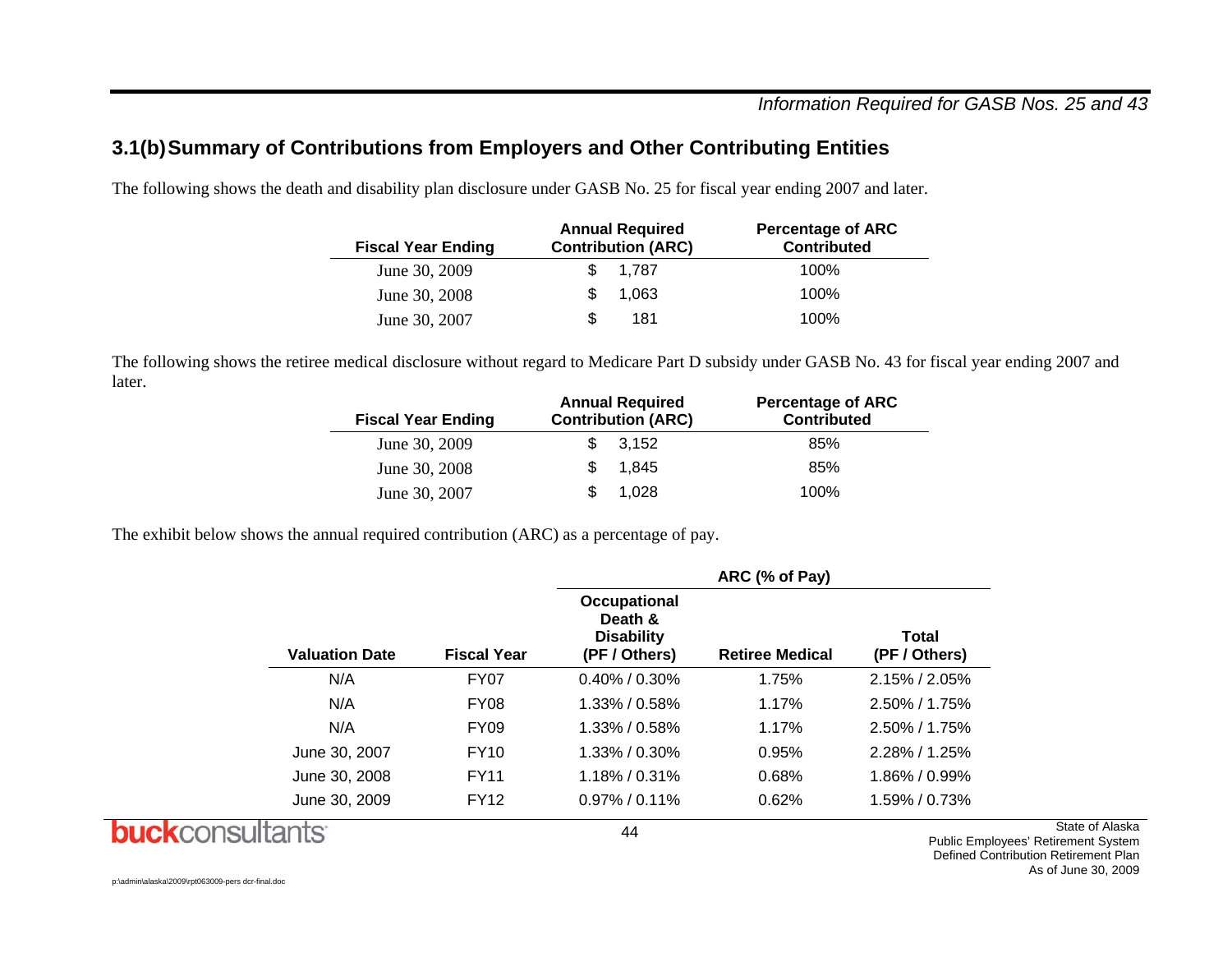### 3.1(b) Summary of Contributions from Employers and Other Contributing Entities

The following shows the death and disability plan disclosure under GASB No. 25 for fiscal year ending 2007 and later.

| Fiscal Year Ending | Annual Required Contribution (ARC) | Percentage of ARC Contributed |
|---|---|---|
| June 30, 2009 | $ 1,787 | 100% |
| June 30, 2008 | $ 1,063 | 100% |
| June 30, 2007 | $ 181 | 100% |

The following shows the retiree medical disclosure without regard to Medicare Part D subsidy under GASB No. 43 for fiscal year ending 2007 and later.

| Fiscal Year Ending | Annual Required Contribution (ARC) | Percentage of ARC Contributed |
|---|---|---|
| June 30, 2009 | $ 3,152 | 85% |
| June 30, 2008 | $ 1,845 | 85% |
| June 30, 2007 | $ 1,028 | 100% |

The exhibit below shows the annual required contribution (ARC) as a percentage of pay.

| | | ARC (% of Pay) | | |
|---|---|---|---|---|
| Valuation Date | Fiscal Year | Occupational Death & Disability (PF / Others) | Retiree Medical | Total (PF / Others) |
| N/A | FY07 | 0.40% / 0.30% | 1.75% | 2.15% / 2.05% |
| N/A | FY08 | 1.33% / 0.58% | 1.17% | 2.50% / 1.75% |
| N/A | FY09 | 1.33% / 0.58% | 1.17% | 2.50% / 1.75% |
| June 30, 2007 | FY10 | 1.33% / 0.30% | 0.95% | 2.28% / 1.25% |
| June 30, 2008 | FY11 | 1.18% / 0.31% | 0.68% | 1.86% / 0.99% |
| June 30, 2009 | FY12 | 0.97% / 0.11% | 0.62% | 1.59% / 0.73% |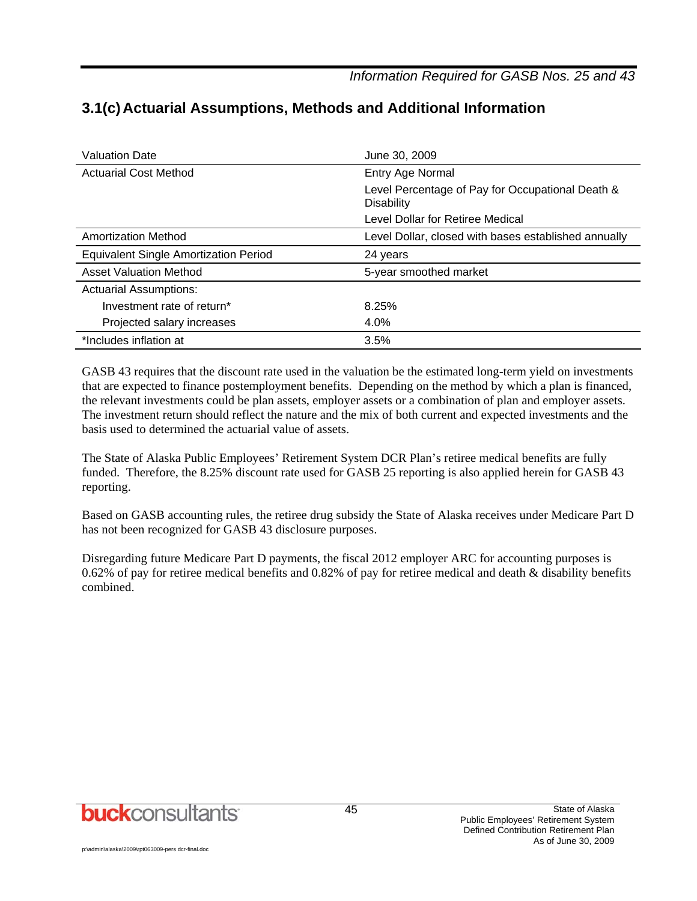## 3.1(c) Actuarial Assumptions, Methods and Additional Information

| | |
|---|---|
| Valuation Date | June 30, 2009 |
| Actuarial Cost Method | Entry Age Normal<br>Level Percentage of Pay for Occupational Death & Disability<br>Level Dollar for Retiree Medical |
| Amortization Method | Level Dollar, closed with bases established annually |
| Equivalent Single Amortization Period | 24 years |
| Asset Valuation Method | 5-year smoothed market |
| Actuarial Assumptions: | |
| Investment rate of return* | 8.25% |
| Projected salary increases | 4.0% |
| *Includes inflation at | 3.5% |

GASB 43 requires that the discount rate used in the valuation be the estimated long-term yield on investments that are expected to finance postemployment benefits. Depending on the method by which a plan is financed, the relevant investments could be plan assets, employer assets or a combination of plan and employer assets. The investment return should reflect the nature and the mix of both current and expected investments and the basis used to determined the actuarial value of assets.

The State of Alaska Public Employees' Retirement System DCR Plan's retiree medical benefits are fully funded. Therefore, the 8.25% discount rate used for GASB 25 reporting is also applied herein for GASB 43 reporting.

Based on GASB accounting rules, the retiree drug subsidy the State of Alaska receives under Medicare Part D has not been recognized for GASB 43 disclosure purposes.

Disregarding future Medicare Part D payments, the fiscal 2012 employer ARC for accounting purposes is 0.62% of pay for retiree medical benefits and 0.82% of pay for retiree medical and death & disability benefits combined.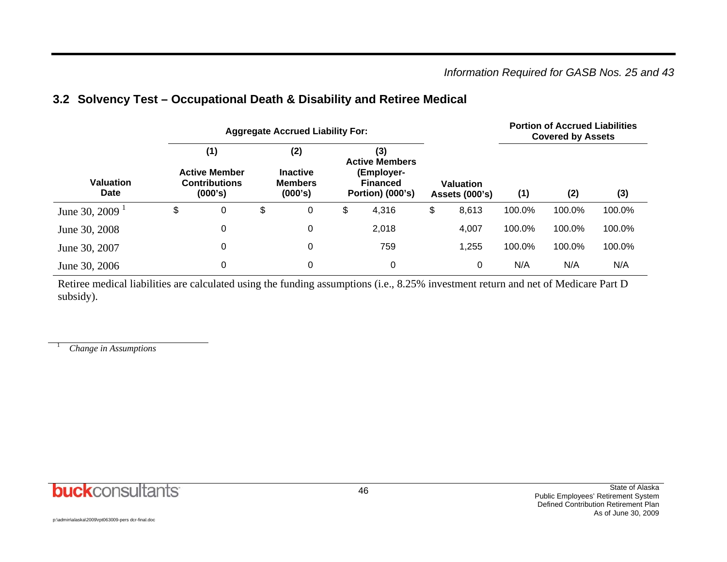## 3.2 Solvency Test – Occupational Death & Disability and Retiree Medical

| | Aggregate Accrued Liability For: | | | | Portion of Accrued Liabilities Covered by Assets | | |
|---|---|---|---|---|---|---|---|
| Valuation Date | (1) Active Member Contributions (000's) | (2) Inactive Members (000's) | (3) Active Members (Employer-Financed Portion) (000's) | Valuation Assets (000's) | (1) | (2) | (3) |
| June 30, 2009 [1] | $ 0 | $ 0 | $ 4,316 | $ 8,613 | 100.0% | 100.0% | 100.0% |
| June 30, 2008 | 0 | 0 | 2,018 | 4,007 | 100.0% | 100.0% | 100.0% |
| June 30, 2007 | 0 | 0 | 759 | 1,255 | 100.0% | 100.0% | 100.0% |
| June 30, 2006 | 0 | 0 | 0 | 0 | N/A | N/A | N/A |

Retiree medical liabilities are calculated using the funding assumptions (i.e., 8.25% investment return and net of Medicare Part D subsidy).

[1] *Change in Assumptions*